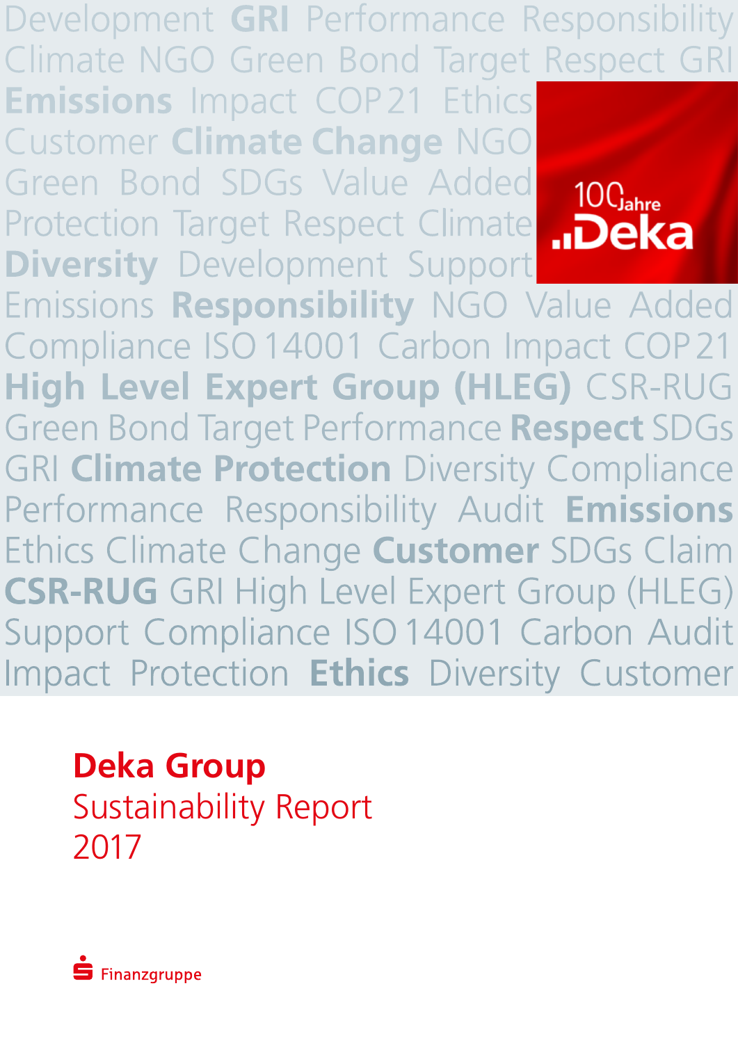Development GRI Performance Responsibility Climate NGO Green Bond Target Respect GRI Emissions Impact COP 21 Ethics Customer Climate Change NGO Green Bond SDGs Value Added Protection Target Respect Climate Diversity Development Support Emissions Responsibility NGO Value Added Compliance ISO 14001 Carbon Impact COP 21 High Level Expert Group (HLEG) CSR-RUG Green Bond Target Performance Respect SDGs GRI Climate Protection Diversity Compliance Performance Responsibility Audit Emissions Ethics Climate Change Customer SDGs Claim CSR-RUG GRI High Level Expert Group (HLEG) Support Compliance ISO 14001 Carbon Audit Impact Protection Ethics Diversity Customer

100 Jahre Deka

# Deka Group
## Sustainability Report
## 2017

Finanzgruppe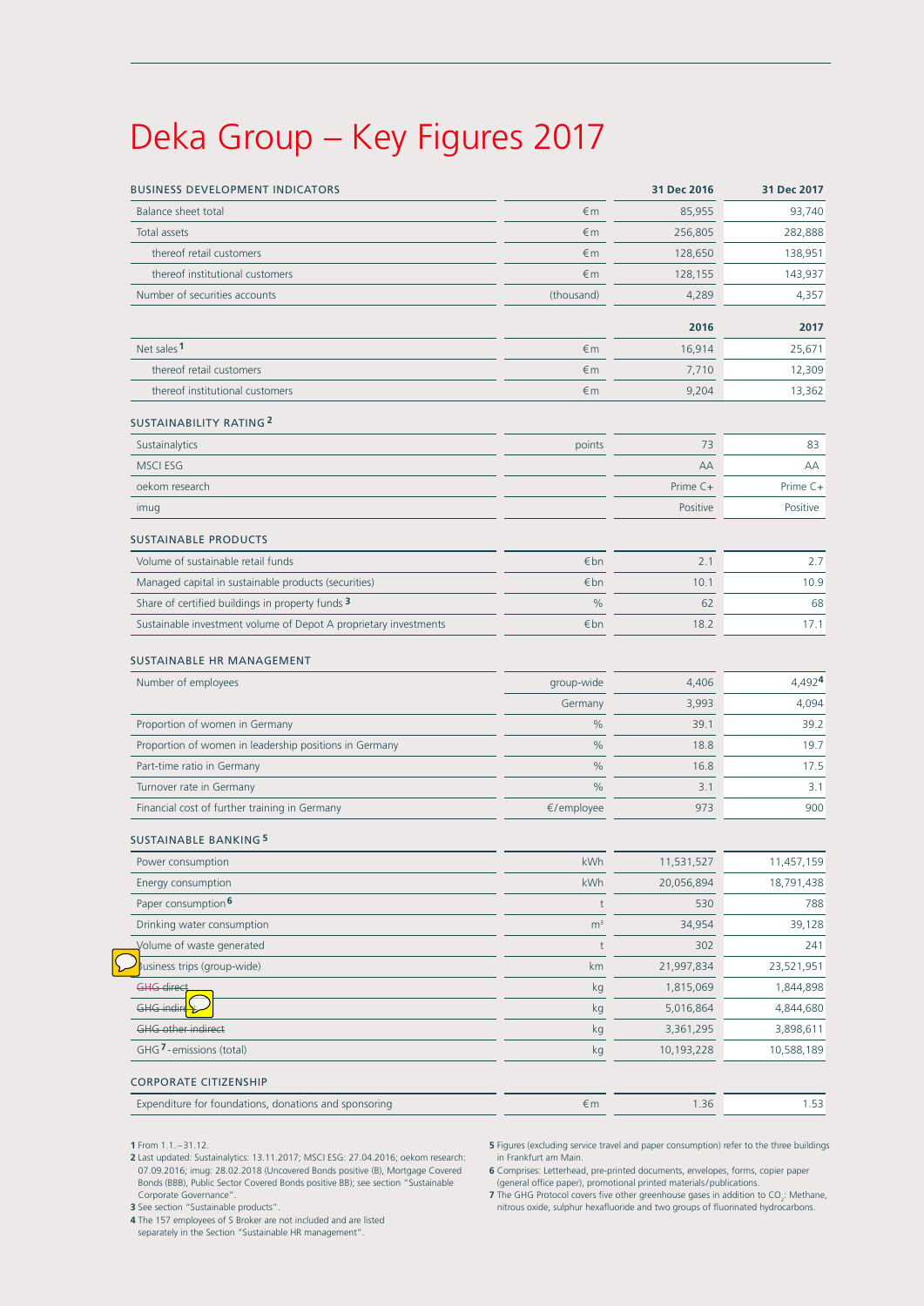# Deka Group – Key Figures 2017

| BUSINESS DEVELOPMENT INDICATORS | | 31 Dec 2016 | 31 Dec 2017 |
|---|---|---|---|
| Balance sheet total | €m | 85,955 | 93,740 |
| Total assets | €m | 256,805 | 282,888 |
| thereof retail customers | €m | 128,650 | 138,951 |
| thereof institutional customers | €m | 128,155 | 143,937 |
| Number of securities accounts | (thousand) | 4,289 | 4,357 |
| | | **2016** | **2017** |
| Net sales [1] | €m | 16,914 | 25,671 |
| thereof retail customers | €m | 7,710 | 12,309 |
| thereof institutional customers | €m | 9,204 | 13,362 |
| **SUSTAINABILITY RATING [2]** | | | |
| Sustainalytics | points | 73 | 83 |
| MSCI ESG | | AA | AA |
| oekom research | | Prime C+ | Prime C+ |
| imug | | Positive | Positive |
| **SUSTAINABLE PRODUCTS** | | | |
| Volume of sustainable retail funds | €bn | 2.1 | 2.7 |
| Managed capital in sustainable products (securities) | €bn | 10.1 | 10.9 |
| Share of certified buildings in property funds [3] | % | 62 | 68 |
| Sustainable investment volume of Depot A proprietary investments | €bn | 18.2 | 17.1 |
| **SUSTAINABLE HR MANAGEMENT** | | | |
| Number of employees | group-wide | 4,406 | 4,492[4] |
| | Germany | 3,993 | 4,094 |
| Proportion of women in Germany | % | 39.1 | 39.2 |
| Proportion of women in leadership positions in Germany | % | 18.8 | 19.7 |
| Part-time ratio in Germany | % | 16.8 | 17.5 |
| Turnover rate in Germany | % | 3.1 | 3.1 |
| Financial cost of further training in Germany | €/employee | 973 | 900 |
| **SUSTAINABLE BANKING [5]** | | | |
| Power consumption | kWh | 11,531,527 | 11,457,159 |
| Energy consumption | kWh | 20,056,894 | 18,791,438 |
| Paper consumption [6] | t | 530 | 788 |
| Drinking water consumption | m³ | 34,954 | 39,128 |
| Volume of waste generated | t | 302 | 241 |
| Business trips (group-wide) | km | 21,997,834 | 23,521,951 |
| ~~GHG direct~~ | kg | 1,815,069 | 1,844,898 |
| ~~GHG indirect~~ | kg | 5,016,864 | 4,844,680 |
| ~~GHG other indirect~~ | kg | 3,361,295 | 3,898,611 |
| GHG [7]-emissions (total) | kg | 10,193,228 | 10,588,189 |
| **CORPORATE CITIZENSHIP** | | | |
| Expenditure for foundations, donations and sponsoring | €m | 1.36 | 1.53 |

1 From 1.1.–31.12.

2 Last updated: Sustainalytics: 13.11.2017; MSCI ESG: 27.04.2016; oekom research: 07.09.2016; imug: 28.02.2018 (Uncovered Bonds positive (B), Mortgage Covered Bonds (BBB), Public Sector Covered Bonds positive BB); see section "Sustainable Corporate Governance".

3 See section "Sustainable products".

4 The 157 employees of S Broker are not included and are listed separately in the Section "Sustainable HR management".

5 Figures (excluding service travel and paper consumption) refer to the three buildings in Frankfurt am Main.

6 Comprises: Letterhead, pre-printed documents, envelopes, forms, copier paper (general office paper), promotional printed materials/publications.

7 The GHG Protocol covers five other greenhouse gases in addition to $CO_2$: Methane, nitrous oxide, sulphur hexafluoride and two groups of fluorinated hydrocarbons.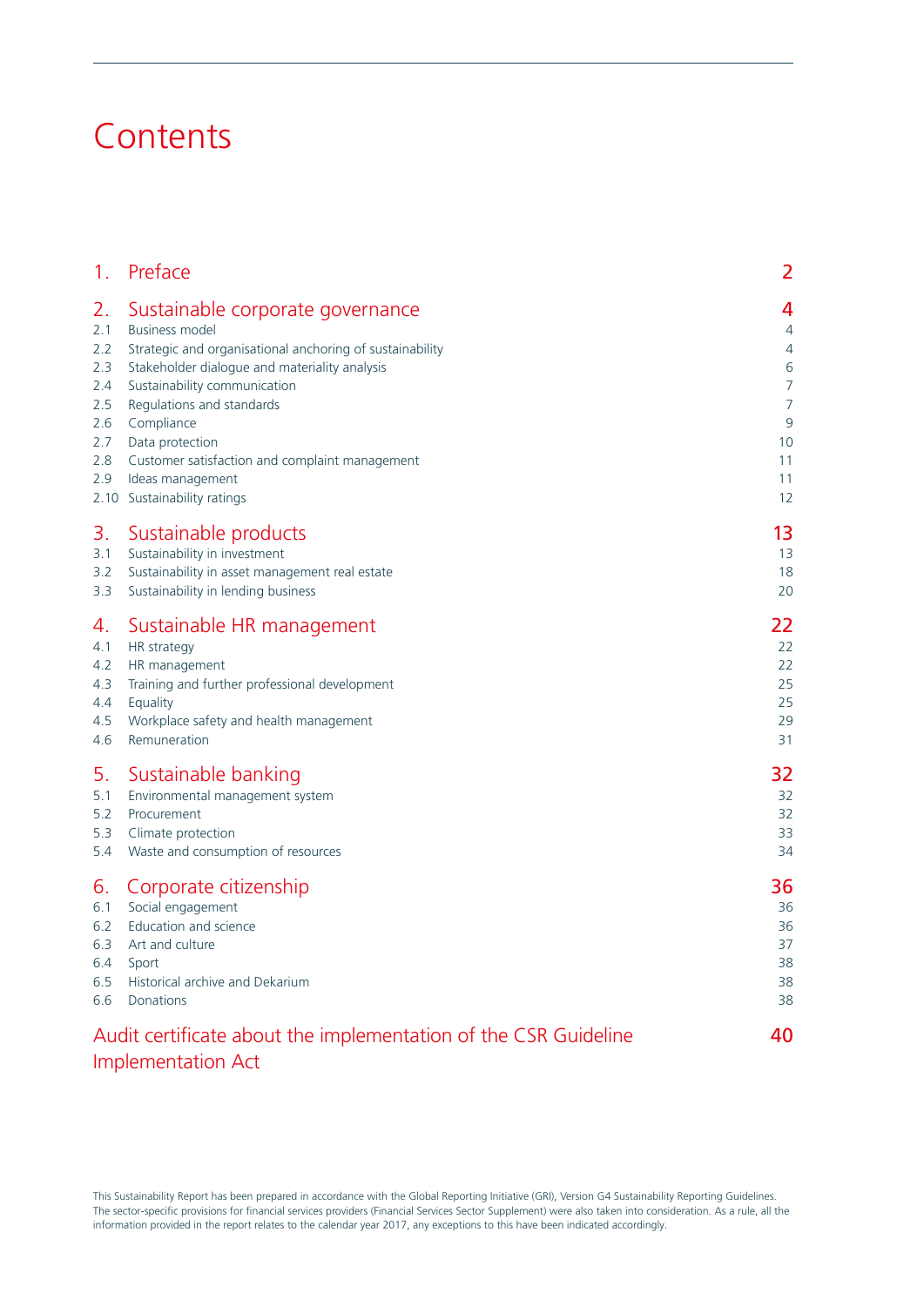# Contents

| | | |
|---|---|---|
| **1.** | **Preface** | **2** |
| **2.** | **Sustainable corporate governance** | **4** |
| 2.1 | Business model | 4 |
| 2.2 | Strategic and organisational anchoring of sustainability | 4 |
| 2.3 | Stakeholder dialogue and materiality analysis | 6 |
| 2.4 | Sustainability communication | 7 |
| 2.5 | Regulations and standards | 7 |
| 2.6 | Compliance | 9 |
| 2.7 | Data protection | 10 |
| 2.8 | Customer satisfaction and complaint management | 11 |
| 2.9 | Ideas management | 11 |
| 2.10 | Sustainability ratings | 12 |
| **3.** | **Sustainable products** | **13** |
| 3.1 | Sustainability in investment | 13 |
| 3.2 | Sustainability in asset management real estate | 18 |
| 3.3 | Sustainability in lending business | 20 |
| **4.** | **Sustainable HR management** | **22** |
| 4.1 | HR strategy | 22 |
| 4.2 | HR management | 22 |
| 4.3 | Training and further professional development | 25 |
| 4.4 | Equality | 25 |
| 4.5 | Workplace safety and health management | 29 |
| 4.6 | Remuneration | 31 |
| **5.** | **Sustainable banking** | **32** |
| 5.1 | Environmental management system | 32 |
| 5.2 | Procurement | 32 |
| 5.3 | Climate protection | 33 |
| 5.4 | Waste and consumption of resources | 34 |
| **6.** | **Corporate citizenship** | **36** |
| 6.1 | Social engagement | 36 |
| 6.2 | Education and science | 36 |
| 6.3 | Art and culture | 37 |
| 6.4 | Sport | 38 |
| 6.5 | Historical archive and Dekarium | 38 |
| 6.6 | Donations | 38 |
| | **Audit certificate about the implementation of the CSR Guideline Implementation Act** | **40** |

This Sustainability Report has been prepared in accordance with the Global Reporting Initiative (GRI), Version G4 Sustainability Reporting Guidelines. The sector-specific provisions for financial services providers (Financial Services Sector Supplement) were also taken into consideration. As a rule, all the information provided in the report relates to the calendar year 2017, any exceptions to this have been indicated accordingly.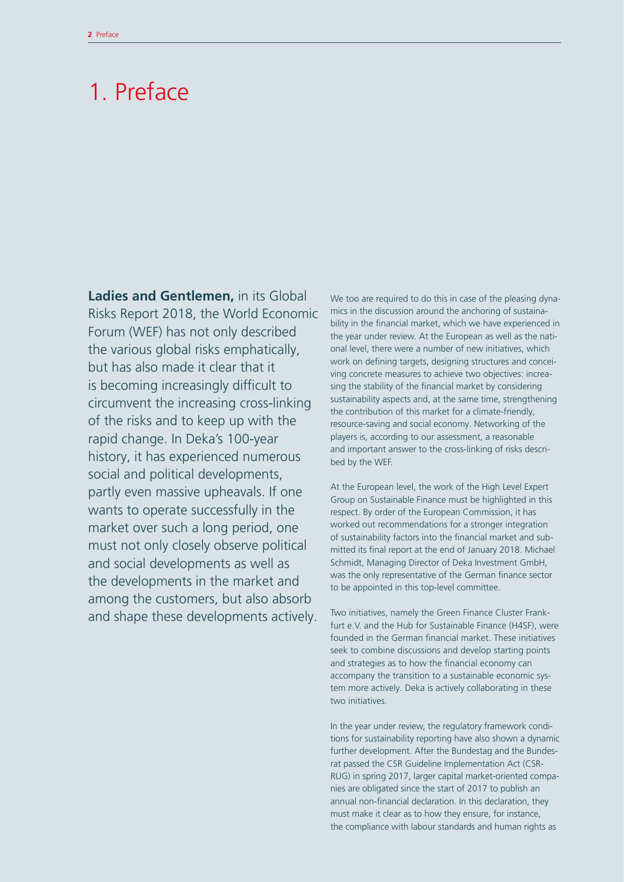# 1. Preface

**Ladies and Gentlemen,** in its Global Risks Report 2018, the World Economic Forum (WEF) has not only described the various global risks emphatically, but has also made it clear that it is becoming increasingly difficult to circumvent the increasing cross-linking of the risks and to keep up with the rapid change. In Deka's 100-year history, it has experienced numerous social and political developments, partly even massive upheavals. If one wants to operate successfully in the market over such a long period, one must not only closely observe political and social developments as well as the developments in the market and among the customers, but also absorb and shape these developments actively.

We too are required to do this in case of the pleasing dynamics in the discussion around the anchoring of sustainability in the financial market, which we have experienced in the year under review. At the European as well as the national level, there were a number of new initiatives, which work on defining targets, designing structures and conceiving concrete measures to achieve two objectives: increasing the stability of the financial market by considering sustainability aspects and, at the same time, strengthening the contribution of this market for a climate-friendly, resource-saving and social economy. Networking of the players is, according to our assessment, a reasonable and important answer to the cross-linking of risks described by the WEF.

At the European level, the work of the High Level Expert Group on Sustainable Finance must be highlighted in this respect. By order of the European Commission, it has worked out recommendations for a stronger integration of sustainability factors into the financial market and submitted its final report at the end of January 2018. Michael Schmidt, Managing Director of Deka Investment GmbH, was the only representative of the German finance sector to be appointed in this top-level committee.

Two initiatives, namely the Green Finance Cluster Frankfurt e.V. and the Hub for Sustainable Finance (H4SF), were founded in the German financial market. These initiatives seek to combine discussions and develop starting points and strategies as to how the financial economy can accompany the transition to a sustainable economic system more actively. Deka is actively collaborating in these two initiatives.

In the year under review, the regulatory framework conditions for sustainability reporting have also shown a dynamic further development. After the Bundestag and the Bundesrat passed the CSR Guideline Implementation Act (CSR-RUG) in spring 2017, larger capital market-oriented companies are obligated since the start of 2017 to publish an annual non-financial declaration. In this declaration, they must make it clear as to how they ensure, for instance, the compliance with labour standards and human rights as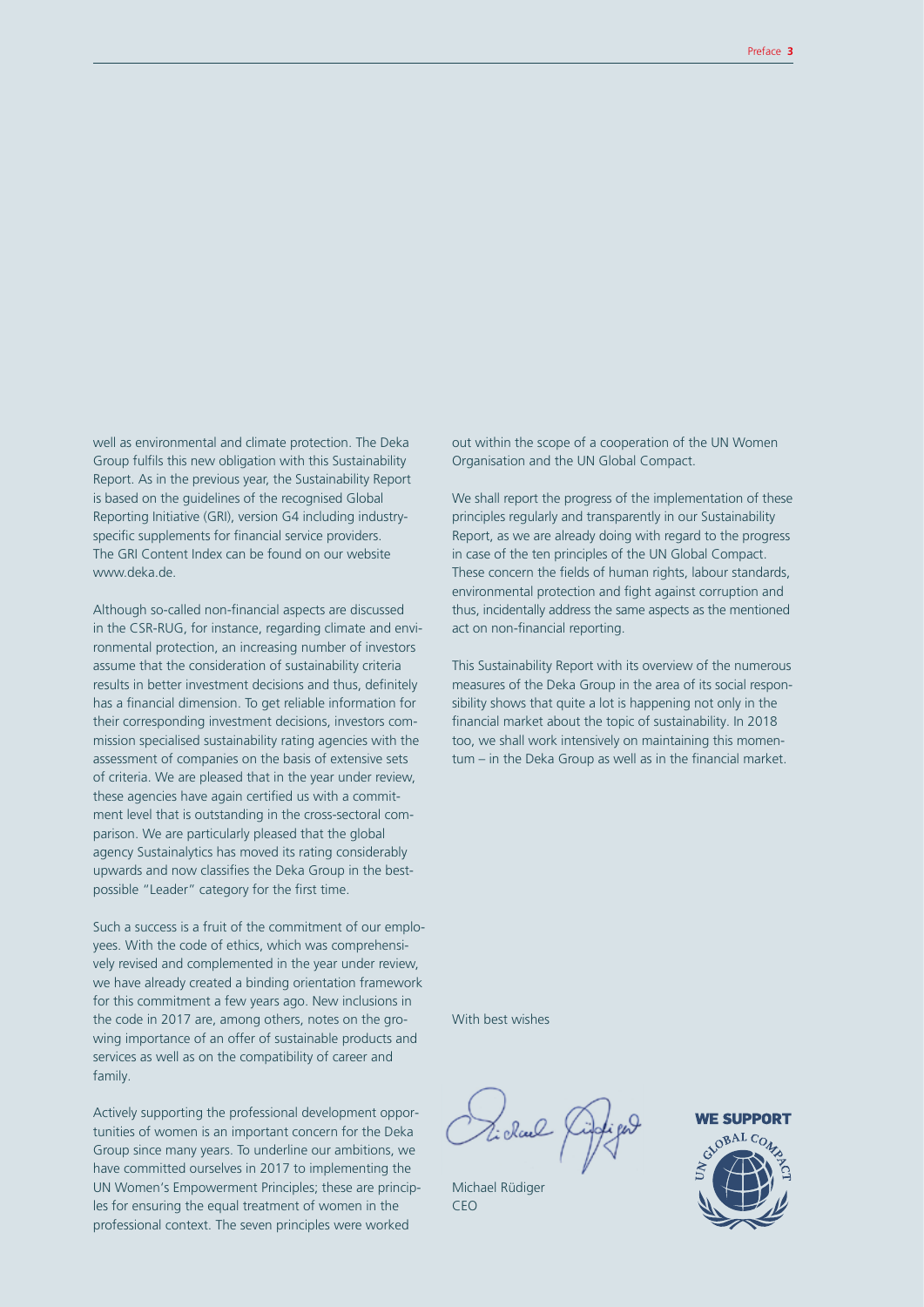well as environmental and climate protection. The Deka Group fulfils this new obligation with this Sustainability Report. As in the previous year, the Sustainability Report is based on the guidelines of the recognised Global Reporting Initiative (GRI), version G4 including industry-specific supplements for financial service providers. The GRI Content Index can be found on our website www.deka.de.

Although so-called non-financial aspects are discussed in the CSR-RUG, for instance, regarding climate and environmental protection, an increasing number of investors assume that the consideration of sustainability criteria results in better investment decisions and thus, definitely has a financial dimension. To get reliable information for their corresponding investment decisions, investors commission specialised sustainability rating agencies with the assessment of companies on the basis of extensive sets of criteria. We are pleased that in the year under review, these agencies have again certified us with a commitment level that is outstanding in the cross-sectoral comparison. We are particularly pleased that the global agency Sustainalytics has moved its rating considerably upwards and now classifies the Deka Group in the best-possible "Leader" category for the first time.

Such a success is a fruit of the commitment of our employees. With the code of ethics, which was comprehensively revised and complemented in the year under review, we have already created a binding orientation framework for this commitment a few years ago. New inclusions in the code in 2017 are, among others, notes on the growing importance of an offer of sustainable products and services as well as on the compatibility of career and family.

Actively supporting the professional development opportunities of women is an important concern for the Deka Group since many years. To underline our ambitions, we have committed ourselves in 2017 to implementing the UN Women's Empowerment Principles; these are principles for ensuring the equal treatment of women in the professional context. The seven principles were worked out within the scope of a cooperation of the UN Women Organisation and the UN Global Compact.

We shall report the progress of the implementation of these principles regularly and transparently in our Sustainability Report, as we are already doing with regard to the progress in case of the ten principles of the UN Global Compact. These concern the fields of human rights, labour standards, environmental protection and fight against corruption and thus, incidentally address the same aspects as the mentioned act on non-financial reporting.

This Sustainability Report with its overview of the numerous measures of the Deka Group in the area of its social responsibility shows that quite a lot is happening not only in the financial market about the topic of sustainability. In 2018 too, we shall work intensively on maintaining this momentum – in the Deka Group as well as in the financial market.

With best wishes

Michael Rüdiger
CEO

WE SUPPORT
UN GLOBAL COMPACT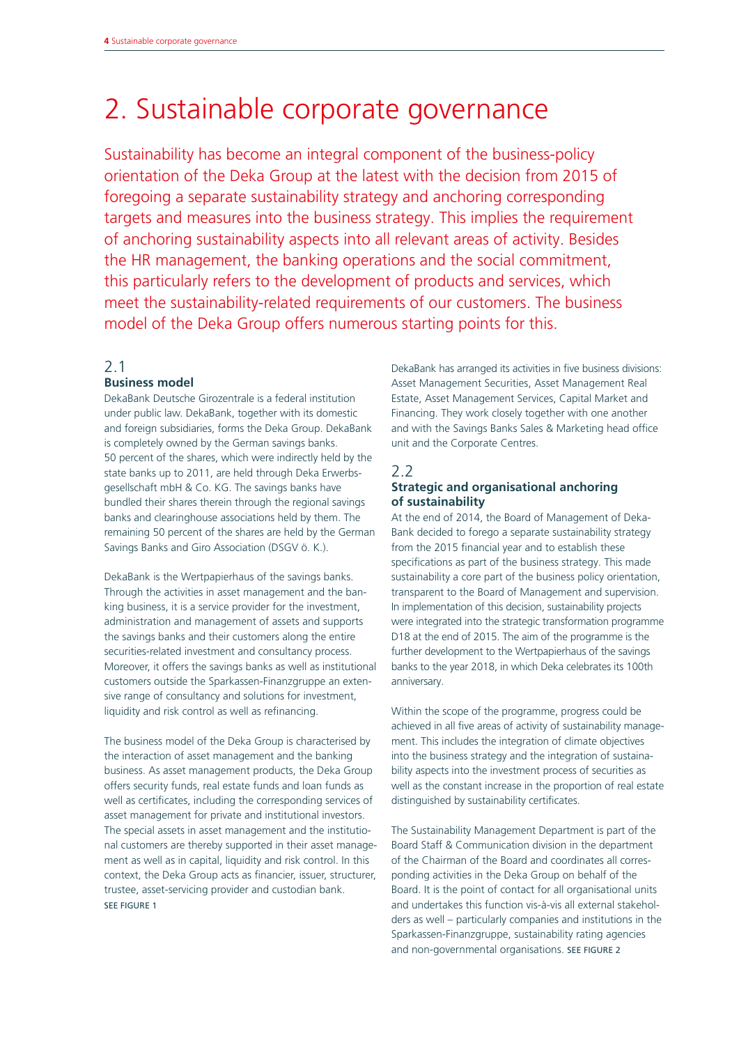# 2. Sustainable corporate governance

Sustainability has become an integral component of the business-policy orientation of the Deka Group at the latest with the decision from 2015 of foregoing a separate sustainability strategy and anchoring corresponding targets and measures into the business strategy. This implies the requirement of anchoring sustainability aspects into all relevant areas of activity. Besides the HR management, the banking operations and the social commitment, this particularly refers to the development of products and services, which meet the sustainability-related requirements of our customers. The business model of the Deka Group offers numerous starting points for this.

## 2.1 Business model

DekaBank Deutsche Girozentrale is a federal institution under public law. DekaBank, together with its domestic and foreign subsidiaries, forms the Deka Group. DekaBank is completely owned by the German savings banks. 50 percent of the shares, which were indirectly held by the state banks up to 2011, are held through Deka Erwerbsgesellschaft mbH & Co. KG. The savings banks have bundled their shares therein through the regional savings banks and clearinghouse associations held by them. The remaining 50 percent of the shares are held by the German Savings Banks and Giro Association (DSGV ö. K.).

DekaBank is the Wertpapierhaus of the savings banks. Through the activities in asset management and the banking business, it is a service provider for the investment, administration and management of assets and supports the savings banks and their customers along the entire securities-related investment and consultancy process. Moreover, it offers the savings banks as well as institutional customers outside the Sparkassen-Finanzgruppe an extensive range of consultancy and solutions for investment, liquidity and risk control as well as refinancing.

The business model of the Deka Group is characterised by the interaction of asset management and the banking business. As asset management products, the Deka Group offers security funds, real estate funds and loan funds as well as certificates, including the corresponding services of asset management for private and institutional investors. The special assets in asset management and the institutional customers are thereby supported in their asset management as well as in capital, liquidity and risk control. In this context, the Deka Group acts as financier, issuer, structurer, trustee, asset-servicing provider and custodian bank. SEE FIGURE 1

DekaBank has arranged its activities in five business divisions: Asset Management Securities, Asset Management Real Estate, Asset Management Services, Capital Market and Financing. They work closely together with one another and with the Savings Banks Sales & Marketing head office unit and the Corporate Centres.

## 2.2 Strategic and organisational anchoring of sustainability

At the end of 2014, the Board of Management of DekaBank decided to forego a separate sustainability strategy from the 2015 financial year and to establish these specifications as part of the business strategy. This made sustainability a core part of the business policy orientation, transparent to the Board of Management and supervision. In implementation of this decision, sustainability projects were integrated into the strategic transformation programme D18 at the end of 2015. The aim of the programme is the further development to the Wertpapierhaus of the savings banks to the year 2018, in which Deka celebrates its 100th anniversary.

Within the scope of the programme, progress could be achieved in all five areas of activity of sustainability management. This includes the integration of climate objectives into the business strategy and the integration of sustainability aspects into the investment process of securities as well as the constant increase in the proportion of real estate distinguished by sustainability certificates.

The Sustainability Management Department is part of the Board Staff & Communication division in the department of the Chairman of the Board and coordinates all corresponding activities in the Deka Group on behalf of the Board. It is the point of contact for all organisational units and undertakes this function vis-à-vis all external stakeholders as well – particularly companies and institutions in the Sparkassen-Finanzgruppe, sustainability rating agencies and non-governmental organisations. SEE FIGURE 2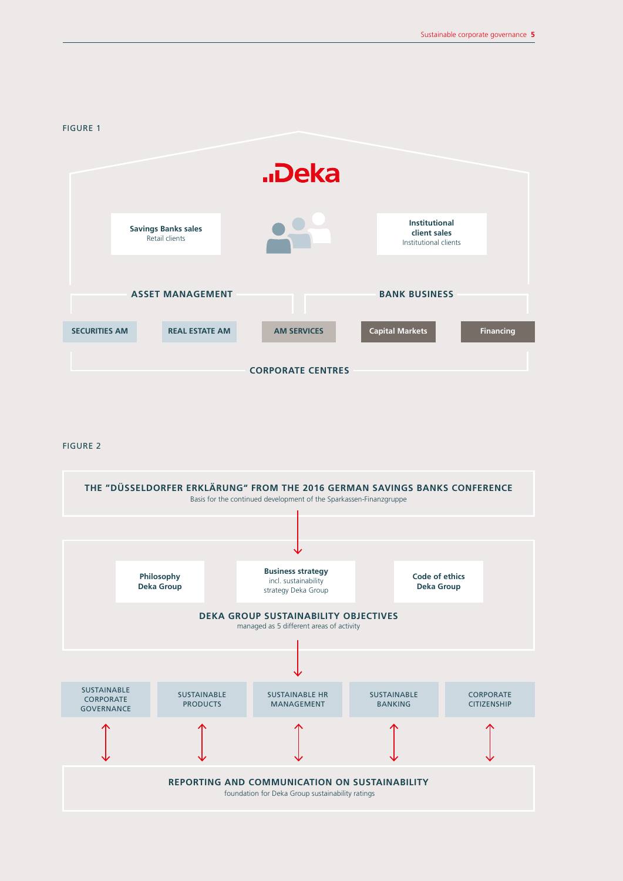FIGURE 1

**Deka**

**Savings Banks sales**
Retail clients

**Institutional client sales**
Institutional clients

**ASSET MANAGEMENT**

**BANK BUSINESS**

**SECURITIES AM** | **REAL ESTATE AM** | **AM SERVICES** | **Capital Markets** | **Financing**

**CORPORATE CENTRES**

FIGURE 2

**THE “DÜSSELDORFER ERKLÄRUNG“ FROM THE 2016 GERMAN SAVINGS BANKS CONFERENCE**
Basis for the continued development of the Sparkassen-Finanzgruppe

**Philosophy Deka Group**

**Business strategy**
incl. sustainability strategy Deka Group

**Code of ethics Deka Group**

**DEKA GROUP SUSTAINABILITY OBJECTIVES**
managed as 5 different areas of activity

SUSTAINABLE CORPORATE GOVERNANCE | SUSTAINABLE PRODUCTS | SUSTAINABLE HR MANAGEMENT | SUSTAINABLE BANKING | CORPORATE CITIZENSHIP

**REPORTING AND COMMUNICATION ON SUSTAINABILITY**
foundation for Deka Group sustainability ratings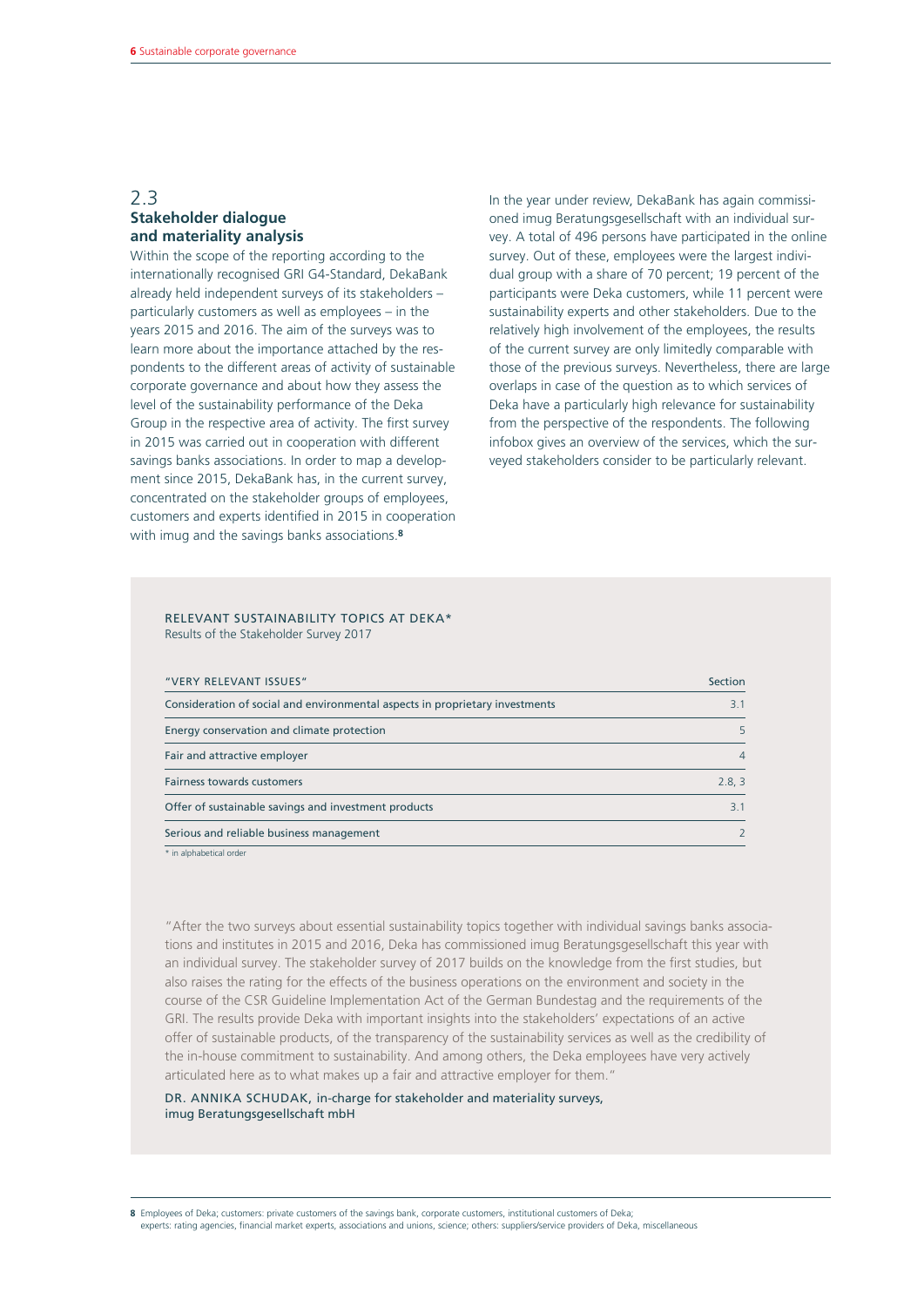## 2.3 Stakeholder dialogue and materiality analysis

Within the scope of the reporting according to the internationally recognised GRI G4-Standard, DekaBank already held independent surveys of its stakeholders – particularly customers as well as employees – in the years 2015 and 2016. The aim of the surveys was to learn more about the importance attached by the respondents to the different areas of activity of sustainable corporate governance and about how they assess the level of the sustainability performance of the Deka Group in the respective area of activity. The first survey in 2015 was carried out in cooperation with different savings banks associations. In order to map a development since 2015, DekaBank has, in the current survey, concentrated on the stakeholder groups of employees, customers and experts identified in 2015 in cooperation with imug and the savings banks associations.[8]

In the year under review, DekaBank has again commissioned imug Beratungsgesellschaft with an individual survey. A total of 496 persons have participated in the online survey. Out of these, employees were the largest individual group with a share of 70 percent; 19 percent of the participants were Deka customers, while 11 percent were sustainability experts and other stakeholders. Due to the relatively high involvement of the employees, the results of the current survey are only limitedly comparable with those of the previous surveys. Nevertheless, there are large overlaps in case of the question as to which services of Deka have a particularly high relevance for sustainability from the perspective of the respondents. The following infobox gives an overview of the services, which the surveyed stakeholders consider to be particularly relevant.

RELEVANT SUSTAINABILITY TOPICS AT DEKA*
Results of the Stakeholder Survey 2017

| "VERY RELEVANT ISSUES" | Section |
|---|---|
| Consideration of social and environmental aspects in proprietary investments | 3.1 |
| Energy conservation and climate protection | 5 |
| Fair and attractive employer | 4 |
| Fairness towards customers | 2.8, 3 |
| Offer of sustainable savings and investment products | 3.1 |
| Serious and reliable business management | 2 |

* in alphabetical order

"After the two surveys about essential sustainability topics together with individual savings banks associations and institutes in 2015 and 2016, Deka has commissioned imug Beratungsgesellschaft this year with an individual survey. The stakeholder survey of 2017 builds on the knowledge from the first studies, but also raises the rating for the effects of the business operations on the environment and society in the course of the CSR Guideline Implementation Act of the German Bundestag and the requirements of the GRI. The results provide Deka with important insights into the stakeholders' expectations of an active offer of sustainable products, of the transparency of the sustainability services as well as the credibility of the in-house commitment to sustainability. And among others, the Deka employees have very actively articulated here as to what makes up a fair and attractive employer for them."

DR. ANNIKA SCHUDAK, in-charge for stakeholder and materiality surveys, imug Beratungsgesellschaft mbH

[8] Employees of Deka; customers: private customers of the savings bank, corporate customers, institutional customers of Deka; experts: rating agencies, financial market experts, associations and unions, science; others: suppliers/service providers of Deka, miscellaneous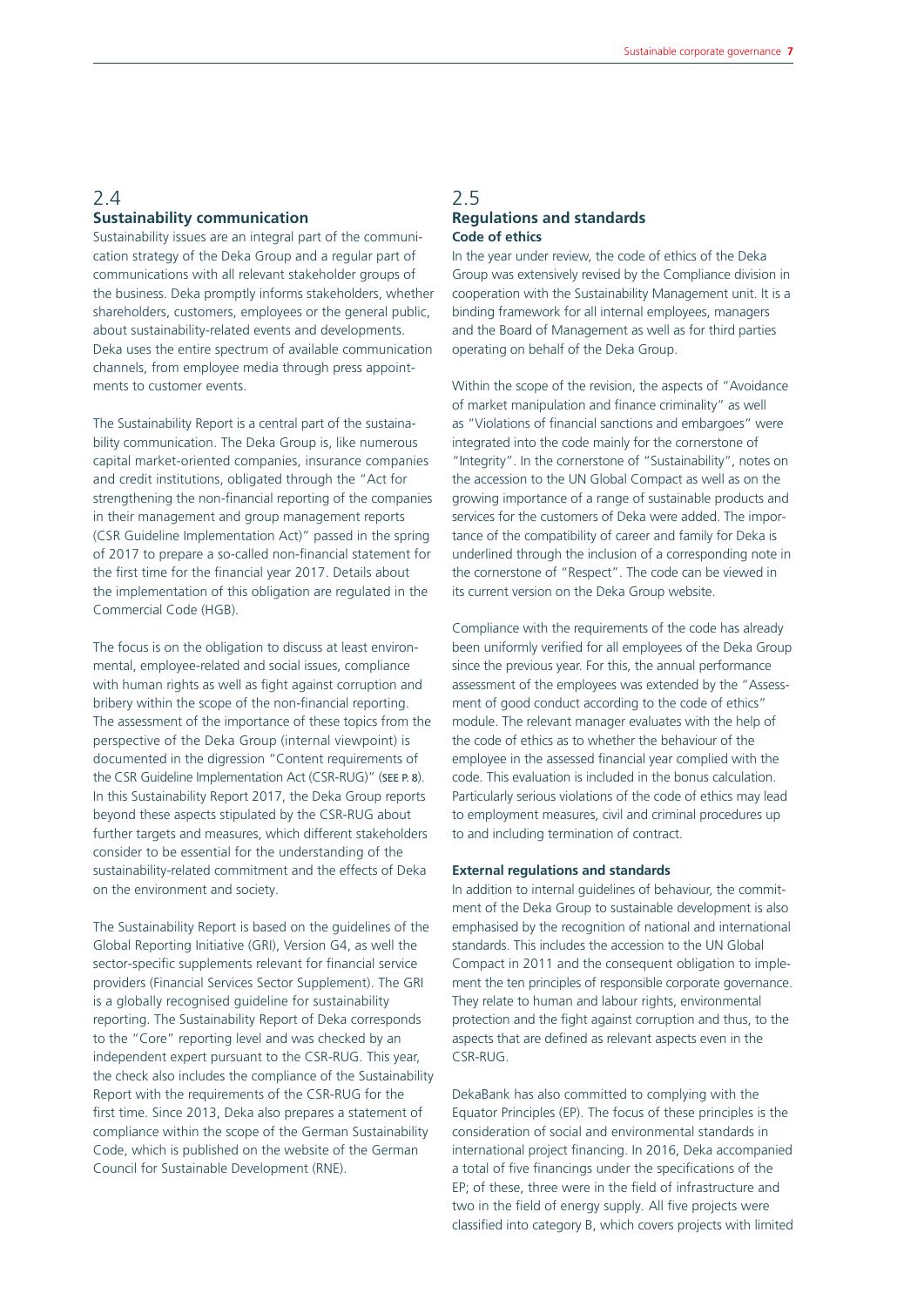## 2.4 Sustainability communication

Sustainability issues are an integral part of the communication strategy of the Deka Group and a regular part of communications with all relevant stakeholder groups of the business. Deka promptly informs stakeholders, whether shareholders, customers, employees or the general public, about sustainability-related events and developments. Deka uses the entire spectrum of available communication channels, from employee media through press appointments to customer events.

The Sustainability Report is a central part of the sustainability communication. The Deka Group is, like numerous capital market-oriented companies, insurance companies and credit institutions, obligated through the "Act for strengthening the non-financial reporting of the companies in their management and group management reports (CSR Guideline Implementation Act)" passed in the spring of 2017 to prepare a so-called non-financial statement for the first time for the financial year 2017. Details about the implementation of this obligation are regulated in the Commercial Code (HGB).

The focus is on the obligation to discuss at least environmental, employee-related and social issues, compliance with human rights as well as fight against corruption and bribery within the scope of the non-financial reporting. The assessment of the importance of these topics from the perspective of the Deka Group (internal viewpoint) is documented in the digression "Content requirements of the CSR Guideline Implementation Act (CSR-RUG)" (SEE P. 8). In this Sustainability Report 2017, the Deka Group reports beyond these aspects stipulated by the CSR-RUG about further targets and measures, which different stakeholders consider to be essential for the understanding of the sustainability-related commitment and the effects of Deka on the environment and society.

The Sustainability Report is based on the guidelines of the Global Reporting Initiative (GRI), Version G4, as well the sector-specific supplements relevant for financial service providers (Financial Services Sector Supplement). The GRI is a globally recognised guideline for sustainability reporting. The Sustainability Report of Deka corresponds to the "Core" reporting level and was checked by an independent expert pursuant to the CSR-RUG. This year, the check also includes the compliance of the Sustainability Report with the requirements of the CSR-RUG for the first time. Since 2013, Deka also prepares a statement of compliance within the scope of the German Sustainability Code, which is published on the website of the German Council for Sustainable Development (RNE).

## 2.5 Regulations and standards

**Code of ethics**

In the year under review, the code of ethics of the Deka Group was extensively revised by the Compliance division in cooperation with the Sustainability Management unit. It is a binding framework for all internal employees, managers and the Board of Management as well as for third parties operating on behalf of the Deka Group.

Within the scope of the revision, the aspects of "Avoidance of market manipulation and finance criminality" as well as "Violations of financial sanctions and embargoes" were integrated into the code mainly for the cornerstone of "Integrity". In the cornerstone of "Sustainability", notes on the accession to the UN Global Compact as well as on the growing importance of a range of sustainable products and services for the customers of Deka were added. The importance of the compatibility of career and family for Deka is underlined through the inclusion of a corresponding note in the cornerstone of "Respect". The code can be viewed in its current version on the Deka Group website.

Compliance with the requirements of the code has already been uniformly verified for all employees of the Deka Group since the previous year. For this, the annual performance assessment of the employees was extended by the "Assessment of good conduct according to the code of ethics" module. The relevant manager evaluates with the help of the code of ethics as to whether the behaviour of the employee in the assessed financial year complied with the code. This evaluation is included in the bonus calculation. Particularly serious violations of the code of ethics may lead to employment measures, civil and criminal procedures up to and including termination of contract.

**External regulations and standards**

In addition to internal guidelines of behaviour, the commitment of the Deka Group to sustainable development is also emphasised by the recognition of national and international standards. This includes the accession to the UN Global Compact in 2011 and the consequent obligation to implement the ten principles of responsible corporate governance. They relate to human and labour rights, environmental protection and the fight against corruption and thus, to the aspects that are defined as relevant aspects even in the CSR-RUG.

DekaBank has also committed to complying with the Equator Principles (EP). The focus of these principles is the consideration of social and environmental standards in international project financing. In 2016, Deka accompanied a total of five financings under the specifications of the EP; of these, three were in the field of infrastructure and two in the field of energy supply. All five projects were classified into category B, which covers projects with limited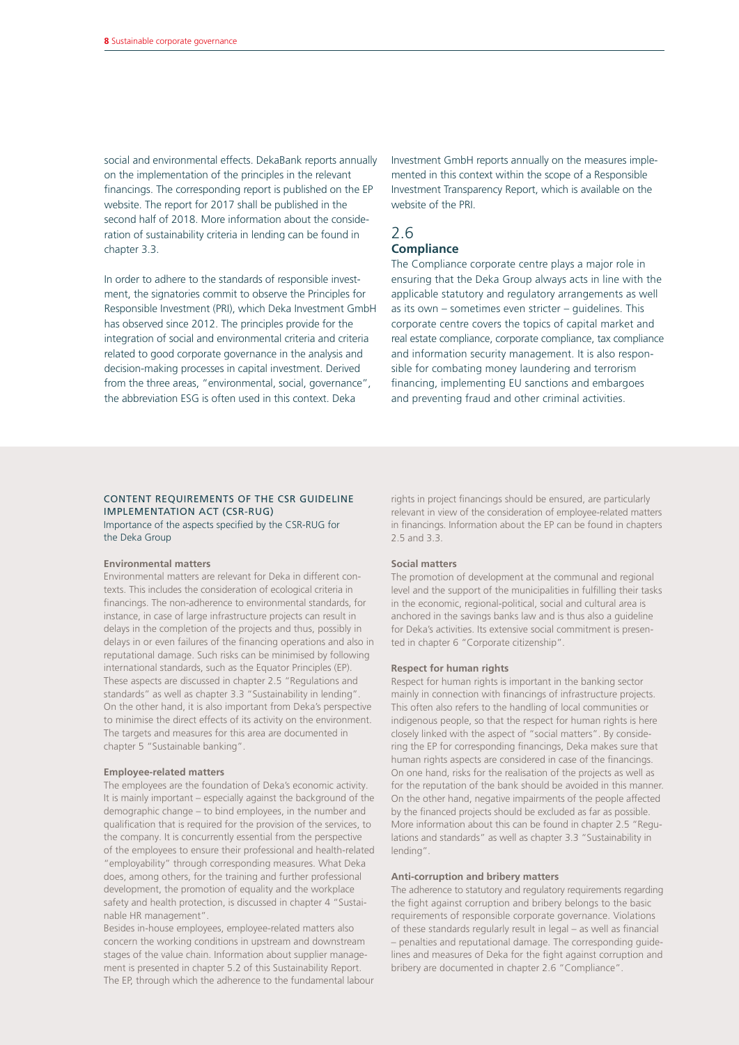social and environmental effects. DekaBank reports annually on the implementation of the principles in the relevant financings. The corresponding report is published on the EP website. The report for 2017 shall be published in the second half of 2018. More information about the consideration of sustainability criteria in lending can be found in chapter 3.3.

In order to adhere to the standards of responsible investment, the signatories commit to observe the Principles for Responsible Investment (PRI), which Deka Investment GmbH has observed since 2012. The principles provide for the integration of social and environmental criteria and criteria related to good corporate governance in the analysis and decision-making processes in capital investment. Derived from the three areas, "environmental, social, governance", the abbreviation ESG is often used in this context. Deka Investment GmbH reports annually on the measures implemented in this context within the scope of a Responsible Investment Transparency Report, which is available on the website of the PRI.

## 2.6 Compliance

The Compliance corporate centre plays a major role in ensuring that the Deka Group always acts in line with the applicable statutory and regulatory arrangements as well as its own – sometimes even stricter – guidelines. This corporate centre covers the topics of capital market and real estate compliance, corporate compliance, tax compliance and information security management. It is also responsible for combating money laundering and terrorism financing, implementing EU sanctions and embargoes and preventing fraud and other criminal activities.

### CONTENT REQUIREMENTS OF THE CSR GUIDELINE IMPLEMENTATION ACT (CSR-RUG)

Importance of the aspects specified by the CSR-RUG for the Deka Group

**Environmental matters**

Environmental matters are relevant for Deka in different contexts. This includes the consideration of ecological criteria in financings. The non-adherence to environmental standards, for instance, in case of large infrastructure projects can result in delays in the completion of the projects and thus, possibly in delays in or even failures of the financing operations and also in reputational damage. Such risks can be minimised by following international standards, such as the Equator Principles (EP). These aspects are discussed in chapter 2.5 "Regulations and standards" as well as chapter 3.3 "Sustainability in lending". On the other hand, it is also important from Deka's perspective to minimise the direct effects of its activity on the environment. The targets and measures for this area are documented in chapter 5 "Sustainable banking".

**Employee-related matters**

The employees are the foundation of Deka's economic activity. It is mainly important – especially against the background of the demographic change – to bind employees, in the number and qualification that is required for the provision of the services, to the company. It is concurrently essential from the perspective of the employees to ensure their professional and health-related "employability" through corresponding measures. What Deka does, among others, for the training and further professional development, the promotion of equality and the workplace safety and health protection, is discussed in chapter 4 "Sustainable HR management".
Besides in-house employees, employee-related matters also concern the working conditions in upstream and downstream stages of the value chain. Information about supplier management is presented in chapter 5.2 of this Sustainability Report. The EP, through which the adherence to the fundamental labour rights in project financings should be ensured, are particularly relevant in view of the consideration of employee-related matters in financings. Information about the EP can be found in chapters 2.5 and 3.3.

**Social matters**

The promotion of development at the communal and regional level and the support of the municipalities in fulfilling their tasks in the economic, regional-political, social and cultural area is anchored in the savings banks law and is thus also a guideline for Deka's activities. Its extensive social commitment is presented in chapter 6 "Corporate citizenship".

**Respect for human rights**

Respect for human rights is important in the banking sector mainly in connection with financings of infrastructure projects. This often also refers to the handling of local communities or indigenous people, so that the respect for human rights is here closely linked with the aspect of "social matters". By considering the EP for corresponding financings, Deka makes sure that human rights aspects are considered in case of the financings. On one hand, risks for the realisation of the projects as well as for the reputation of the bank should be avoided in this manner. On the other hand, negative impairments of the people affected by the financed projects should be excluded as far as possible. More information about this can be found in chapter 2.5 "Regulations and standards" as well as chapter 3.3 "Sustainability in lending".

**Anti-corruption and bribery matters**

The adherence to statutory and regulatory requirements regarding the fight against corruption and bribery belongs to the basic requirements of responsible corporate governance. Violations of these standards regularly result in legal – as well as financial – penalties and reputational damage. The corresponding guidelines and measures of Deka for the fight against corruption and bribery are documented in chapter 2.6 "Compliance".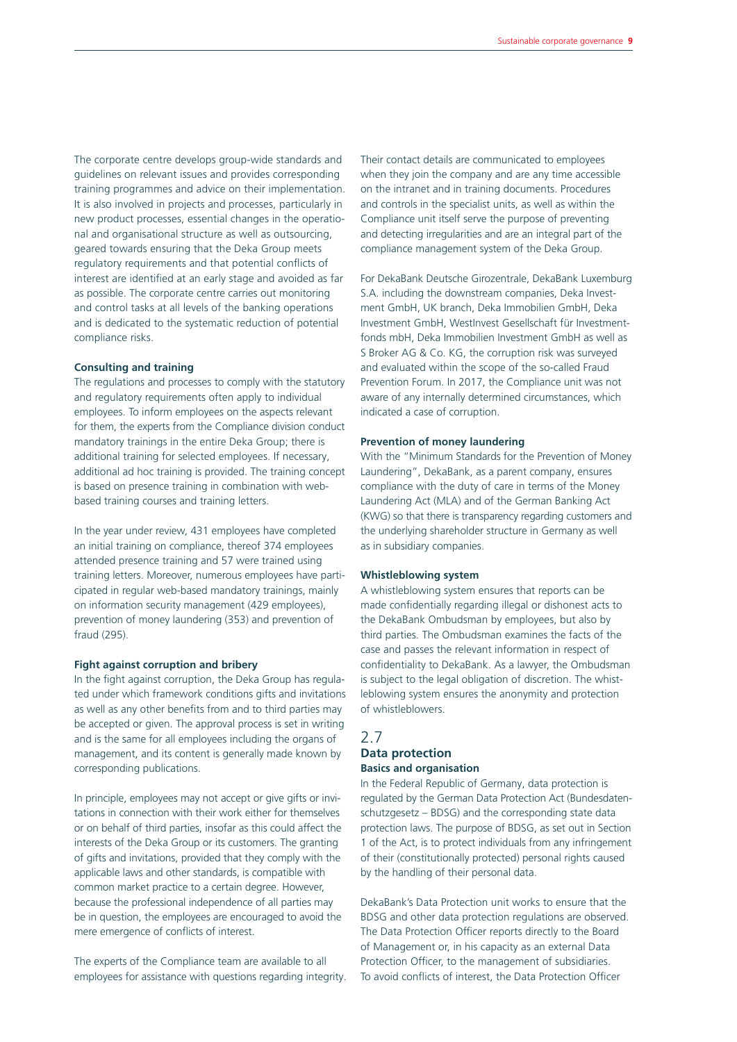The corporate centre develops group-wide standards and guidelines on relevant issues and provides corresponding training programmes and advice on their implementation. It is also involved in projects and processes, particularly in new product processes, essential changes in the operational and organisational structure as well as outsourcing, geared towards ensuring that the Deka Group meets regulatory requirements and that potential conflicts of interest are identified at an early stage and avoided as far as possible. The corporate centre carries out monitoring and control tasks at all levels of the banking operations and is dedicated to the systematic reduction of potential compliance risks.

**Consulting and training**

The regulations and processes to comply with the statutory and regulatory requirements often apply to individual employees. To inform employees on the aspects relevant for them, the experts from the Compliance division conduct mandatory trainings in the entire Deka Group; there is additional training for selected employees. If necessary, additional ad hoc training is provided. The training concept is based on presence training in combination with web-based training courses and training letters.

In the year under review, 431 employees have completed an initial training on compliance, thereof 374 employees attended presence training and 57 were trained using training letters. Moreover, numerous employees have participated in regular web-based mandatory trainings, mainly on information security management (429 employees), prevention of money laundering (353) and prevention of fraud (295).

**Fight against corruption and bribery**

In the fight against corruption, the Deka Group has regulated under which framework conditions gifts and invitations as well as any other benefits from and to third parties may be accepted or given. The approval process is set in writing and is the same for all employees including the organs of management, and its content is generally made known by corresponding publications.

In principle, employees may not accept or give gifts or invitations in connection with their work either for themselves or on behalf of third parties, insofar as this could affect the interests of the Deka Group or its customers. The granting of gifts and invitations, provided that they comply with the applicable laws and other standards, is compatible with common market practice to a certain degree. However, because the professional independence of all parties may be in question, the employees are encouraged to avoid the mere emergence of conflicts of interest.

The experts of the Compliance team are available to all employees for assistance with questions regarding integrity. Their contact details are communicated to employees when they join the company and are any time accessible on the intranet and in training documents. Procedures and controls in the specialist units, as well as within the Compliance unit itself serve the purpose of preventing and detecting irregularities and are an integral part of the compliance management system of the Deka Group.

For DekaBank Deutsche Girozentrale, DekaBank Luxemburg S.A. including the downstream companies, Deka Investment GmbH, UK branch, Deka Immobilien GmbH, Deka Investment GmbH, WestInvest Gesellschaft für Investmentfonds mbH, Deka Immobilien Investment GmbH as well as S Broker AG & Co. KG, the corruption risk was surveyed and evaluated within the scope of the so-called Fraud Prevention Forum. In 2017, the Compliance unit was not aware of any internally determined circumstances, which indicated a case of corruption.

**Prevention of money laundering**

With the "Minimum Standards for the Prevention of Money Laundering", DekaBank, as a parent company, ensures compliance with the duty of care in terms of the Money Laundering Act (MLA) and of the German Banking Act (KWG) so that there is transparency regarding customers and the underlying shareholder structure in Germany as well as in subsidiary companies.

**Whistleblowing system**

A whistleblowing system ensures that reports can be made confidentially regarding illegal or dishonest acts to the DekaBank Ombudsman by employees, but also by third parties. The Ombudsman examines the facts of the case and passes the relevant information in respect of confidentiality to DekaBank. As a lawyer, the Ombudsman is subject to the legal obligation of discretion. The whistleblowing system ensures the anonymity and protection of whistleblowers.

## 2.7 Data protection

**Basics and organisation**

In the Federal Republic of Germany, data protection is regulated by the German Data Protection Act (Bundesdatenschutzgesetz – BDSG) and the corresponding state data protection laws. The purpose of BDSG, as set out in Section 1 of the Act, is to protect individuals from any infringement of their (constitutionally protected) personal rights caused by the handling of their personal data.

DekaBank's Data Protection unit works to ensure that the BDSG and other data protection regulations are observed. The Data Protection Officer reports directly to the Board of Management or, in his capacity as an external Data Protection Officer, to the management of subsidiaries. To avoid conflicts of interest, the Data Protection Officer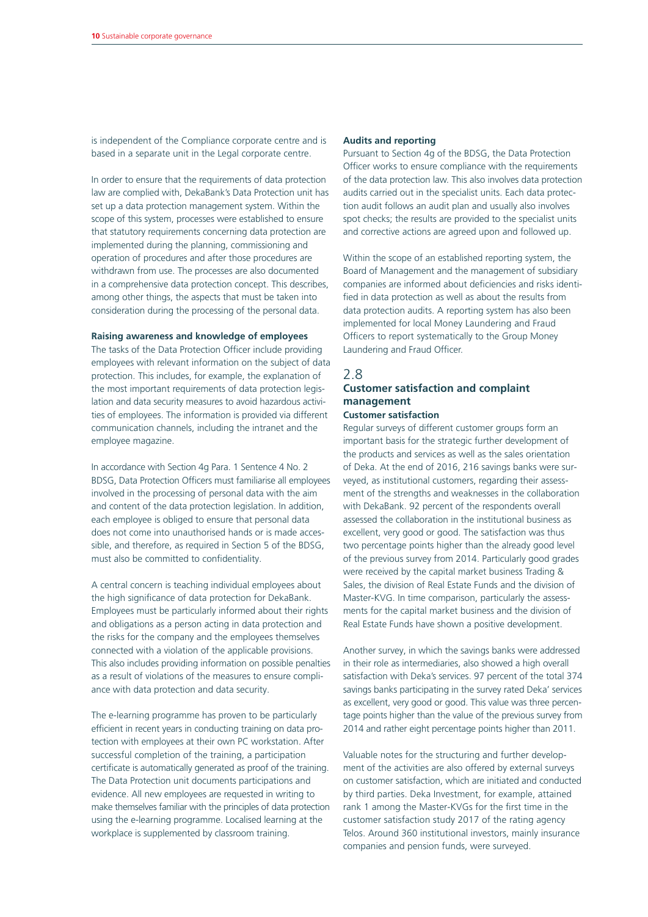is independent of the Compliance corporate centre and is based in a separate unit in the Legal corporate centre.

In order to ensure that the requirements of data protection law are complied with, DekaBank's Data Protection unit has set up a data protection management system. Within the scope of this system, processes were established to ensure that statutory requirements concerning data protection are implemented during the planning, commissioning and operation of procedures and after those procedures are withdrawn from use. The processes are also documented in a comprehensive data protection concept. This describes, among other things, the aspects that must be taken into consideration during the processing of the personal data.

**Raising awareness and knowledge of employees**

The tasks of the Data Protection Officer include providing employees with relevant information on the subject of data protection. This includes, for example, the explanation of the most important requirements of data protection legislation and data security measures to avoid hazardous activities of employees. The information is provided via different communication channels, including the intranet and the employee magazine.

In accordance with Section 4g Para. 1 Sentence 4 No. 2 BDSG, Data Protection Officers must familiarise all employees involved in the processing of personal data with the aim and content of the data protection legislation. In addition, each employee is obliged to ensure that personal data does not come into unauthorised hands or is made accessible, and therefore, as required in Section 5 of the BDSG, must also be committed to confidentiality.

A central concern is teaching individual employees about the high significance of data protection for DekaBank. Employees must be particularly informed about their rights and obligations as a person acting in data protection and the risks for the company and the employees themselves connected with a violation of the applicable provisions. This also includes providing information on possible penalties as a result of violations of the measures to ensure compliance with data protection and data security.

The e-learning programme has proven to be particularly efficient in recent years in conducting training on data protection with employees at their own PC workstation. After successful completion of the training, a participation certificate is automatically generated as proof of the training. The Data Protection unit documents participations and evidence. All new employees are requested in writing to make themselves familiar with the principles of data protection using the e-learning programme. Localised learning at the workplace is supplemented by classroom training.

**Audits and reporting**

Pursuant to Section 4g of the BDSG, the Data Protection Officer works to ensure compliance with the requirements of the data protection law. This also involves data protection audits carried out in the specialist units. Each data protection audit follows an audit plan and usually also involves spot checks; the results are provided to the specialist units and corrective actions are agreed upon and followed up.

Within the scope of an established reporting system, the Board of Management and the management of subsidiary companies are informed about deficiencies and risks identified in data protection as well as about the results from data protection audits. A reporting system has also been implemented for local Money Laundering and Fraud Officers to report systematically to the Group Money Laundering and Fraud Officer.

## 2.8 Customer satisfaction and complaint management

**Customer satisfaction**

Regular surveys of different customer groups form an important basis for the strategic further development of the products and services as well as the sales orientation of Deka. At the end of 2016, 216 savings banks were surveyed, as institutional customers, regarding their assessment of the strengths and weaknesses in the collaboration with DekaBank. 92 percent of the respondents overall assessed the collaboration in the institutional business as excellent, very good or good. The satisfaction was thus two percentage points higher than the already good level of the previous survey from 2014. Particularly good grades were received by the capital market business Trading & Sales, the division of Real Estate Funds and the division of Master-KVG. In time comparison, particularly the assessments for the capital market business and the division of Real Estate Funds have shown a positive development.

Another survey, in which the savings banks were addressed in their role as intermediaries, also showed a high overall satisfaction with Deka's services. 97 percent of the total 374 savings banks participating in the survey rated Deka' services as excellent, very good or good. This value was three percentage points higher than the value of the previous survey from 2014 and rather eight percentage points higher than 2011.

Valuable notes for the structuring and further development of the activities are also offered by external surveys on customer satisfaction, which are initiated and conducted by third parties. Deka Investment, for example, attained rank 1 among the Master-KVGs for the first time in the customer satisfaction study 2017 of the rating agency Telos. Around 360 institutional investors, mainly insurance companies and pension funds, were surveyed.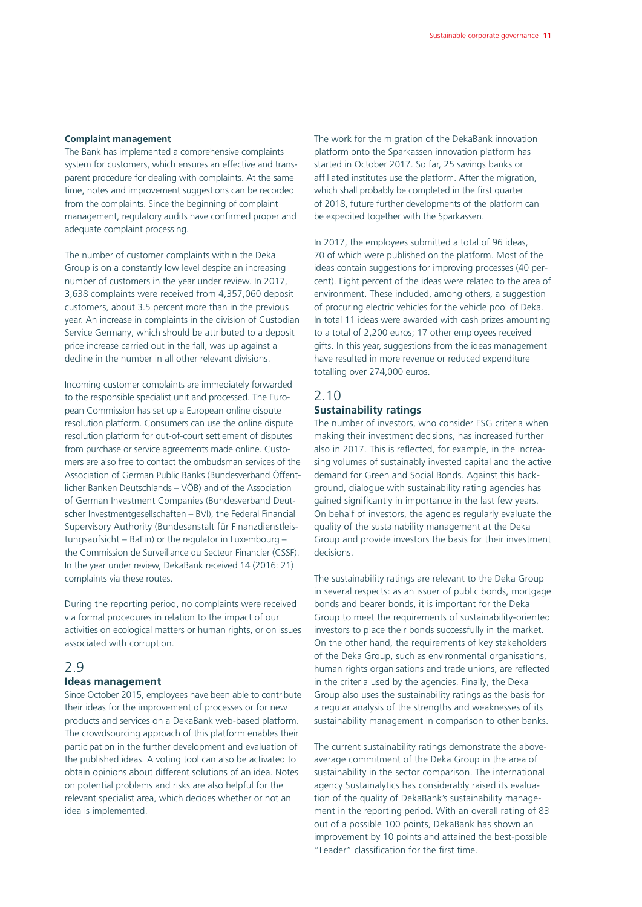**Complaint management**

The Bank has implemented a comprehensive complaints system for customers, which ensures an effective and transparent procedure for dealing with complaints. At the same time, notes and improvement suggestions can be recorded from the complaints. Since the beginning of complaint management, regulatory audits have confirmed proper and adequate complaint processing.

The number of customer complaints within the Deka Group is on a constantly low level despite an increasing number of customers in the year under review. In 2017, 3,638 complaints were received from 4,357,060 deposit customers, about 3.5 percent more than in the previous year. An increase in complaints in the division of Custodian Service Germany, which should be attributed to a deposit price increase carried out in the fall, was up against a decline in the number in all other relevant divisions.

Incoming customer complaints are immediately forwarded to the responsible specialist unit and processed. The European Commission has set up a European online dispute resolution platform. Consumers can use the online dispute resolution platform for out-of-court settlement of disputes from purchase or service agreements made online. Customers are also free to contact the ombudsman services of the Association of German Public Banks (Bundesverband Öffentlicher Banken Deutschlands – VÖB) and of the Association of German Investment Companies (Bundesverband Deutscher Investmentgesellschaften – BVI), the Federal Financial Supervisory Authority (Bundesanstalt für Finanzdienstleistungsaufsicht – BaFin) or the regulator in Luxembourg – the Commission de Surveillance du Secteur Financier (CSSF). In the year under review, DekaBank received 14 (2016: 21) complaints via these routes.

During the reporting period, no complaints were received via formal procedures in relation to the impact of our activities on ecological matters or human rights, or on issues associated with corruption.

## 2.9 Ideas management

Since October 2015, employees have been able to contribute their ideas for the improvement of processes or for new products and services on a DekaBank web-based platform. The crowdsourcing approach of this platform enables their participation in the further development and evaluation of the published ideas. A voting tool can also be activated to obtain opinions about different solutions of an idea. Notes on potential problems and risks are also helpful for the relevant specialist area, which decides whether or not an idea is implemented.

The work for the migration of the DekaBank innovation platform onto the Sparkassen innovation platform has started in October 2017. So far, 25 savings banks or affiliated institutes use the platform. After the migration, which shall probably be completed in the first quarter of 2018, future further developments of the platform can be expedited together with the Sparkassen.

In 2017, the employees submitted a total of 96 ideas, 70 of which were published on the platform. Most of the ideas contain suggestions for improving processes (40 percent). Eight percent of the ideas were related to the area of environment. These included, among others, a suggestion of procuring electric vehicles for the vehicle pool of Deka. In total 11 ideas were awarded with cash prizes amounting to a total of 2,200 euros; 17 other employees received gifts. In this year, suggestions from the ideas management have resulted in more revenue or reduced expenditure totalling over 274,000 euros.

## 2.10 Sustainability ratings

The number of investors, who consider ESG criteria when making their investment decisions, has increased further also in 2017. This is reflected, for example, in the increasing volumes of sustainably invested capital and the active demand for Green and Social Bonds. Against this background, dialogue with sustainability rating agencies has gained significantly in importance in the last few years. On behalf of investors, the agencies regularly evaluate the quality of the sustainability management at the Deka Group and provide investors the basis for their investment decisions.

The sustainability ratings are relevant to the Deka Group in several respects: as an issuer of public bonds, mortgage bonds and bearer bonds, it is important for the Deka Group to meet the requirements of sustainability-oriented investors to place their bonds successfully in the market. On the other hand, the requirements of key stakeholders of the Deka Group, such as environmental organisations, human rights organisations and trade unions, are reflected in the criteria used by the agencies. Finally, the Deka Group also uses the sustainability ratings as the basis for a regular analysis of the strengths and weaknesses of its sustainability management in comparison to other banks.

The current sustainability ratings demonstrate the above-average commitment of the Deka Group in the area of sustainability in the sector comparison. The international agency Sustainalytics has considerably raised its evaluation of the quality of DekaBank's sustainability management in the reporting period. With an overall rating of 83 out of a possible 100 points, DekaBank has shown an improvement by 10 points and attained the best-possible "Leader" classification for the first time.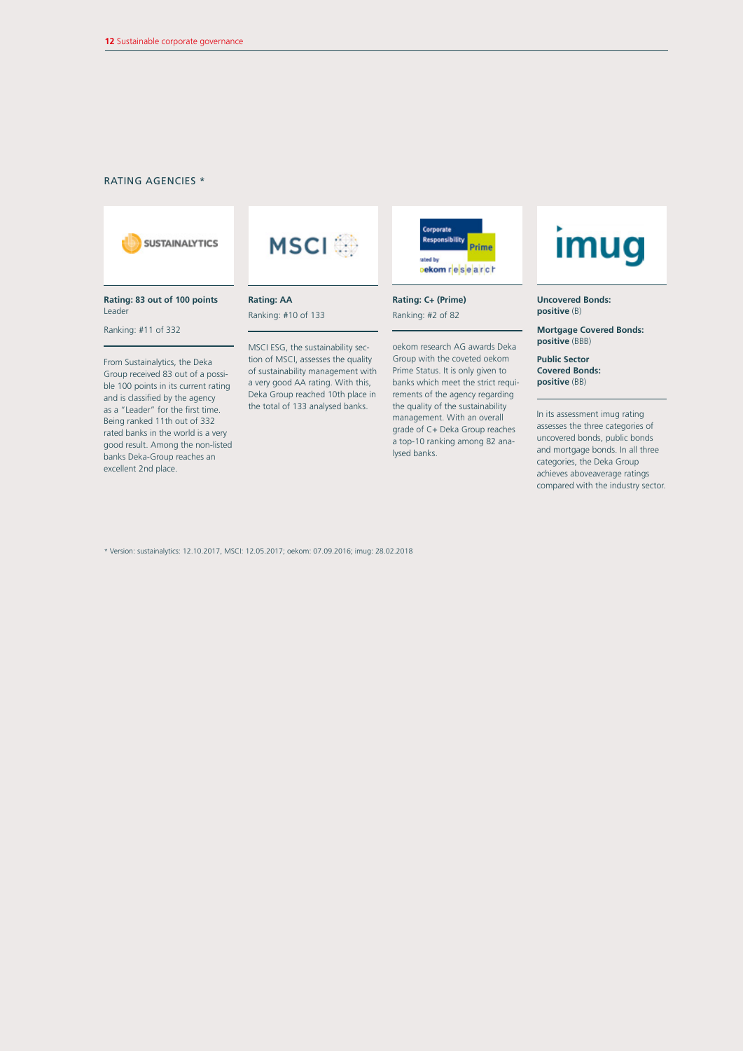## RATING AGENCIES *

### SUSTAINALYTICS

**Rating: 83 out of 100 points**
Leader

Ranking: #11 of 332

From Sustainalytics, the Deka Group received 83 out of a possible 100 points in its current rating and is classified by the agency as a "Leader" for the first time. Being ranked 11th out of 332 rated banks in the world is a very good result. Among the non-listed banks Deka-Group reaches an excellent 2nd place.

### MSCI

**Rating: AA**

Ranking: #10 of 133

MSCI ESG, the sustainability section of MSCI, assesses the quality of sustainability management with a very good AA rating. With this, Deka Group reached 10th place in the total of 133 analysed banks.

### oekom research

**Rating: C+ (Prime)**

Ranking: #2 of 82

oekom research AG awards Deka Group with the coveted oekom Prime Status. It is only given to banks which meet the strict requirements of the agency regarding the quality of the sustainability management. With an overall grade of C+ Deka Group reaches a top-10 ranking among 82 analysed banks.

### imug

**Uncovered Bonds:**
**positive** (B)

**Mortgage Covered Bonds:**
**positive** (BBB)

**Public Sector Covered Bonds:**
**positive** (BB)

In its assessment imug rating assesses the three categories of uncovered bonds, public bonds and mortgage bonds. In all three categories, the Deka Group achieves aboveaverage ratings compared with the industry sector.

\* Version: sustainalytics: 12.10.2017, MSCI: 12.05.2017; oekom: 07.09.2016; imug: 28.02.2018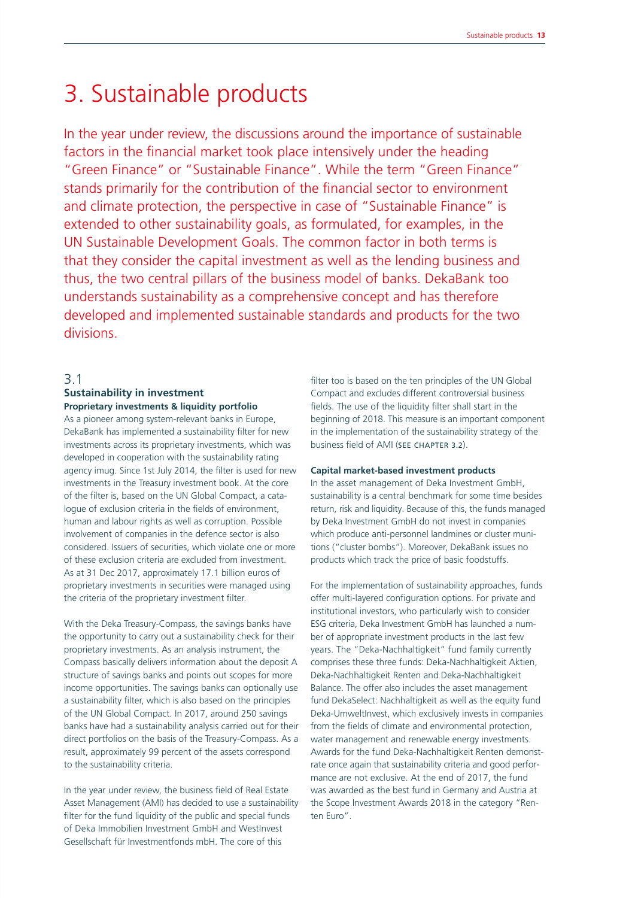# 3. Sustainable products

In the year under review, the discussions around the importance of sustainable factors in the financial market took place intensively under the heading "Green Finance" or "Sustainable Finance". While the term "Green Finance" stands primarily for the contribution of the financial sector to environment and climate protection, the perspective in case of "Sustainable Finance" is extended to other sustainability goals, as formulated, for examples, in the UN Sustainable Development Goals. The common factor in both terms is that they consider the capital investment as well as the lending business and thus, the two central pillars of the business model of banks. DekaBank too understands sustainability as a comprehensive concept and has therefore developed and implemented sustainable standards and products for the two divisions.

## 3.1 Sustainability in investment

### Proprietary investments & liquidity portfolio

As a pioneer among system-relevant banks in Europe, DekaBank has implemented a sustainability filter for new investments across its proprietary investments, which was developed in cooperation with the sustainability rating agency imug. Since 1st July 2014, the filter is used for new investments in the Treasury investment book. At the core of the filter is, based on the UN Global Compact, a catalogue of exclusion criteria in the fields of environment, human and labour rights as well as corruption. Possible involvement of companies in the defence sector is also considered. Issuers of securities, which violate one or more of these exclusion criteria are excluded from investment. As at 31 Dec 2017, approximately 17.1 billion euros of proprietary investments in securities were managed using the criteria of the proprietary investment filter.

With the Deka Treasury-Compass, the savings banks have the opportunity to carry out a sustainability check for their proprietary investments. As an analysis instrument, the Compass basically delivers information about the deposit A structure of savings banks and points out scopes for more income opportunities. The savings banks can optionally use a sustainability filter, which is also based on the principles of the UN Global Compact. In 2017, around 250 savings banks have had a sustainability analysis carried out for their direct portfolios on the basis of the Treasury-Compass. As a result, approximately 99 percent of the assets correspond to the sustainability criteria.

In the year under review, the business field of Real Estate Asset Management (AMI) has decided to use a sustainability filter for the fund liquidity of the public and special funds of Deka Immobilien Investment GmbH and WestInvest Gesellschaft für Investmentfonds mbH. The core of this filter too is based on the ten principles of the UN Global Compact and excludes different controversial business fields. The use of the liquidity filter shall start in the beginning of 2018. This measure is an important component in the implementation of the sustainability strategy of the business field of AMI (SEE CHAPTER 3.2).

### Capital market-based investment products

In the asset management of Deka Investment GmbH, sustainability is a central benchmark for some time besides return, risk and liquidity. Because of this, the funds managed by Deka Investment GmbH do not invest in companies which produce anti-personnel landmines or cluster munitions ("cluster bombs"). Moreover, DekaBank issues no products which track the price of basic foodstuffs.

For the implementation of sustainability approaches, funds offer multi-layered configuration options. For private and institutional investors, who particularly wish to consider ESG criteria, Deka Investment GmbH has launched a number of appropriate investment products in the last few years. The "Deka-Nachhaltigkeit" fund family currently comprises these three funds: Deka-Nachhaltigkeit Aktien, Deka-Nachhaltigkeit Renten and Deka-Nachhaltigkeit Balance. The offer also includes the asset management fund DekaSelect: Nachhaltigkeit as well as the equity fund Deka-UmweltInvest, which exclusively invests in companies from the fields of climate and environmental protection, water management and renewable energy investments. Awards for the fund Deka-Nachhaltigkeit Renten demonstrate once again that sustainability criteria and good performance are not exclusive. At the end of 2017, the fund was awarded as the best fund in Germany and Austria at the Scope Investment Awards 2018 in the category "Renten Euro".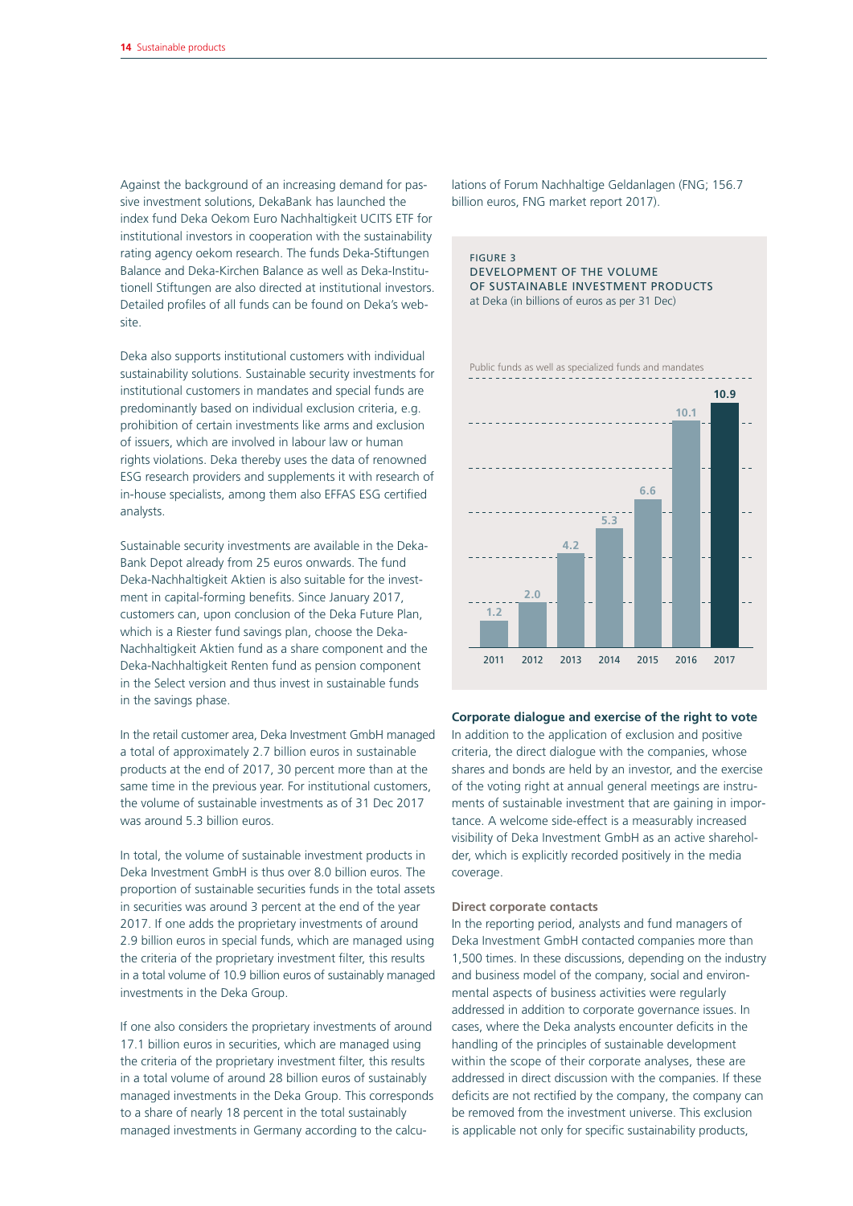Against the background of an increasing demand for passive investment solutions, DekaBank has launched the index fund Deka Oekom Euro Nachhaltigkeit UCITS ETF for institutional investors in cooperation with the sustainability rating agency oekom research. The funds Deka-Stiftungen Balance and Deka-Kirchen Balance as well as Deka-Institutionell Stiftungen are also directed at institutional investors. Detailed profiles of all funds can be found on Deka's website.

Deka also supports institutional customers with individual sustainability solutions. Sustainable security investments for institutional customers in mandates and special funds are predominantly based on individual exclusion criteria, e.g. prohibition of certain investments like arms and exclusion of issuers, which are involved in labour law or human rights violations. Deka thereby uses the data of renowned ESG research providers and supplements it with research of in-house specialists, among them also EFFAS ESG certified analysts.

Sustainable security investments are available in the DekaBank Depot already from 25 euros onwards. The fund Deka-Nachhaltigkeit Aktien is also suitable for the investment in capital-forming benefits. Since January 2017, customers can, upon conclusion of the Deka Future Plan, which is a Riester fund savings plan, choose the Deka-Nachhaltigkeit Aktien fund as a share component and the Deka-Nachhaltigkeit Renten fund as pension component in the Select version and thus invest in sustainable funds in the savings phase.

In the retail customer area, Deka Investment GmbH managed a total of approximately 2.7 billion euros in sustainable products at the end of 2017, 30 percent more than at the same time in the previous year. For institutional customers, the volume of sustainable investments as of 31 Dec 2017 was around 5.3 billion euros.

In total, the volume of sustainable investment products in Deka Investment GmbH is thus over 8.0 billion euros. The proportion of sustainable securities funds in the total assets in securities was around 3 percent at the end of the year 2017. If one adds the proprietary investments of around 2.9 billion euros in special funds, which are managed using the criteria of the proprietary investment filter, this results in a total volume of 10.9 billion euros of sustainably managed investments in the Deka Group.

If one also considers the proprietary investments of around 17.1 billion euros in securities, which are managed using the criteria of the proprietary investment filter, this results in a total volume of around 28 billion euros of sustainably managed investments in the Deka Group. This corresponds to a share of nearly 18 percent in the total sustainably managed investments in Germany according to the calculations of Forum Nachhaltige Geldanlagen (FNG; 156.7 billion euros, FNG market report 2017).

FIGURE 3
DEVELOPMENT OF THE VOLUME OF SUSTAINABLE INVESTMENT PRODUCTS
at Deka (in billions of euros as per 31 Dec)

Public funds as well as specialized funds and mandates

| Year | Volume |
| --- | --- |
| 2011 | 1.2 |
| 2012 | 2.0 |
| 2013 | 4.2 |
| 2014 | 5.3 |
| 2015 | 6.6 |
| 2016 | 10.1 |
| 2017 | 10.9 |

### Corporate dialogue and exercise of the right to vote

In addition to the application of exclusion and positive criteria, the direct dialogue with the companies, whose shares and bonds are held by an investor, and the exercise of the voting right at annual general meetings are instruments of sustainable investment that are gaining in importance. A welcome side-effect is a measurably increased visibility of Deka Investment GmbH as an active shareholder, which is explicitly recorded positively in the media coverage.

#### Direct corporate contacts

In the reporting period, analysts and fund managers of Deka Investment GmbH contacted companies more than 1,500 times. In these discussions, depending on the industry and business model of the company, social and environmental aspects of business activities were regularly addressed in addition to corporate governance issues. In cases, where the Deka analysts encounter deficits in the handling of the principles of sustainable development within the scope of their corporate analyses, these are addressed in direct discussion with the companies. If these deficits are not rectified by the company, the company can be removed from the investment universe. This exclusion is applicable not only for specific sustainability products,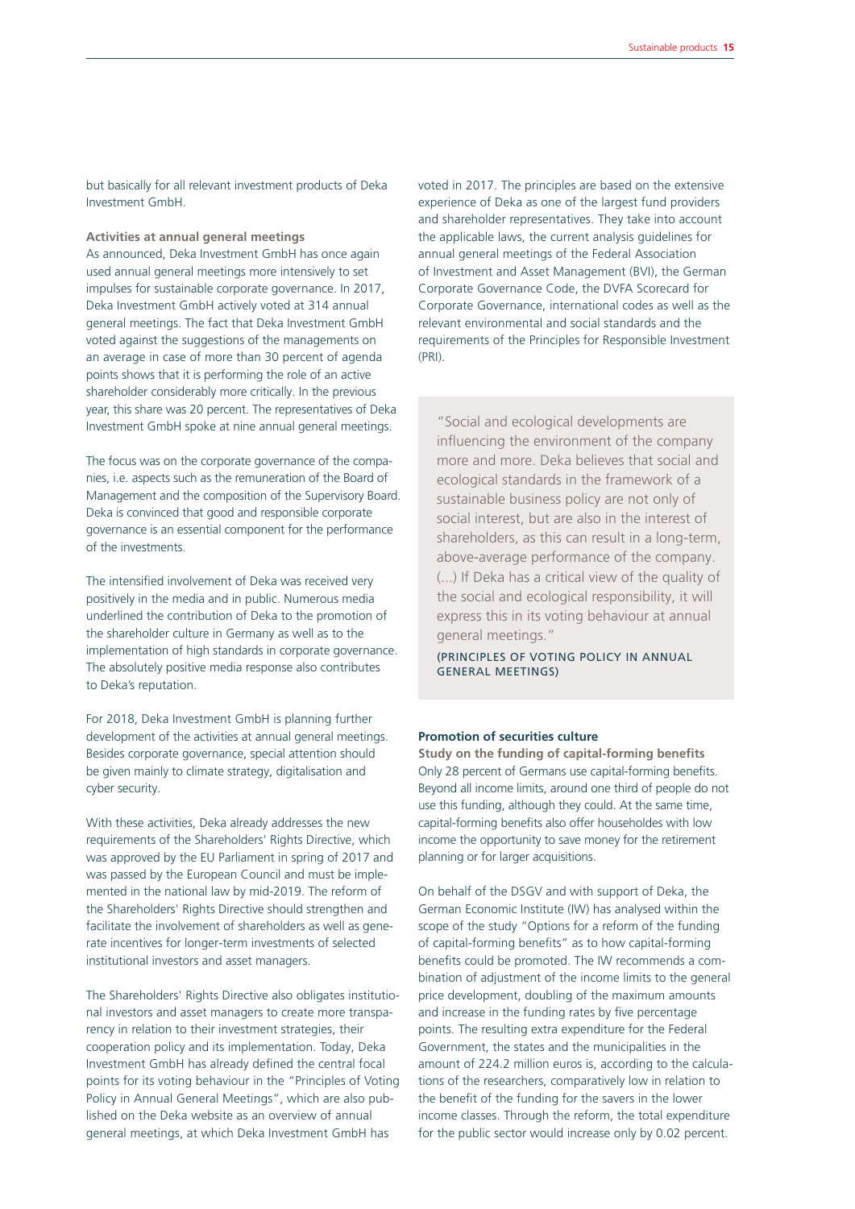but basically for all relevant investment products of Deka Investment GmbH.

**Activities at annual general meetings**

As announced, Deka Investment GmbH has once again used annual general meetings more intensively to set impulses for sustainable corporate governance. In 2017, Deka Investment GmbH actively voted at 314 annual general meetings. The fact that Deka Investment GmbH voted against the suggestions of the managements on an average in case of more than 30 percent of agenda points shows that it is performing the role of an active shareholder considerably more critically. In the previous year, this share was 20 percent. The representatives of Deka Investment GmbH spoke at nine annual general meetings.

The focus was on the corporate governance of the companies, i.e. aspects such as the remuneration of the Board of Management and the composition of the Supervisory Board. Deka is convinced that good and responsible corporate governance is an essential component for the performance of the investments.

The intensified involvement of Deka was received very positively in the media and in public. Numerous media underlined the contribution of Deka to the promotion of the shareholder culture in Germany as well as to the implementation of high standards in corporate governance. The absolutely positive media response also contributes to Deka's reputation.

For 2018, Deka Investment GmbH is planning further development of the activities at annual general meetings. Besides corporate governance, special attention should be given mainly to climate strategy, digitalisation and cyber security.

With these activities, Deka already addresses the new requirements of the Shareholders' Rights Directive, which was approved by the EU Parliament in spring of 2017 and was passed by the European Council and must be implemented in the national law by mid-2019. The reform of the Shareholders' Rights Directive should strengthen and facilitate the involvement of shareholders as well as generate incentives for longer-term investments of selected institutional investors and asset managers.

The Shareholders' Rights Directive also obligates institutional investors and asset managers to create more transparency in relation to their investment strategies, their cooperation policy and its implementation. Today, Deka Investment GmbH has already defined the central focal points for its voting behaviour in the "Principles of Voting Policy in Annual General Meetings", which are also published on the Deka website as an overview of annual general meetings, at which Deka Investment GmbH has voted in 2017. The principles are based on the extensive experience of Deka as one of the largest fund providers and shareholder representatives. They take into account the applicable laws, the current analysis guidelines for annual general meetings of the Federal Association of Investment and Asset Management (BVI), the German Corporate Governance Code, the DVFA Scorecard for Corporate Governance, international codes as well as the relevant environmental and social standards and the requirements of the Principles for Responsible Investment (PRI).

> "Social and ecological developments are influencing the environment of the company more and more. Deka believes that social and ecological standards in the framework of a sustainable business policy are not only of social interest, but are also in the interest of shareholders, as this can result in a long-term, above-average performance of the company. (...) If Deka has a critical view of the quality of the social and ecological responsibility, it will express this in its voting behaviour at annual general meetings."
>
> (PRINCIPLES OF VOTING POLICY IN ANNUAL GENERAL MEETINGS)

**Promotion of securities culture**

**Study on the funding of capital-forming benefits**

Only 28 percent of Germans use capital-forming benefits. Beyond all income limits, around one third of people do not use this funding, although they could. At the same time, capital-forming benefits also offer householdes with low income the opportunity to save money for the retirement planning or for larger acquisitions.

On behalf of the DSGV and with support of Deka, the German Economic Institute (IW) has analysed within the scope of the study "Options for a reform of the funding of capital-forming benefits" as to how capital-forming benefits could be promoted. The IW recommends a combination of adjustment of the income limits to the general price development, doubling of the maximum amounts and increase in the funding rates by five percentage points. The resulting extra expenditure for the Federal Government, the states and the municipalities in the amount of 224.2 million euros is, according to the calculations of the researchers, comparatively low in relation to the benefit of the funding for the savers in the lower income classes. Through the reform, the total expenditure for the public sector would increase only by 0.02 percent.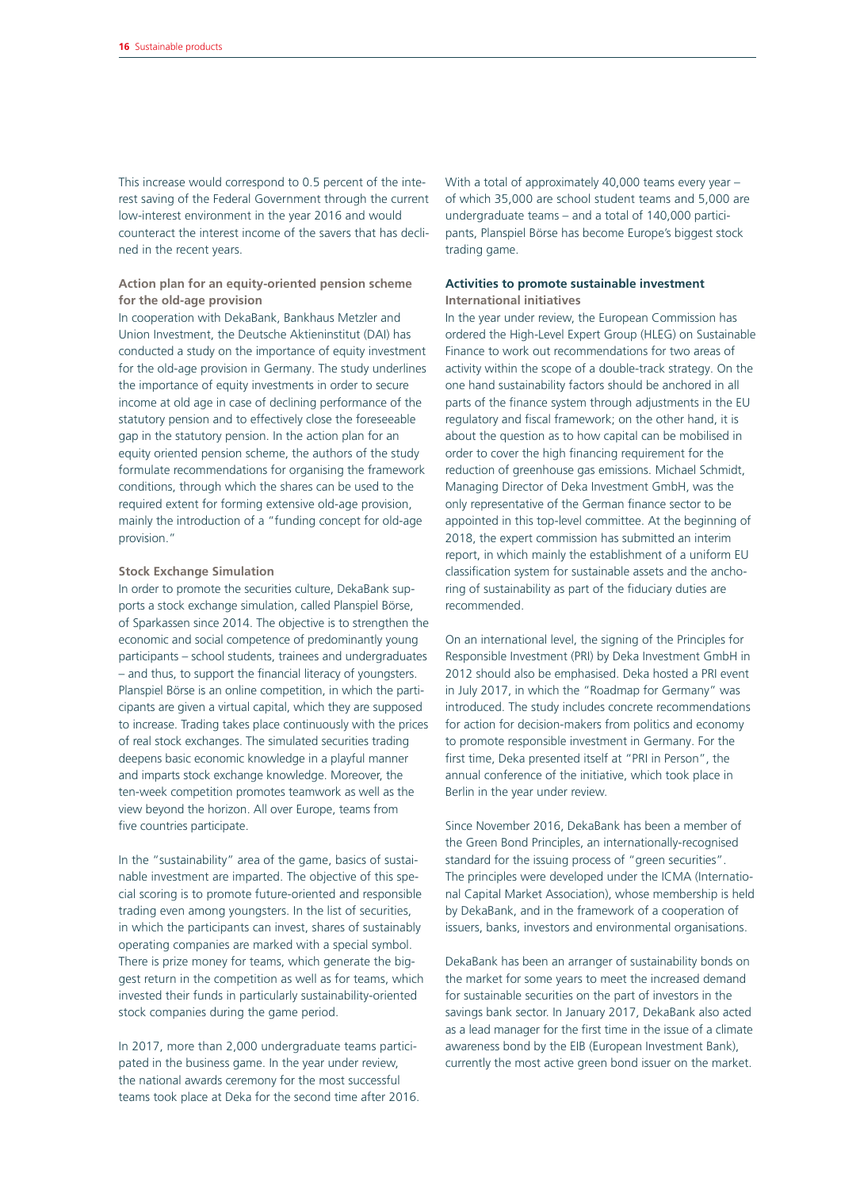This increase would correspond to 0.5 percent of the interest saving of the Federal Government through the current low-interest environment in the year 2016 and would counteract the interest income of the savers that has declined in the recent years.

### Action plan for an equity-oriented pension scheme for the old-age provision

In cooperation with DekaBank, Bankhaus Metzler and Union Investment, the Deutsche Aktieninstitut (DAI) has conducted a study on the importance of equity investment for the old-age provision in Germany. The study underlines the importance of equity investments in order to secure income at old age in case of declining performance of the statutory pension and to effectively close the foreseeable gap in the statutory pension. In the action plan for an equity oriented pension scheme, the authors of the study formulate recommendations for organising the framework conditions, through which the shares can be used to the required extent for forming extensive old-age provision, mainly the introduction of a "funding concept for old-age provision."

### Stock Exchange Simulation

In order to promote the securities culture, DekaBank supports a stock exchange simulation, called Planspiel Börse, of Sparkassen since 2014. The objective is to strengthen the economic and social competence of predominantly young participants – school students, trainees and undergraduates – and thus, to support the financial literacy of youngsters. Planspiel Börse is an online competition, in which the participants are given a virtual capital, which they are supposed to increase. Trading takes place continuously with the prices of real stock exchanges. The simulated securities trading deepens basic economic knowledge in a playful manner and imparts stock exchange knowledge. Moreover, the ten-week competition promotes teamwork as well as the view beyond the horizon. All over Europe, teams from five countries participate.

In the "sustainability" area of the game, basics of sustainable investment are imparted. The objective of this special scoring is to promote future-oriented and responsible trading even among youngsters. In the list of securities, in which the participants can invest, shares of sustainably operating companies are marked with a special symbol. There is prize money for teams, which generate the biggest return in the competition as well as for teams, which invested their funds in particularly sustainability-oriented stock companies during the game period.

In 2017, more than 2,000 undergraduate teams participated in the business game. In the year under review, the national awards ceremony for the most successful teams took place at Deka for the second time after 2016.

With a total of approximately 40,000 teams every year – of which 35,000 are school student teams and 5,000 are undergraduate teams – and a total of 140,000 participants, Planspiel Börse has become Europe's biggest stock trading game.

### Activities to promote sustainable investment

#### International initiatives

In the year under review, the European Commission has ordered the High-Level Expert Group (HLEG) on Sustainable Finance to work out recommendations for two areas of activity within the scope of a double-track strategy. On the one hand sustainability factors should be anchored in all parts of the finance system through adjustments in the EU regulatory and fiscal framework; on the other hand, it is about the question as to how capital can be mobilised in order to cover the high financing requirement for the reduction of greenhouse gas emissions. Michael Schmidt, Managing Director of Deka Investment GmbH, was the only representative of the German finance sector to be appointed in this top-level committee. At the beginning of 2018, the expert commission has submitted an interim report, in which mainly the establishment of a uniform EU classification system for sustainable assets and the anchoring of sustainability as part of the fiduciary duties are recommended.

On an international level, the signing of the Principles for Responsible Investment (PRI) by Deka Investment GmbH in 2012 should also be emphasised. Deka hosted a PRI event in July 2017, in which the "Roadmap for Germany" was introduced. The study includes concrete recommendations for action for decision-makers from politics and economy to promote responsible investment in Germany. For the first time, Deka presented itself at "PRI in Person", the annual conference of the initiative, which took place in Berlin in the year under review.

Since November 2016, DekaBank has been a member of the Green Bond Principles, an internationally-recognised standard for the issuing process of "green securities". The principles were developed under the ICMA (International Capital Market Association), whose membership is held by DekaBank, and in the framework of a cooperation of issuers, banks, investors and environmental organisations.

DekaBank has been an arranger of sustainability bonds on the market for some years to meet the increased demand for sustainable securities on the part of investors in the savings bank sector. In January 2017, DekaBank also acted as a lead manager for the first time in the issue of a climate awareness bond by the EIB (European Investment Bank), currently the most active green bond issuer on the market.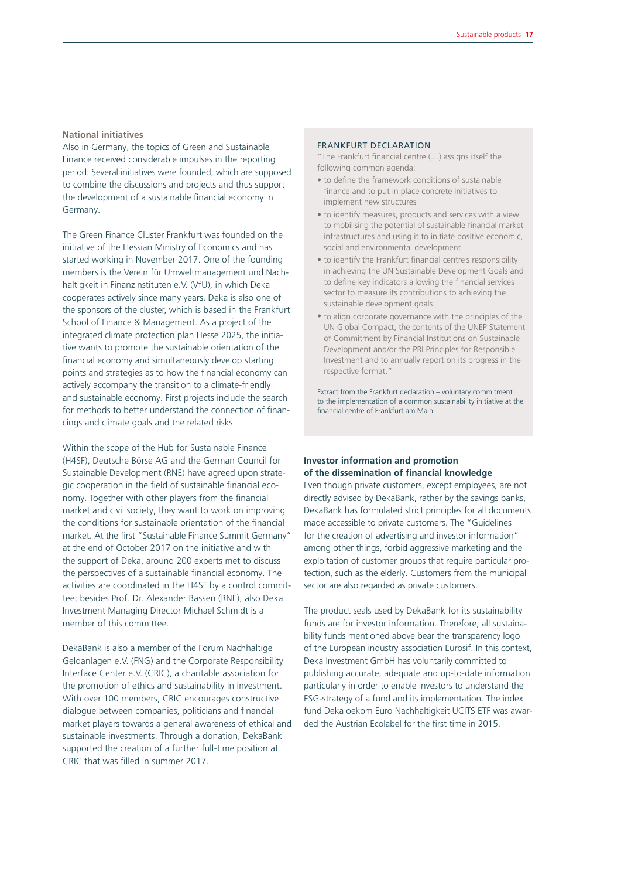### National initiatives

Also in Germany, the topics of Green and Sustainable Finance received considerable impulses in the reporting period. Several initiatives were founded, which are supposed to combine the discussions and projects and thus support the development of a sustainable financial economy in Germany.

The Green Finance Cluster Frankfurt was founded on the initiative of the Hessian Ministry of Economics and has started working in November 2017. One of the founding members is the Verein für Umweltmanagement und Nachhaltigkeit in Finanzinstituten e.V. (VfU), in which Deka cooperates actively since many years. Deka is also one of the sponsors of the cluster, which is based in the Frankfurt School of Finance & Management. As a project of the integrated climate protection plan Hesse 2025, the initiative wants to promote the sustainable orientation of the financial economy and simultaneously develop starting points and strategies as to how the financial economy can actively accompany the transition to a climate-friendly and sustainable economy. First projects include the search for methods to better understand the connection of financings and climate goals and the related risks.

Within the scope of the Hub for Sustainable Finance (H4SF), Deutsche Börse AG and the German Council for Sustainable Development (RNE) have agreed upon strategic cooperation in the field of sustainable financial economy. Together with other players from the financial market and civil society, they want to work on improving the conditions for sustainable orientation of the financial market. At the first "Sustainable Finance Summit Germany" at the end of October 2017 on the initiative and with the support of Deka, around 200 experts met to discuss the perspectives of a sustainable financial economy. The activities are coordinated in the H4SF by a control committee; besides Prof. Dr. Alexander Bassen (RNE), also Deka Investment Managing Director Michael Schmidt is a member of this committee.

DekaBank is also a member of the Forum Nachhaltige Geldanlagen e.V. (FNG) and the Corporate Responsibility Interface Center e.V. (CRIC), a charitable association for the promotion of ethics and sustainability in investment. With over 100 members, CRIC encourages constructive dialogue between companies, politicians and financial market players towards a general awareness of ethical and sustainable investments. Through a donation, DekaBank supported the creation of a further full-time position at CRIC that was filled in summer 2017.

#### FRANKFURT DECLARATION

"The Frankfurt financial centre (...) assigns itself the following common agenda:

- to define the framework conditions of sustainable finance and to put in place concrete initiatives to implement new structures
- to identify measures, products and services with a view to mobilising the potential of sustainable financial market infrastructures and using it to initiate positive economic, social and environmental development
- to identify the Frankfurt financial centre's responsibility in achieving the UN Sustainable Development Goals and to define key indicators allowing the financial services sector to measure its contributions to achieving the sustainable development goals
- to align corporate governance with the principles of the UN Global Compact, the contents of the UNEP Statement of Commitment by Financial Institutions on Sustainable Development and/or the PRI Principles for Responsible Investment and to annually report on its progress in the respective format."

Extract from the Frankfurt declaration – voluntary commitment to the implementation of a common sustainability initiative at the financial centre of Frankfurt am Main

### Investor information and promotion of the dissemination of financial knowledge

Even though private customers, except employees, are not directly advised by DekaBank, rather by the savings banks, DekaBank has formulated strict principles for all documents made accessible to private customers. The "Guidelines for the creation of advertising and investor information" among other things, forbid aggressive marketing and the exploitation of customer groups that require particular protection, such as the elderly. Customers from the municipal sector are also regarded as private customers.

The product seals used by DekaBank for its sustainability funds are for investor information. Therefore, all sustainability funds mentioned above bear the transparency logo of the European industry association Eurosif. In this context, Deka Investment GmbH has voluntarily committed to publishing accurate, adequate and up-to-date information particularly in order to enable investors to understand the ESG-strategy of a fund and its implementation. The index fund Deka oekom Euro Nachhaltigkeit UCITS ETF was awarded the Austrian Ecolabel for the first time in 2015.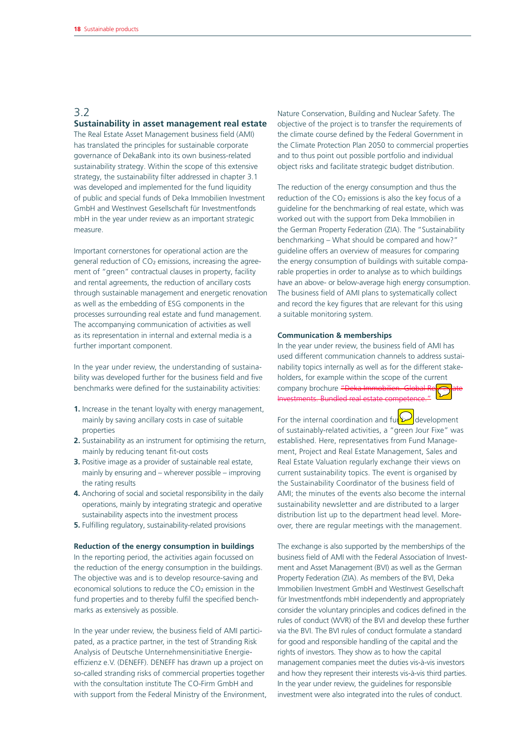## 3.2 Sustainability in asset management real estate

The Real Estate Asset Management business field (AMI) has translated the principles for sustainable corporate governance of DekaBank into its own business-related sustainability strategy. Within the scope of this extensive strategy, the sustainability filter addressed in chapter 3.1 was developed and implemented for the fund liquidity of public and special funds of Deka Immobilien Investment GmbH and WestInvest Gesellschaft für Investmentfonds mbH in the year under review as an important strategic measure.

Important cornerstones for operational action are the general reduction of $CO_2$ emissions, increasing the agreement of "green" contractual clauses in property, facility and rental agreements, the reduction of ancillary costs through sustainable management and energetic renovation as well as the embedding of ESG components in the processes surrounding real estate and fund management. The accompanying communication of activities as well as its representation in internal and external media is a further important component.

In the year under review, the understanding of sustainability was developed further for the business field and five benchmarks were defined for the sustainability activities:

1. Increase in the tenant loyalty with energy management, mainly by saving ancillary costs in case of suitable properties
2. Sustainability as an instrument for optimising the return, mainly by reducing tenant fit-out costs
3. Positive image as a provider of sustainable real estate, mainly by ensuring and – wherever possible – improving the rating results
4. Anchoring of social and societal responsibility in the daily operations, mainly by integrating strategic and operative sustainability aspects into the investment process
5. Fulfilling regulatory, sustainability-related provisions

**Reduction of the energy consumption in buildings**

In the reporting period, the activities again focussed on the reduction of the energy consumption in the buildings. The objective was and is to develop resource-saving and economical solutions to reduce the $CO_2$ emission in the fund properties and to thereby fulfil the specified benchmarks as extensively as possible.

In the year under review, the business field of AMI participated, as a practice partner, in the test of Stranding Risk Analysis of Deutsche Unternehmensinitiative Energieeffizienz e.V. (DENEFF). DENEFF has drawn up a project on so-called stranding risks of commercial properties together with the consultation institute The CO-Firm GmbH and with support from the Federal Ministry of the Environment, Nature Conservation, Building and Nuclear Safety. The objective of the project is to transfer the requirements of the climate course defined by the Federal Government in the Climate Protection Plan 2050 to commercial properties and to thus point out possible portfolio and individual object risks and facilitate strategic budget distribution.

The reduction of the energy consumption and thus the reduction of the $CO_2$ emissions is also the key focus of a guideline for the benchmarking of real estate, which was worked out with the support from Deka Immobilien in the German Property Federation (ZIA). The "Sustainability benchmarking – What should be compared and how?" guideline offers an overview of measures for comparing the energy consumption of buildings with suitable comparable properties in order to analyse as to which buildings have an above- or below-average high energy consumption. The business field of AMI plans to systematically collect and record the key figures that are relevant for this using a suitable monitoring system.

**Communication & memberships**

In the year under review, the business field of AMI has used different communication channels to address sustainability topics internally as well as for the different stakeholders, for example within the scope of the current company brochure ~~"Deka Immobilien. Global Real Estate Investments. Bundled real estate competence."~~

For the internal coordination and further development of sustainably-related activities, a "green Jour Fixe" was established. Here, representatives from Fund Management, Project and Real Estate Management, Sales and Real Estate Valuation regularly exchange their views on current sustainability topics. The event is organised by the Sustainability Coordinator of the business field of AMI; the minutes of the events also become the internal sustainability newsletter and are distributed to a larger distribution list up to the department head level. Moreover, there are regular meetings with the management.

The exchange is also supported by the memberships of the business field of AMI with the Federal Association of Investment and Asset Management (BVI) as well as the German Property Federation (ZIA). As members of the BVI, Deka Immobilien Investment GmbH and WestInvest Gesellschaft für Investmentfonds mbH independently and appropriately consider the voluntary principles and codices defined in the rules of conduct (WVR) of the BVI and develop these further via the BVI. The BVI rules of conduct formulate a standard for good and responsible handling of the capital and the rights of investors. They show as to how the capital management companies meet the duties vis-à-vis investors and how they represent their interests vis-à-vis third parties. In the year under review, the guidelines for responsible investment were also integrated into the rules of conduct.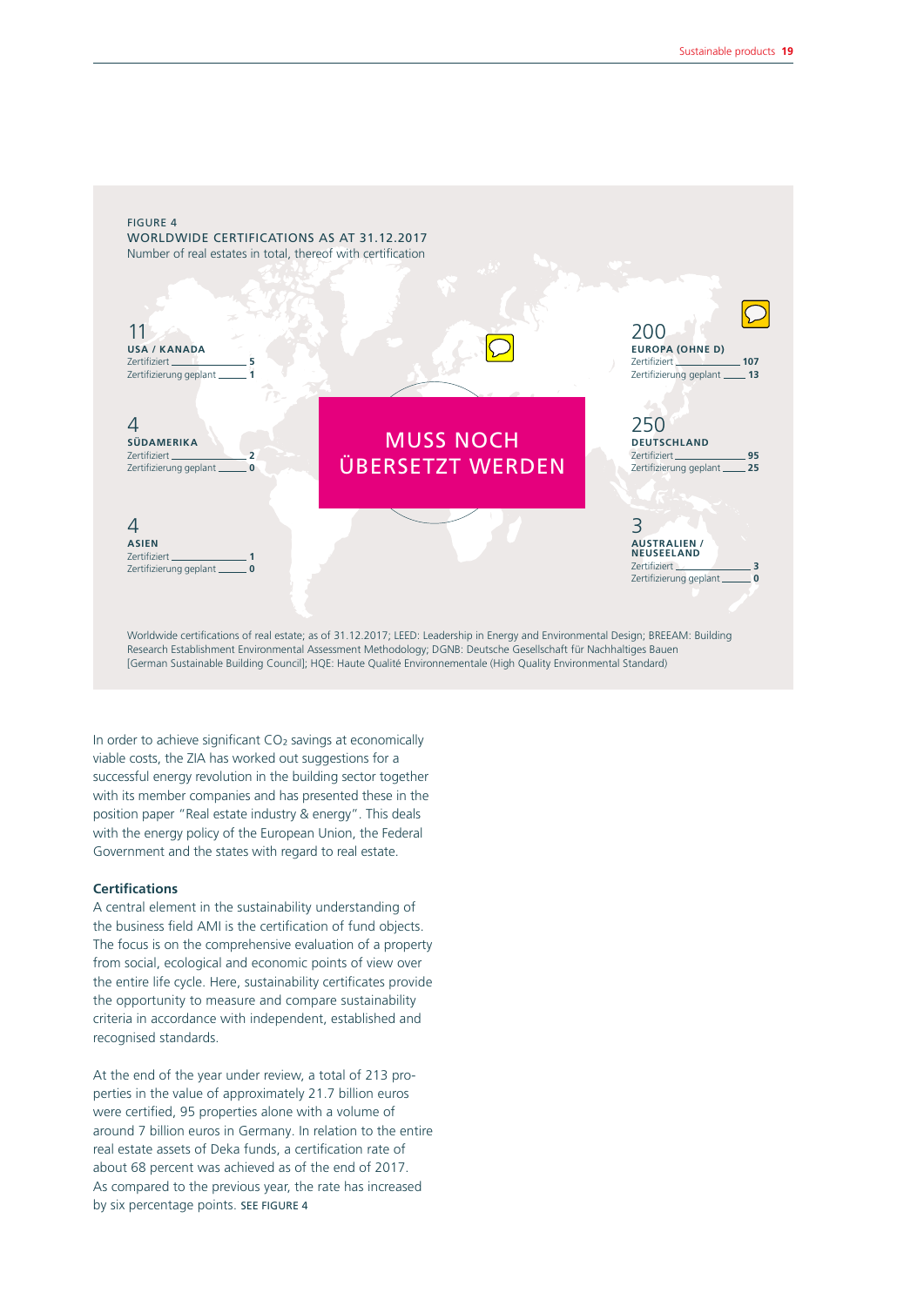FIGURE 4

WORLDWIDE CERTIFICATIONS AS AT 31.12.2017

Number of real estates in total, thereof with certification

| Region | Total | Zertifiziert | Zertifizierung geplant |
|---|---|---|---|
| USA / KANADA | 11 | 5 | 1 |
| SÜDAMERIKA | 4 | 2 | 0 |
| ASIEN | 4 | 1 | 0 |
| EUROPA (OHNE D) | 200 | 107 | 13 |
| DEUTSCHLAND | 250 | 95 | 25 |
| AUSTRALIEN / NEUSEELAND | 3 | 3 | 0 |

MUSS NOCH ÜBERSETZT WERDEN

Worldwide certifications of real estate; as of 31.12.2017; LEED: Leadership in Energy and Environmental Design; BREEAM: Building Research Establishment Environmental Assessment Methodology; DGNB: Deutsche Gesellschaft für Nachhaltiges Bauen [German Sustainable Building Council]; HQE: Haute Qualité Environnementale (High Quality Environmental Standard)

In order to achieve significant $CO_2$ savings at economically viable costs, the ZIA has worked out suggestions for a successful energy revolution in the building sector together with its member companies and has presented these in the position paper "Real estate industry & energy". This deals with the energy policy of the European Union, the Federal Government and the states with regard to real estate.

**Certifications**

A central element in the sustainability understanding of the business field AMI is the certification of fund objects. The focus is on the comprehensive evaluation of a property from social, ecological and economic points of view over the entire life cycle. Here, sustainability certificates provide the opportunity to measure and compare sustainability criteria in accordance with independent, established and recognised standards.

At the end of the year under review, a total of 213 properties in the value of approximately 21.7 billion euros were certified, 95 properties alone with a volume of around 7 billion euros in Germany. In relation to the entire real estate assets of Deka funds, a certification rate of about 68 percent was achieved as of the end of 2017. As compared to the previous year, the rate has increased by six percentage points. SEE FIGURE 4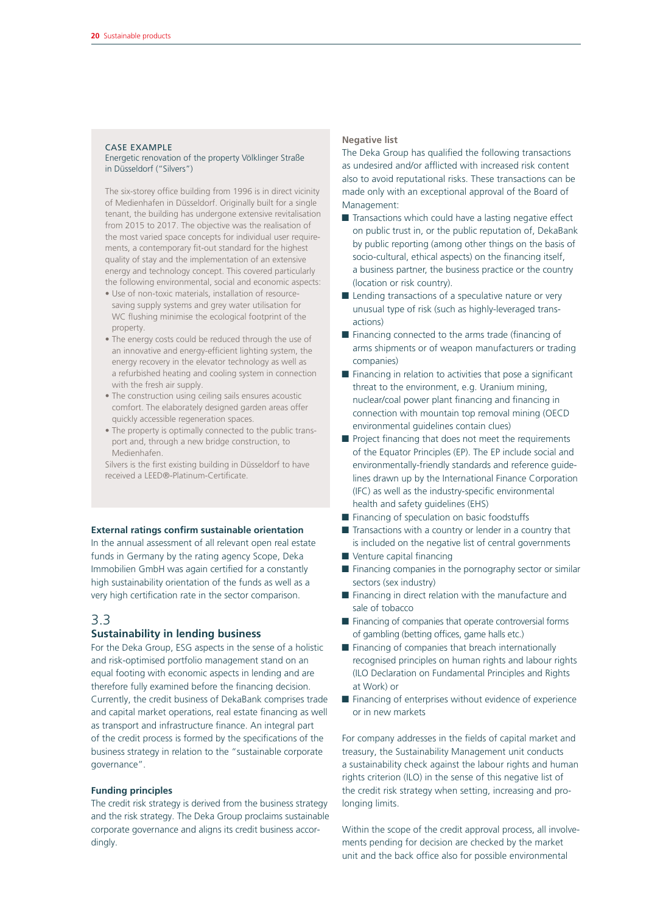CASE EXAMPLE

Energetic renovation of the property Völklinger Straße in Düsseldorf ("Silvers")

The six-storey office building from 1996 is in direct vicinity of Medienhafen in Düsseldorf. Originally built for a single tenant, the building has undergone extensive revitalisation from 2015 to 2017. The objective was the realisation of the most varied space concepts for individual user requirements, a contemporary fit-out standard for the highest quality of stay and the implementation of an extensive energy and technology concept. This covered particularly the following environmental, social and economic aspects:

- Use of non-toxic materials, installation of resource-saving supply systems and grey water utilisation for WC flushing minimise the ecological footprint of the property.
- The energy costs could be reduced through the use of an innovative and energy-efficient lighting system, the energy recovery in the elevator technology as well as a refurbished heating and cooling system in connection with the fresh air supply.
- The construction using ceiling sails ensures acoustic comfort. The elaborately designed garden areas offer quickly accessible regeneration spaces.
- The property is optimally connected to the public transport and, through a new bridge construction, to Medienhafen.

Silvers is the first existing building in Düsseldorf to have received a LEED®-Platinum-Certificate.

**External ratings confirm sustainable orientation**

In the annual assessment of all relevant open real estate funds in Germany by the rating agency Scope, Deka Immobilien GmbH was again certified for a constantly high sustainability orientation of the funds as well as a very high certification rate in the sector comparison.

## 3.3 Sustainability in lending business

For the Deka Group, ESG aspects in the sense of a holistic and risk-optimised portfolio management stand on an equal footing with economic aspects in lending and are therefore fully examined before the financing decision. Currently, the credit business of DekaBank comprises trade and capital market operations, real estate financing as well as transport and infrastructure finance. An integral part of the credit process is formed by the specifications of the business strategy in relation to the "sustainable corporate governance".

**Funding principles**

The credit risk strategy is derived from the business strategy and the risk strategy. The Deka Group proclaims sustainable corporate governance and aligns its credit business accordingly.

**Negative list**

The Deka Group has qualified the following transactions as undesired and/or afflicted with increased risk content also to avoid reputational risks. These transactions can be made only with an exceptional approval of the Board of Management:

- Transactions which could have a lasting negative effect on public trust in, or the public reputation of, DekaBank by public reporting (among other things on the basis of socio-cultural, ethical aspects) on the financing itself, a business partner, the business practice or the country (location or risk country).
- Lending transactions of a speculative nature or very unusual type of risk (such as highly-leveraged transactions)
- Financing connected to the arms trade (financing of arms shipments or of weapon manufacturers or trading companies)
- Financing in relation to activities that pose a significant threat to the environment, e.g. Uranium mining, nuclear/coal power plant financing and financing in connection with mountain top removal mining (OECD environmental guidelines contain clues)
- Project financing that does not meet the requirements of the Equator Principles (EP). The EP include social and environmentally-friendly standards and reference guidelines drawn up by the International Finance Corporation (IFC) as well as the industry-specific environmental health and safety guidelines (EHS)
- Financing of speculation on basic foodstuffs
- Transactions with a country or lender in a country that is included on the negative list of central governments
- Venture capital financing
- Financing companies in the pornography sector or similar sectors (sex industry)
- Financing in direct relation with the manufacture and sale of tobacco
- Financing of companies that operate controversial forms of gambling (betting offices, game halls etc.)
- Financing of companies that breach internationally recognised principles on human rights and labour rights (ILO Declaration on Fundamental Principles and Rights at Work) or
- Financing of enterprises without evidence of experience or in new markets

For company addresses in the fields of capital market and treasury, the Sustainability Management unit conducts a sustainability check against the labour rights and human rights criterion (ILO) in the sense of this negative list of the credit risk strategy when setting, increasing and prolonging limits.

Within the scope of the credit approval process, all involvements pending for decision are checked by the market unit and the back office also for possible environmental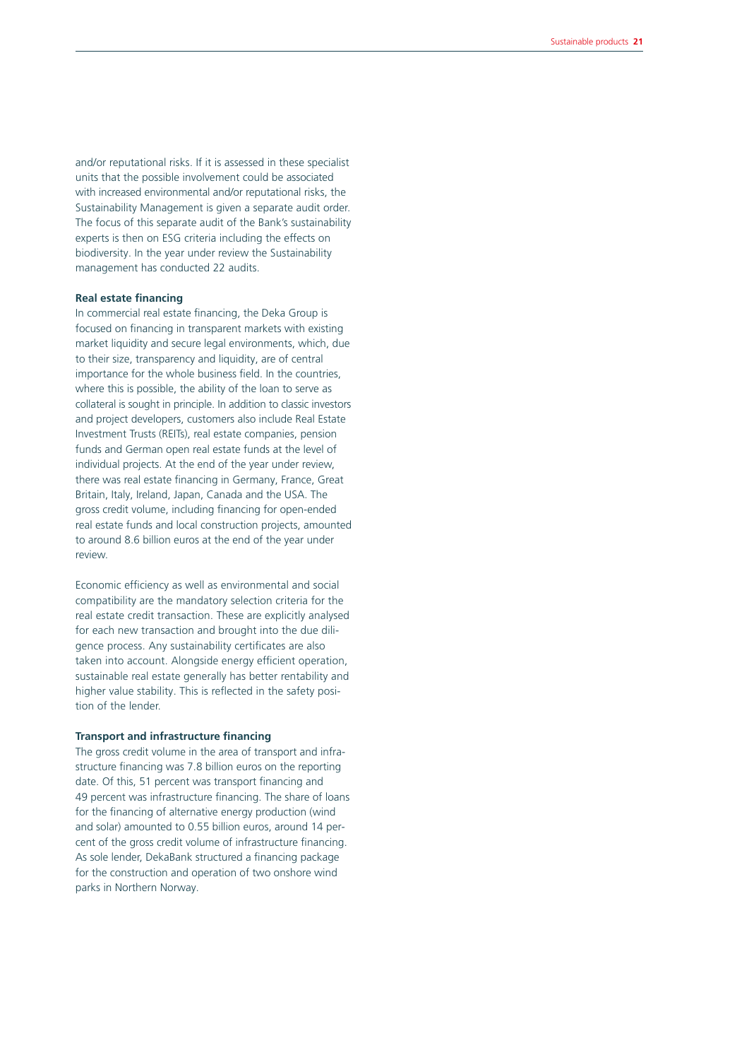and/or reputational risks. If it is assessed in these specialist units that the possible involvement could be associated with increased environmental and/or reputational risks, the Sustainability Management is given a separate audit order. The focus of this separate audit of the Bank's sustainability experts is then on ESG criteria including the effects on biodiversity. In the year under review the Sustainability management has conducted 22 audits.

**Real estate financing**

In commercial real estate financing, the Deka Group is focused on financing in transparent markets with existing market liquidity and secure legal environments, which, due to their size, transparency and liquidity, are of central importance for the whole business field. In the countries, where this is possible, the ability of the loan to serve as collateral is sought in principle. In addition to classic investors and project developers, customers also include Real Estate Investment Trusts (REITs), real estate companies, pension funds and German open real estate funds at the level of individual projects. At the end of the year under review, there was real estate financing in Germany, France, Great Britain, Italy, Ireland, Japan, Canada and the USA. The gross credit volume, including financing for open-ended real estate funds and local construction projects, amounted to around 8.6 billion euros at the end of the year under review.

Economic efficiency as well as environmental and social compatibility are the mandatory selection criteria for the real estate credit transaction. These are explicitly analysed for each new transaction and brought into the due diligence process. Any sustainability certificates are also taken into account. Alongside energy efficient operation, sustainable real estate generally has better rentability and higher value stability. This is reflected in the safety position of the lender.

**Transport and infrastructure financing**

The gross credit volume in the area of transport and infrastructure financing was 7.8 billion euros on the reporting date. Of this, 51 percent was transport financing and 49 percent was infrastructure financing. The share of loans for the financing of alternative energy production (wind and solar) amounted to 0.55 billion euros, around 14 percent of the gross credit volume of infrastructure financing. As sole lender, DekaBank structured a financing package for the construction and operation of two onshore wind parks in Northern Norway.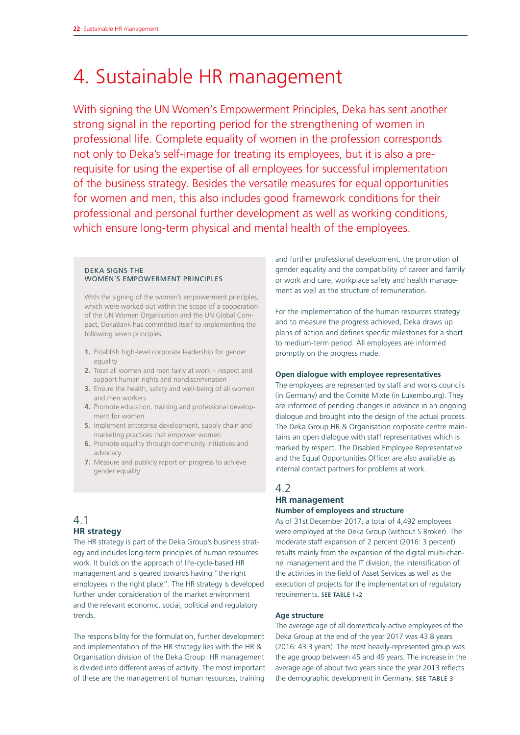# 4. Sustainable HR management

With signing the UN Women's Empowerment Principles, Deka has sent another strong signal in the reporting period for the strengthening of women in professional life. Complete equality of women in the profession corresponds not only to Deka's self-image for treating its employees, but it is also a prerequisite for using the expertise of all employees for successful implementation of the business strategy. Besides the versatile measures for equal opportunities for women and men, this also includes good framework conditions for their professional and personal further development as well as working conditions, which ensure long-term physical and mental health of the employees.

**DEKA SIGNS THE WOMEN´S EMPOWERMENT PRINCIPLES**

With the signing of the women's empowerment principles, which were worked out within the scope of a cooperation of the UN Women Organisation and the UN Global Compact, DekaBank has committed itself to implementing the following seven principles:

1. Establish high-level corporate leadership for gender equality
2. Treat all women and men fairly at work – respect and support human rights and nondiscrimination
3. Ensure the health, safety and well-being of all women and men workers
4. Promote education, training and professional development for women
5. Implement enterprise development, supply chain and marketing practices that empower women
6. Promote equality through community initiatives and advocacy
7. Measure and publicly report on progress to achieve gender equality

## 4.1 HR strategy

The HR strategy is part of the Deka Group's business strategy and includes long-term principles of human resources work. It builds on the approach of life-cycle-based HR management and is geared towards having "the right employees in the right place". The HR strategy is developed further under consideration of the market environment and the relevant economic, social, political and regulatory trends.

The responsibility for the formulation, further development and implementation of the HR strategy lies with the HR & Organisation division of the Deka Group. HR management is divided into different areas of activity. The most important of these are the management of human resources, training and further professional development, the promotion of gender equality and the compatibility of career and family or work and care, workplace safety and health management as well as the structure of remuneration.

For the implementation of the human resources strategy and to measure the progress achieved, Deka draws up plans of action and defines specific milestones for a short to medium-term period. All employees are informed promptly on the progress made.

### Open dialogue with employee representatives

The employees are represented by staff and works councils (in Germany) and the Comité Mixte (in Luxembourg). They are informed of pending changes in advance in an ongoing dialogue and brought into the design of the actual process. The Deka Group HR & Organisation corporate centre maintains an open dialogue with staff representatives which is marked by respect. The Disabled Employee Representative and the Equal Opportunities Officer are also available as internal contact partners for problems at work.

## 4.2 HR management

### Number of employees and structure

As of 31st December 2017, a total of 4,492 employees were employed at the Deka Group (without S Broker). The moderate staff expansion of 2 percent (2016: 3 percent) results mainly from the expansion of the digital multi-channel management and the IT division, the intensification of the activities in the field of Asset Services as well as the execution of projects for the implementation of regulatory requirements. SEE TABLE 1+2

### Age structure

The average age of all domestically-active employees of the Deka Group at the end of the year 2017 was 43.8 years (2016: 43.3 years). The most heavily-represented group was the age group between 45 and 49 years. The increase in the average age of about two years since the year 2013 reflects the demographic development in Germany. SEE TABLE 3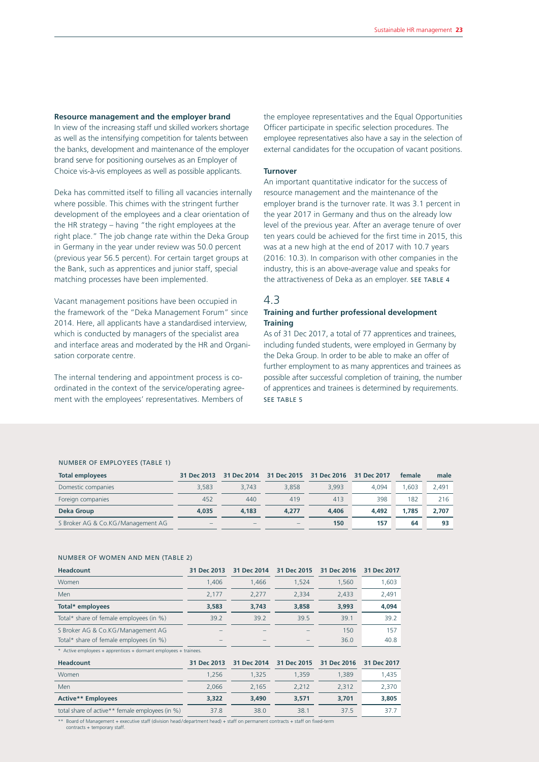**Resource management and the employer brand**
In view of the increasing staff und skilled workers shortage as well as the intensifying competition for talents between the banks, development and maintenance of the employer brand serve for positioning ourselves as an Employer of Choice vis-à-vis employees as well as possible applicants.

Deka has committed itself to filling all vacancies internally where possible. This chimes with the stringent further development of the employees and a clear orientation of the HR strategy – having "the right employees at the right place." The job change rate within the Deka Group in Germany in the year under review was 50.0 percent (previous year 56.5 percent). For certain target groups at the Bank, such as apprentices and junior staff, special matching processes have been implemented.

Vacant management positions have been occupied in the framework of the "Deka Management Forum" since 2014. Here, all applicants have a standardised interview, which is conducted by managers of the specialist area and interface areas and moderated by the HR and Organisation corporate centre.

The internal tendering and appointment process is co-ordinated in the context of the service/operating agreement with the employees' representatives. Members of the employee representatives and the Equal Opportunities Officer participate in specific selection procedures. The employee representatives also have a say in the selection of external candidates for the occupation of vacant positions.

**Turnover**
An important quantitative indicator for the success of resource management and the maintenance of the employer brand is the turnover rate. It was 3.1 percent in the year 2017 in Germany and thus on the already low level of the previous year. After an average tenure of over ten years could be achieved for the first time in 2015, this was at a new high at the end of 2017 with 10.7 years (2016: 10.3). In comparison with other companies in the industry, this is an above-average value and speaks for the attractiveness of Deka as an employer. SEE TABLE 4

## 4.3

### Training and further professional development

**Training**
As of 31 Dec 2017, a total of 77 apprentices and trainees, including funded students, were employed in Germany by the Deka Group. In order to be able to make an offer of further employment to as many apprentices and trainees as possible after successful completion of training, the number of apprentices and trainees is determined by requirements. SEE TABLE 5

NUMBER OF EMPLOYEES (TABLE 1)

| Total employees | 31 Dec 2013 | 31 Dec 2014 | 31 Dec 2015 | 31 Dec 2016 | 31 Dec 2017 | female | male |
|---|---|---|---|---|---|---|---|
| Domestic companies | 3,583 | 3,743 | 3,858 | 3,993 | 4,094 | 1,603 | 2,491 |
| Foreign companies | 452 | 440 | 419 | 413 | 398 | 182 | 216 |
| **Deka Group** | **4,035** | **4,183** | **4,277** | **4,406** | **4,492** | **1,785** | **2,707** |
| S Broker AG & Co.KG/Management AG | – | – | – | **150** | **157** | **64** | **93** |

NUMBER OF WOMEN AND MEN (TABLE 2)

| Headcount | 31 Dec 2013 | 31 Dec 2014 | 31 Dec 2015 | 31 Dec 2016 | 31 Dec 2017 |
|---|---|---|---|---|---|
| Women | 1,406 | 1,466 | 1,524 | 1,560 | 1,603 |
| Men | 2,177 | 2,277 | 2,334 | 2,433 | 2,491 |
| **Total* employees** | **3,583** | **3,743** | **3,858** | **3,993** | **4,094** |
| Total* share of female employees (in %) | 39.2 | 39.2 | 39.5 | 39.1 | 39.2 |
| S Broker AG & Co.KG/Management AG | – | – | – | 150 | 157 |
| Total* share of female employees (in %) | – | – | – | 36.0 | 40.8 |

* Active employees + apprentices + dormant employees + trainees.

| Headcount | 31 Dec 2013 | 31 Dec 2014 | 31 Dec 2015 | 31 Dec 2016 | 31 Dec 2017 |
|---|---|---|---|---|---|
| Women | 1,256 | 1,325 | 1,359 | 1,389 | 1,435 |
| Men | 2,066 | 2,165 | 2,212 | 2,312 | 2,370 |
| **Active** Employees** | **3,322** | **3,490** | **3,571** | **3,701** | **3,805** |
| total share of active** female employees (in %) | 37.8 | 38.0 | 38.1 | 37.5 | 37.7 |

** Board of Management + executive staff (division head/department head) + staff on permanent contracts + staff on fixed-term contracts + temporary staff.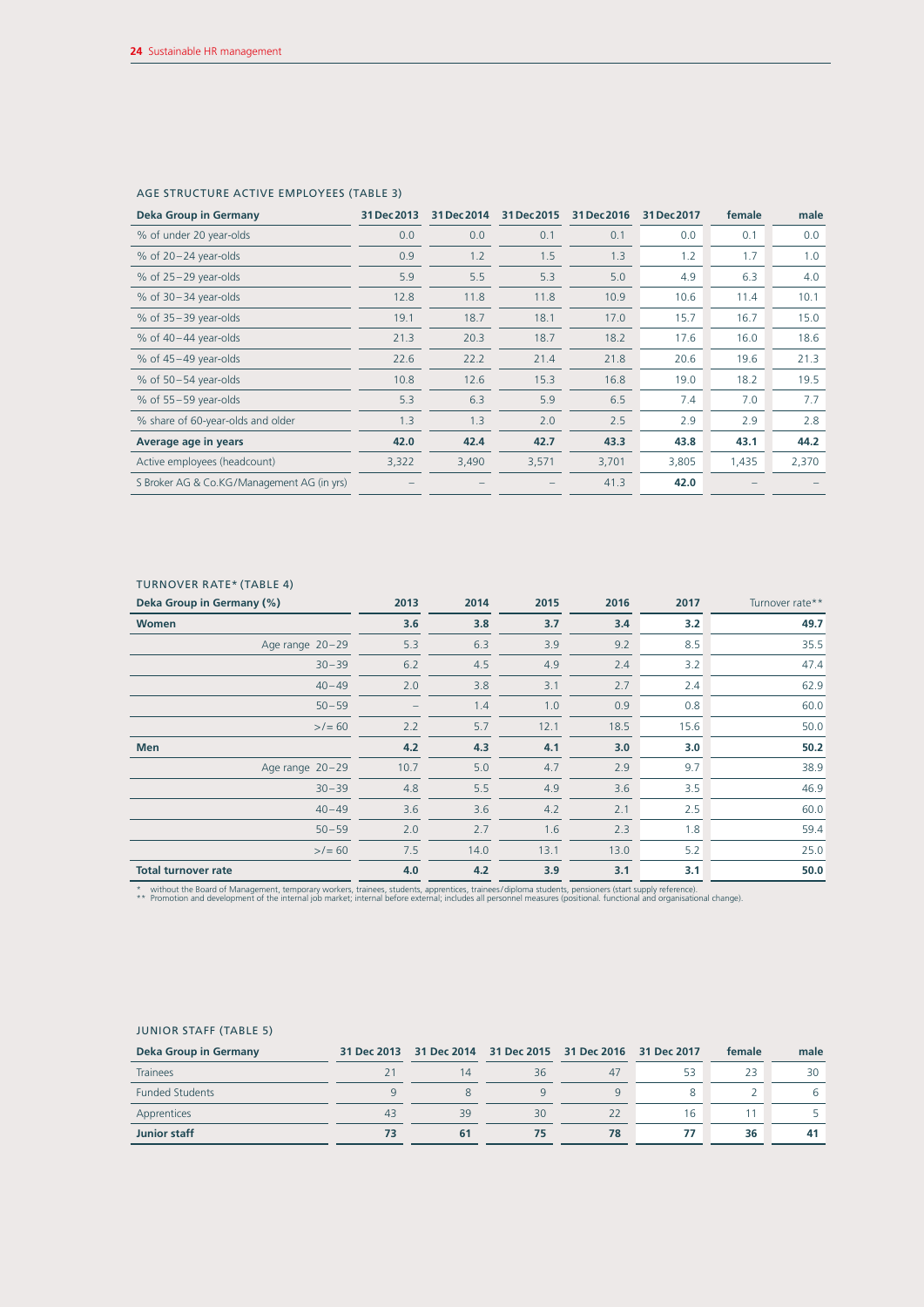## AGE STRUCTURE ACTIVE EMPLOYEES (TABLE 3)

| Deka Group in Germany | 31 Dec 2013 | 31 Dec 2014 | 31 Dec 2015 | 31 Dec 2016 | 31 Dec 2017 | female | male |
|---|---|---|---|---|---|---|---|
| % of under 20 year-olds | 0.0 | 0.0 | 0.1 | 0.1 | 0.0 | 0.1 | 0.0 |
| % of 20–24 year-olds | 0.9 | 1.2 | 1.5 | 1.3 | 1.2 | 1.7 | 1.0 |
| % of 25–29 year-olds | 5.9 | 5.5 | 5.3 | 5.0 | 4.9 | 6.3 | 4.0 |
| % of 30–34 year-olds | 12.8 | 11.8 | 11.8 | 10.9 | 10.6 | 11.4 | 10.1 |
| % of 35–39 year-olds | 19.1 | 18.7 | 18.1 | 17.0 | 15.7 | 16.7 | 15.0 |
| % of 40–44 year-olds | 21.3 | 20.3 | 18.7 | 18.2 | 17.6 | 16.0 | 18.6 |
| % of 45–49 year-olds | 22.6 | 22.2 | 21.4 | 21.8 | 20.6 | 19.6 | 21.3 |
| % of 50–54 year-olds | 10.8 | 12.6 | 15.3 | 16.8 | 19.0 | 18.2 | 19.5 |
| % of 55–59 year-olds | 5.3 | 6.3 | 5.9 | 6.5 | 7.4 | 7.0 | 7.7 |
| % share of 60-year-olds and older | 1.3 | 1.3 | 2.0 | 2.5 | 2.9 | 2.9 | 2.8 |
| **Average age in years** | **42.0** | **42.4** | **42.7** | **43.3** | **43.8** | **43.1** | **44.2** |
| Active employees (headcount) | 3,322 | 3,490 | 3,571 | 3,701 | 3,805 | 1,435 | 2,370 |
| S Broker AG & Co.KG/Management AG (in yrs) | – | – | – | 41.3 | **42.0** | – | – |

## TURNOVER RATE* (TABLE 4)

| Deka Group in Germany (%) | 2013 | 2014 | 2015 | 2016 | 2017 | Turnover rate** |
|---|---|---|---|---|---|---|
| **Women** | **3.6** | **3.8** | **3.7** | **3.4** | **3.2** | **49.7** |
| Age range 20–29 | 5.3 | 6.3 | 3.9 | 9.2 | 8.5 | 35.5 |
| 30–39 | 6.2 | 4.5 | 4.9 | 2.4 | 3.2 | 47.4 |
| 40–49 | 2.0 | 3.8 | 3.1 | 2.7 | 2.4 | 62.9 |
| 50–59 | – | 1.4 | 1.0 | 0.9 | 0.8 | 60.0 |
| >/= 60 | 2.2 | 5.7 | 12.1 | 18.5 | 15.6 | 50.0 |
| **Men** | **4.2** | **4.3** | **4.1** | **3.0** | **3.0** | **50.2** |
| Age range 20–29 | 10.7 | 5.0 | 4.7 | 2.9 | 9.7 | 38.9 |
| 30–39 | 4.8 | 5.5 | 4.9 | 3.6 | 3.5 | 46.9 |
| 40–49 | 3.6 | 3.6 | 4.2 | 2.1 | 2.5 | 60.0 |
| 50–59 | 2.0 | 2.7 | 1.6 | 2.3 | 1.8 | 59.4 |
| >/= 60 | 7.5 | 14.0 | 13.1 | 13.0 | 5.2 | 25.0 |
| **Total turnover rate** | **4.0** | **4.2** | **3.9** | **3.1** | **3.1** | **50.0** |

\* without the Board of Management, temporary workers, trainees, students, apprentices, trainees/diploma students, pensioners (start supply reference).
\*\* Promotion and development of the internal job market; internal before external; includes all personnel measures (positional. functional and organisational change).

## JUNIOR STAFF (TABLE 5)

| Deka Group in Germany | 31 Dec 2013 | 31 Dec 2014 | 31 Dec 2015 | 31 Dec 2016 | 31 Dec 2017 | female | male |
|---|---|---|---|---|---|---|---|
| Trainees | 21 | 14 | 36 | 47 | 53 | 23 | 30 |
| Funded Students | 9 | 8 | 9 | 9 | 8 | 2 | 6 |
| Apprentices | 43 | 39 | 30 | 22 | 16 | 11 | 5 |
| **Junior staff** | **73** | **61** | **75** | **78** | **77** | **36** | **41** |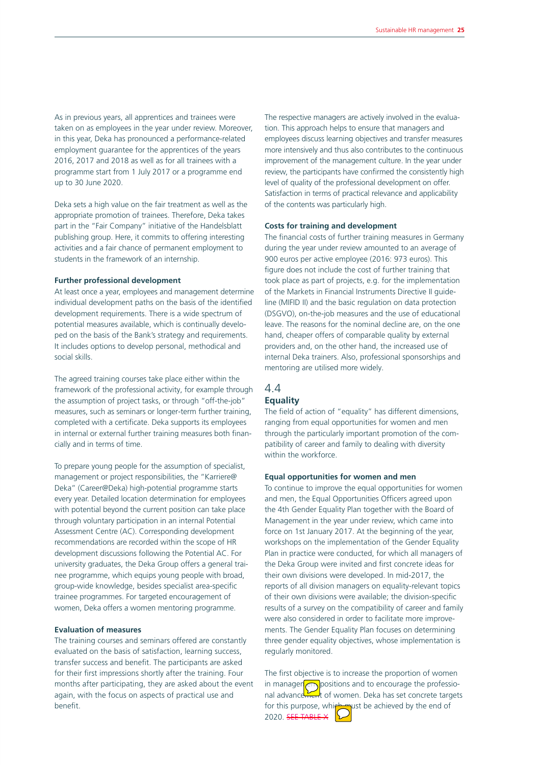As in previous years, all apprentices and trainees were taken on as employees in the year under review. Moreover, in this year, Deka has pronounced a performance-related employment guarantee for the apprentices of the years 2016, 2017 and 2018 as well as for all trainees with a programme start from 1 July 2017 or a programme end up to 30 June 2020.

Deka sets a high value on the fair treatment as well as the appropriate promotion of trainees. Therefore, Deka takes part in the "Fair Company" initiative of the Handelsblatt publishing group. Here, it commits to offering interesting activities and a fair chance of permanent employment to students in the framework of an internship.

### Further professional development

At least once a year, employees and management determine individual development paths on the basis of the identified development requirements. There is a wide spectrum of potential measures available, which is continually developed on the basis of the Bank's strategy and requirements. It includes options to develop personal, methodical and social skills.

The agreed training courses take place either within the framework of the professional activity, for example through the assumption of project tasks, or through "off-the-job" measures, such as seminars or longer-term further training, completed with a certificate. Deka supports its employees in internal or external further training measures both financially and in terms of time.

To prepare young people for the assumption of specialist, management or project responsibilities, the "Karriere@Deka" (Career@Deka) high-potential programme starts every year. Detailed location determination for employees with potential beyond the current position can take place through voluntary participation in an internal Potential Assessment Centre (AC). Corresponding development recommendations are recorded within the scope of HR development discussions following the Potential AC. For university graduates, the Deka Group offers a general trainee programme, which equips young people with broad, group-wide knowledge, besides specialist area-specific trainee programmes. For targeted encouragement of women, Deka offers a women mentoring programme.

### Evaluation of measures

The training courses and seminars offered are constantly evaluated on the basis of satisfaction, learning success, transfer success and benefit. The participants are asked for their first impressions shortly after the training. Four months after participating, they are asked about the event again, with the focus on aspects of practical use and benefit.

The respective managers are actively involved in the evaluation. This approach helps to ensure that managers and employees discuss learning objectives and transfer measures more intensively and thus also contributes to the continuous improvement of the management culture. In the year under review, the participants have confirmed the consistently high level of quality of the professional development on offer. Satisfaction in terms of practical relevance and applicability of the contents was particularly high.

### Costs for training and development

The financial costs of further training measures in Germany during the year under review amounted to an average of 900 euros per active employee (2016: 973 euros). This figure does not include the cost of further training that took place as part of projects, e.g. for the implementation of the Markets in Financial Instruments Directive II guideline (MIFID II) and the basic regulation on data protection (DSGVO), on-the-job measures and the use of educational leave. The reasons for the nominal decline are, on the one hand, cheaper offers of comparable quality by external providers and, on the other hand, the increased use of internal Deka trainers. Also, professional sponsorships and mentoring are utilised more widely.

## 4.4 Equality

The field of action of "equality" has different dimensions, ranging from equal opportunities for women and men through the particularly important promotion of the compatibility of career and family to dealing with diversity within the workforce.

### Equal opportunities for women and men

To continue to improve the equal opportunities for women and men, the Equal Opportunities Officers agreed upon the 4th Gender Equality Plan together with the Board of Management in the year under review, which came into force on 1st January 2017. At the beginning of the year, workshops on the implementation of the Gender Equality Plan in practice were conducted, for which all managers of the Deka Group were invited and first concrete ideas for their own divisions were developed. In mid-2017, the reports of all division managers on equality-relevant topics of their own divisions were available; the division-specific results of a survey on the compatibility of career and family were also considered in order to facilitate more improvements. The Gender Equality Plan focuses on determining three gender equality objectives, whose implementation is regularly monitored.

The first objective is to increase the proportion of women in management positions and to encourage the professional advancement of women. Deka has set concrete targets for this purpose, which must be achieved by the end of 2020. ~~SEE TABLE X~~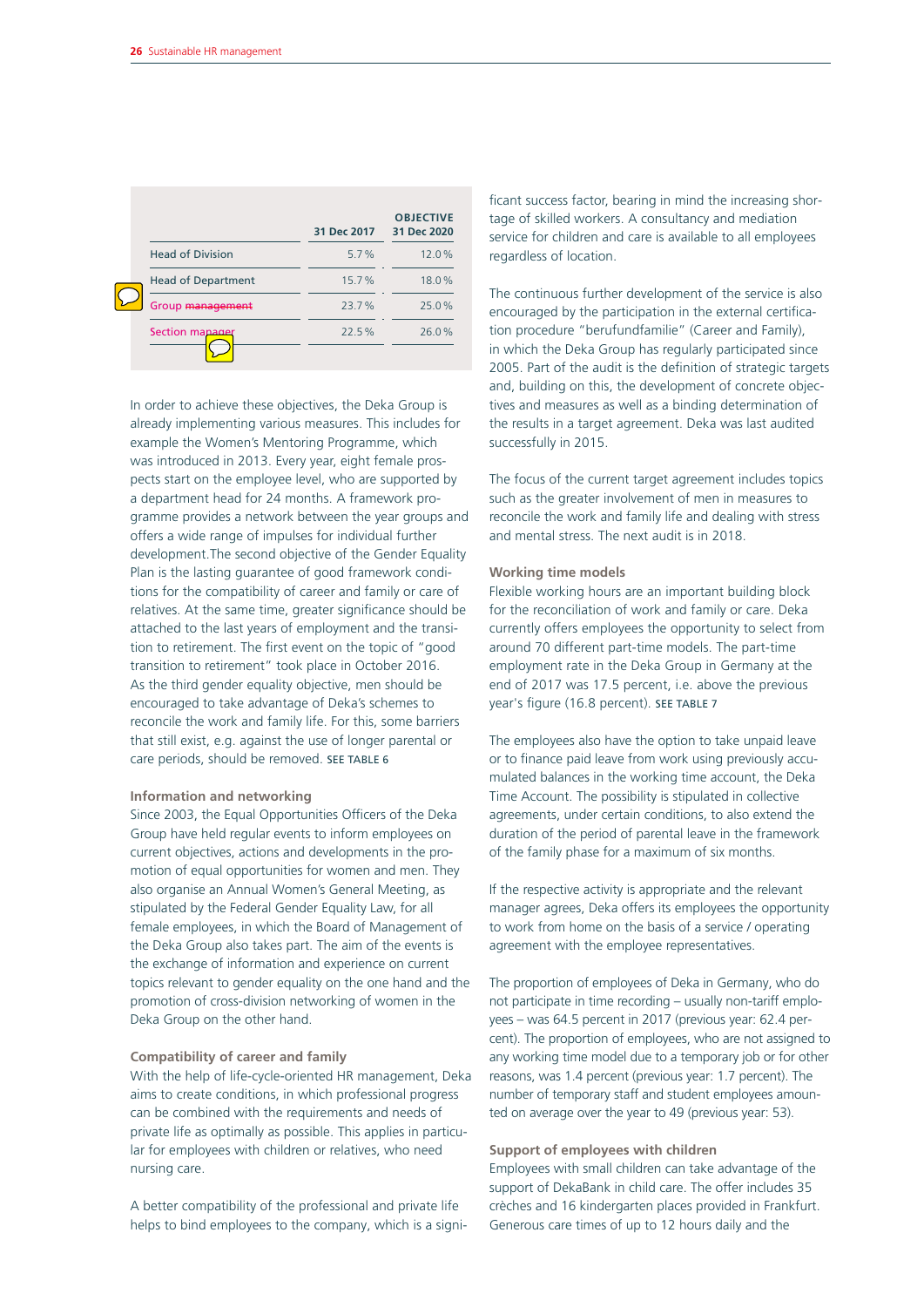| | 31 Dec 2017 | OBJECTIVE 31 Dec 2020 |
|---|---|---|
| Head of Division | 5.7 % | 12.0 % |
| Head of Department | 15.7 % | 18.0 % |
| Group ~~management~~ | 23.7 % | 25.0 % |
| Section manager | 22.5 % | 26.0 % |

In order to achieve these objectives, the Deka Group is already implementing various measures. This includes for example the Women's Mentoring Programme, which was introduced in 2013. Every year, eight female prospects start on the employee level, who are supported by a department head for 24 months. A framework programme provides a network between the year groups and offers a wide range of impulses for individual further development.The second objective of the Gender Equality Plan is the lasting guarantee of good framework conditions for the compatibility of career and family or care of relatives. At the same time, greater significance should be attached to the last years of employment and the transition to retirement. The first event on the topic of "good transition to retirement" took place in October 2016. As the third gender equality objective, men should be encouraged to take advantage of Deka's schemes to reconcile the work and family life. For this, some barriers that still exist, e.g. against the use of longer parental or care periods, should be removed. SEE TABLE 6

### Information and networking

Since 2003, the Equal Opportunities Officers of the Deka Group have held regular events to inform employees on current objectives, actions and developments in the promotion of equal opportunities for women and men. They also organise an Annual Women's General Meeting, as stipulated by the Federal Gender Equality Law, for all female employees, in which the Board of Management of the Deka Group also takes part. The aim of the events is the exchange of information and experience on current topics relevant to gender equality on the one hand and the promotion of cross-division networking of women in the Deka Group on the other hand.

### Compatibility of career and family

With the help of life-cycle-oriented HR management, Deka aims to create conditions, in which professional progress can be combined with the requirements and needs of private life as optimally as possible. This applies in particular for employees with children or relatives, who need nursing care.

A better compatibility of the professional and private life helps to bind employees to the company, which is a significant success factor, bearing in mind the increasing shortage of skilled workers. A consultancy and mediation service for children and care is available to all employees regardless of location.

The continuous further development of the service is also encouraged by the participation in the external certification procedure "berufundfamilie" (Career and Family), in which the Deka Group has regularly participated since 2005. Part of the audit is the definition of strategic targets and, building on this, the development of concrete objectives and measures as well as a binding determination of the results in a target agreement. Deka was last audited successfully in 2015.

The focus of the current target agreement includes topics such as the greater involvement of men in measures to reconcile the work and family life and dealing with stress and mental stress. The next audit is in 2018.

### Working time models

Flexible working hours are an important building block for the reconciliation of work and family or care. Deka currently offers employees the opportunity to select from around 70 different part-time models. The part-time employment rate in the Deka Group in Germany at the end of 2017 was 17.5 percent, i.e. above the previous year's figure (16.8 percent). SEE TABLE 7

The employees also have the option to take unpaid leave or to finance paid leave from work using previously accumulated balances in the working time account, the Deka Time Account. The possibility is stipulated in collective agreements, under certain conditions, to also extend the duration of the period of parental leave in the framework of the family phase for a maximum of six months.

If the respective activity is appropriate and the relevant manager agrees, Deka offers its employees the opportunity to work from home on the basis of a service / operating agreement with the employee representatives.

The proportion of employees of Deka in Germany, who do not participate in time recording – usually non-tariff employees – was 64.5 percent in 2017 (previous year: 62.4 percent). The proportion of employees, who are not assigned to any working time model due to a temporary job or for other reasons, was 1.4 percent (previous year: 1.7 percent). The number of temporary staff and student employees amounted on average over the year to 49 (previous year: 53).

### Support of employees with children

Employees with small children can take advantage of the support of DekaBank in child care. The offer includes 35 crèches and 16 kindergarten places provided in Frankfurt. Generous care times of up to 12 hours daily and the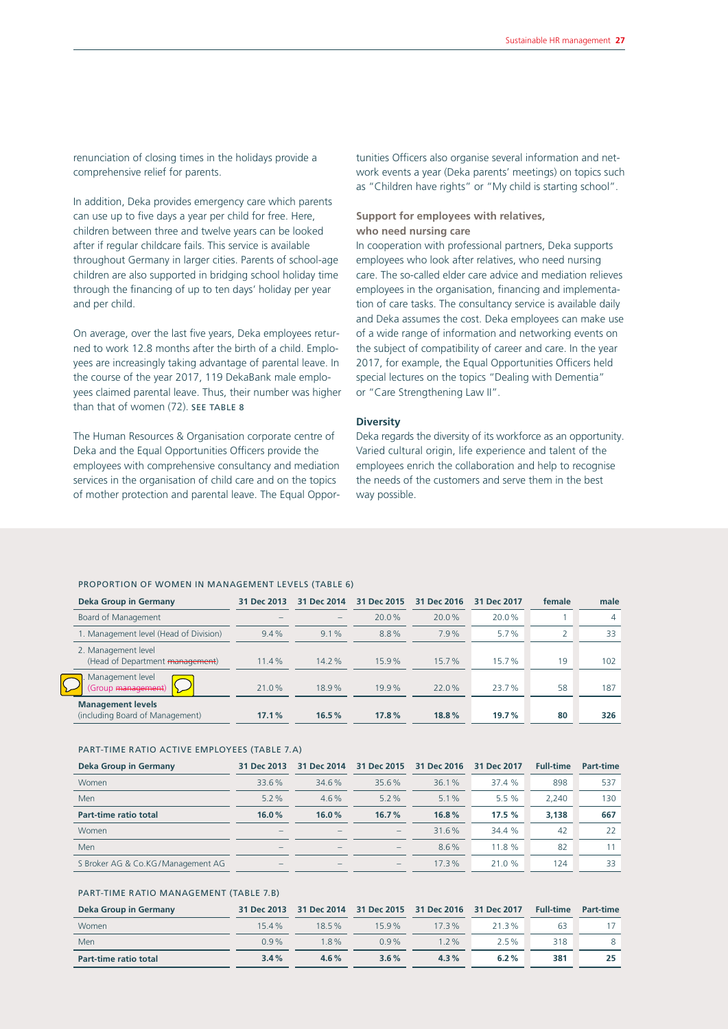renunciation of closing times in the holidays provide a comprehensive relief for parents.

In addition, Deka provides emergency care which parents can use up to five days a year per child for free. Here, children between three and twelve years can be looked after if regular childcare fails. This service is available throughout Germany in larger cities. Parents of school-age children are also supported in bridging school holiday time through the financing of up to ten days' holiday per year and per child.

On average, over the last five years, Deka employees returned to work 12.8 months after the birth of a child. Employees are increasingly taking advantage of parental leave. In the course of the year 2017, 119 DekaBank male employees claimed parental leave. Thus, their number was higher than that of women (72). SEE TABLE 8

The Human Resources & Organisation corporate centre of Deka and the Equal Opportunities Officers provide the employees with comprehensive consultancy and mediation services in the organisation of child care and on the topics of mother protection and parental leave. The Equal Opportunities Officers also organise several information and network events a year (Deka parents' meetings) on topics such as "Children have rights" or "My child is starting school".

**Support for employees with relatives, who need nursing care**

In cooperation with professional partners, Deka supports employees who look after relatives, who need nursing care. The so-called elder care advice and mediation relieves employees in the organisation, financing and implementation of care tasks. The consultancy service is available daily and Deka assumes the cost. Deka employees can make use of a wide range of information and networking events on the subject of compatibility of career and care. In the year 2017, for example, the Equal Opportunities Officers held special lectures on the topics "Dealing with Dementia" or "Care Strengthening Law II".

**Diversity**

Deka regards the diversity of its workforce as an opportunity. Varied cultural origin, life experience and talent of the employees enrich the collaboration and help to recognise the needs of the customers and serve them in the best way possible.

PROPORTION OF WOMEN IN MANAGEMENT LEVELS (TABLE 6)

| Deka Group in Germany | 31 Dec 2013 | 31 Dec 2014 | 31 Dec 2015 | 31 Dec 2016 | 31 Dec 2017 | female | male |
|---|---|---|---|---|---|---|---|
| Board of Management | – | – | 20.0 % | 20.0 % | 20.0 % | 1 | 4 |
| 1. Management level (Head of Division) | 9.4 % | 9.1 % | 8.8 % | 7.9 % | 5.7 % | 2 | 33 |
| 2. Management level (Head of Department ~~management~~) | 11.4 % | 14.2 % | 15.9 % | 15.7 % | 15.7 % | 19 | 102 |
| 3. Management level (Group ~~management~~) | 21.0 % | 18.9 % | 19.9 % | 22.0 % | 23.7 % | 58 | 187 |
| **Management levels** (including Board of Management) | **17.1 %** | **16.5 %** | **17.8 %** | **18.8 %** | **19.7 %** | **80** | **326** |

PART-TIME RATIO ACTIVE EMPLOYEES (TABLE 7.A)

| Deka Group in Germany | 31 Dec 2013 | 31 Dec 2014 | 31 Dec 2015 | 31 Dec 2016 | 31 Dec 2017 | Full-time | Part-time |
|---|---|---|---|---|---|---|---|
| Women | 33.6 % | 34.6 % | 35.6 % | 36.1 % | 37.4 % | 898 | 537 |
| Men | 5.2 % | 4.6 % | 5.2 % | 5.1 % | 5.5 % | 2,240 | 130 |
| **Part-time ratio total** | **16.0 %** | **16.0 %** | **16.7 %** | **16.8 %** | **17.5 %** | **3,138** | **667** |
| Women | – | – | – | 31.6 % | 34.4 % | 42 | 22 |
| Men | – | – | – | 8.6 % | 11.8 % | 82 | 11 |
| S Broker AG & Co.KG/Management AG | – | – | – | 17.3 % | 21.0 % | 124 | 33 |

PART-TIME RATIO MANAGEMENT (TABLE 7.B)

| Deka Group in Germany | 31 Dec 2013 | 31 Dec 2014 | 31 Dec 2015 | 31 Dec 2016 | 31 Dec 2017 | Full-time | Part-time |
|---|---|---|---|---|---|---|---|
| Women | 15.4 % | 18.5 % | 15.9 % | 17.3 % | 21.3 % | 63 | 17 |
| Men | 0.9 % | 1.8 % | 0.9 % | 1.2 % | 2.5 % | 318 | 8 |
| **Part-time ratio total** | **3.4 %** | **4.6 %** | **3.6 %** | **4.3 %** | **6.2 %** | **381** | **25** |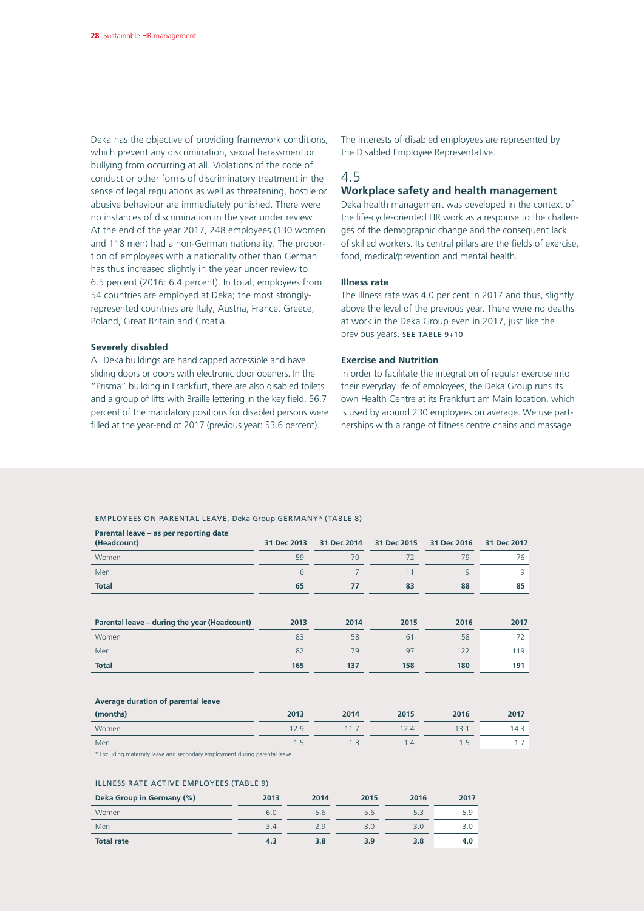Deka has the objective of providing framework conditions, which prevent any discrimination, sexual harassment or bullying from occurring at all. Violations of the code of conduct or other forms of discriminatory treatment in the sense of legal regulations as well as threatening, hostile or abusive behaviour are immediately punished. There were no instances of discrimination in the year under review. At the end of the year 2017, 248 employees (130 women and 118 men) had a non-German nationality. The proportion of employees with a nationality other than German has thus increased slightly in the year under review to 6.5 percent (2016: 6.4 percent). In total, employees from 54 countries are employed at Deka; the most strongly-represented countries are Italy, Austria, France, Greece, Poland, Great Britain and Croatia.

### Severely disabled

All Deka buildings are handicapped accessible and have sliding doors or doors with electronic door openers. In the "Prisma" building in Frankfurt, there are also disabled toilets and a group of lifts with Braille lettering in the key field. 56.7 percent of the mandatory positions for disabled persons were filled at the year-end of 2017 (previous year: 53.6 percent).

The interests of disabled employees are represented by the Disabled Employee Representative.

## 4.5 Workplace safety and health management

Deka health management was developed in the context of the life-cycle-oriented HR work as a response to the challenges of the demographic change and the consequent lack of skilled workers. Its central pillars are the fields of exercise, food, medical/prevention and mental health.

### Illness rate

The Illness rate was 4.0 per cent in 2017 and thus, slightly above the level of the previous year. There were no deaths at work in the Deka Group even in 2017, just like the previous years. SEE TABLE 9+10

### Exercise and Nutrition

In order to facilitate the integration of regular exercise into their everyday life of employees, the Deka Group runs its own Health Centre at its Frankfurt am Main location, which is used by around 230 employees on average. We use partnerships with a range of fitness centre chains and massage

EMPLOYEES ON PARENTAL LEAVE, Deka Group GERMANY* (TABLE 8)

| Parental leave – as per reporting date (Headcount) | 31 Dec 2013 | 31 Dec 2014 | 31 Dec 2015 | 31 Dec 2016 | 31 Dec 2017 |
|---|---|---|---|---|---|
| Women | 59 | 70 | 72 | 79 | 76 |
| Men | 6 | 7 | 11 | 9 | 9 |
| **Total** | **65** | **77** | **83** | **88** | **85** |

| Parental leave – during the year (Headcount) | 2013 | 2014 | 2015 | 2016 | 2017 |
|---|---|---|---|---|---|
| Women | 83 | 58 | 61 | 58 | 72 |
| Men | 82 | 79 | 97 | 122 | 119 |
| **Total** | **165** | **137** | **158** | **180** | **191** |

| Average duration of parental leave (months) | 2013 | 2014 | 2015 | 2016 | 2017 |
|---|---|---|---|---|---|
| Women | 12.9 | 11.7 | 12.4 | 13.1 | 14.3 |
| Men | 1.5 | 1.3 | 1.4 | 1.5 | 1.7 |

\* Excluding maternity leave and secondary employment during parental leave.

ILLNESS RATE ACTIVE EMPLOYEES (TABLE 9)

| Deka Group in Germany (%) | 2013 | 2014 | 2015 | 2016 | 2017 |
|---|---|---|---|---|---|
| Women | 6.0 | 5.6 | 5.6 | 5.3 | 5.9 |
| Men | 3.4 | 2.9 | 3.0 | 3.0 | 3.0 |
| **Total rate** | **4.3** | **3.8** | **3.9** | **3.8** | **4.0** |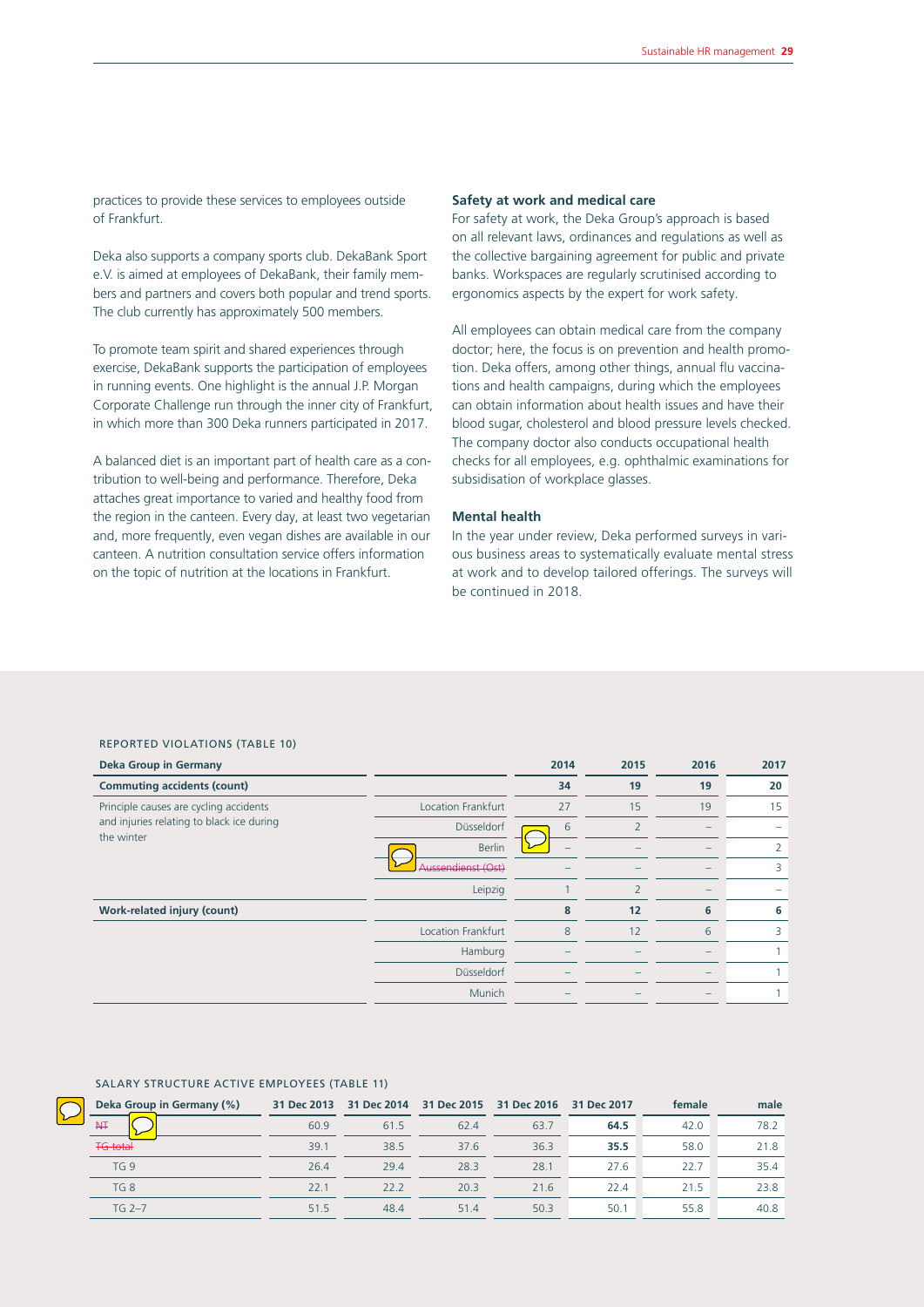practices to provide these services to employees outside of Frankfurt.

Deka also supports a company sports club. DekaBank Sport e.V. is aimed at employees of DekaBank, their family members and partners and covers both popular and trend sports. The club currently has approximately 500 members.

To promote team spirit and shared experiences through exercise, DekaBank supports the participation of employees in running events. One highlight is the annual J.P. Morgan Corporate Challenge run through the inner city of Frankfurt, in which more than 300 Deka runners participated in 2017.

A balanced diet is an important part of health care as a contribution to well-being and performance. Therefore, Deka attaches great importance to varied and healthy food from the region in the canteen. Every day, at least two vegetarian and, more frequently, even vegan dishes are available in our canteen. A nutrition consultation service offers information on the topic of nutrition at the locations in Frankfurt.

### Safety at work and medical care

For safety at work, the Deka Group's approach is based on all relevant laws, ordinances and regulations as well as the collective bargaining agreement for public and private banks. Workspaces are regularly scrutinised according to ergonomics aspects by the expert for work safety.

All employees can obtain medical care from the company doctor; here, the focus is on prevention and health promotion. Deka offers, among other things, annual flu vaccinations and health campaigns, during which the employees can obtain information about health issues and have their blood sugar, cholesterol and blood pressure levels checked. The company doctor also conducts occupational health checks for all employees, e.g. ophthalmic examinations for subsidisation of workplace glasses.

### Mental health

In the year under review, Deka performed surveys in various business areas to systematically evaluate mental stress at work and to develop tailored offerings. The surveys will be continued in 2018.

REPORTED VIOLATIONS (TABLE 10)

| Deka Group in Germany | | 2014 | 2015 | 2016 | 2017 |
|---|---|---|---|---|---|
| **Commuting accidents (count)** | | **34** | **19** | **19** | **20** |
| Principle causes are cycling accidents and injuries relating to black ice during the winter | Location Frankfurt | 27 | 15 | 19 | 15 |
| | Düsseldorf | 6 | 2 | – | – |
| | Berlin | – | – | – | 2 |
| | ~~Aussendienst (Ost)~~ | – | – | – | 3 |
| | Leipzig | 1 | 2 | – | – |
| **Work-related injury (count)** | | **8** | **12** | **6** | **6** |
| | Location Frankfurt | 8 | 12 | 6 | 3 |
| | Hamburg | – | – | – | 1 |
| | Düsseldorf | – | – | – | 1 |
| | Munich | – | – | – | 1 |

SALARY STRUCTURE ACTIVE EMPLOYEES (TABLE 11)

| Deka Group in Germany (%) | 31 Dec 2013 | 31 Dec 2014 | 31 Dec 2015 | 31 Dec 2016 | 31 Dec 2017 | female | male |
|---|---|---|---|---|---|---|---|
| ~~NT~~ | 60.9 | 61.5 | 62.4 | 63.7 | **64.5** | 42.0 | 78.2 |
| ~~TG total~~ | 39.1 | 38.5 | 37.6 | 36.3 | **35.5** | 58.0 | 21.8 |
| TG 9 | 26.4 | 29.4 | 28.3 | 28.1 | 27.6 | 22.7 | 35.4 |
| TG 8 | 22.1 | 22.2 | 20.3 | 21.6 | 22.4 | 21.5 | 23.8 |
| TG 2–7 | 51.5 | 48.4 | 51.4 | 50.3 | 50.1 | 55.8 | 40.8 |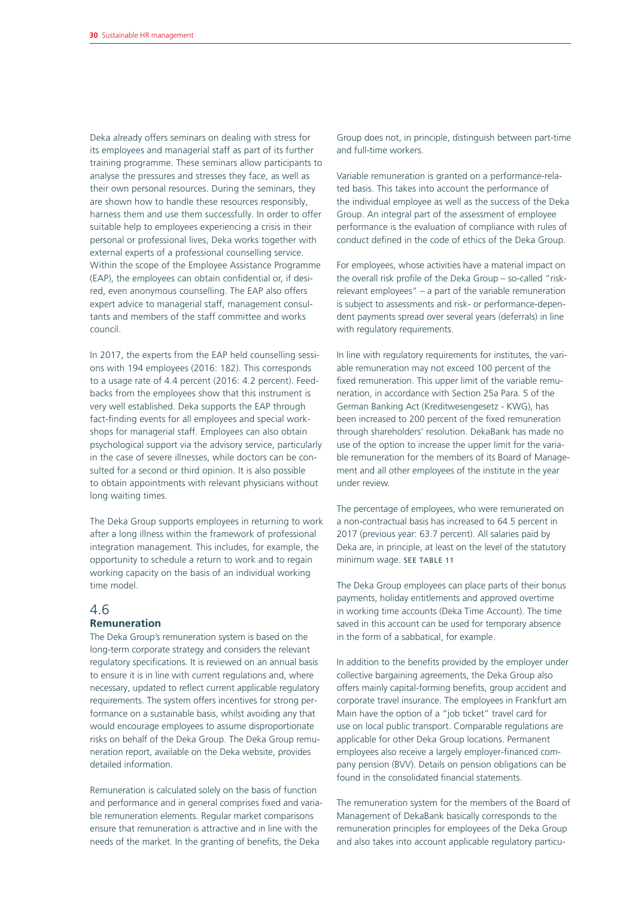Deka already offers seminars on dealing with stress for its employees and managerial staff as part of its further training programme. These seminars allow participants to analyse the pressures and stresses they face, as well as their own personal resources. During the seminars, they are shown how to handle these resources responsibly, harness them and use them successfully. In order to offer suitable help to employees experiencing a crisis in their personal or professional lives, Deka works together with external experts of a professional counselling service. Within the scope of the Employee Assistance Programme (EAP), the employees can obtain confidential or, if desired, even anonymous counselling. The EAP also offers expert advice to managerial staff, management consultants and members of the staff committee and works council.

In 2017, the experts from the EAP held counselling sessions with 194 employees (2016: 182). This corresponds to a usage rate of 4.4 percent (2016: 4.2 percent). Feedbacks from the employees show that this instrument is very well established. Deka supports the EAP through fact-finding events for all employees and special workshops for managerial staff. Employees can also obtain psychological support via the advisory service, particularly in the case of severe illnesses, while doctors can be consulted for a second or third opinion. It is also possible to obtain appointments with relevant physicians without long waiting times.

The Deka Group supports employees in returning to work after a long illness within the framework of professional integration management. This includes, for example, the opportunity to schedule a return to work and to regain working capacity on the basis of an individual working time model.

## 4.6 Remuneration

The Deka Group's remuneration system is based on the long-term corporate strategy and considers the relevant regulatory specifications. It is reviewed on an annual basis to ensure it is in line with current regulations and, where necessary, updated to reflect current applicable regulatory requirements. The system offers incentives for strong performance on a sustainable basis, whilst avoiding any that would encourage employees to assume disproportionate risks on behalf of the Deka Group. The Deka Group remuneration report, available on the Deka website, provides detailed information.

Remuneration is calculated solely on the basis of function and performance and in general comprises fixed and variable remuneration elements. Regular market comparisons ensure that remuneration is attractive and in line with the needs of the market. In the granting of benefits, the Deka Group does not, in principle, distinguish between part-time and full-time workers.

Variable remuneration is granted on a performance-related basis. This takes into account the performance of the individual employee as well as the success of the Deka Group. An integral part of the assessment of employee performance is the evaluation of compliance with rules of conduct defined in the code of ethics of the Deka Group.

For employees, whose activities have a material impact on the overall risk profile of the Deka Group – so-called "risk-relevant employees" – a part of the variable remuneration is subject to assessments and risk- or performance-dependent payments spread over several years (deferrals) in line with regulatory requirements.

In line with regulatory requirements for institutes, the variable remuneration may not exceed 100 percent of the fixed remuneration. This upper limit of the variable remuneration, in accordance with Section 25a Para. 5 of the German Banking Act (Kreditwesengesetz - KWG), has been increased to 200 percent of the fixed remuneration through shareholders' resolution. DekaBank has made no use of the option to increase the upper limit for the variable remuneration for the members of its Board of Management and all other employees of the institute in the year under review.

The percentage of employees, who were remunerated on a non-contractual basis has increased to 64.5 percent in 2017 (previous year: 63.7 percent). All salaries paid by Deka are, in principle, at least on the level of the statutory minimum wage. SEE TABLE 11

The Deka Group employees can place parts of their bonus payments, holiday entitlements and approved overtime in working time accounts (Deka Time Account). The time saved in this account can be used for temporary absence in the form of a sabbatical, for example.

In addition to the benefits provided by the employer under collective bargaining agreements, the Deka Group also offers mainly capital-forming benefits, group accident and corporate travel insurance. The employees in Frankfurt am Main have the option of a "job ticket" travel card for use on local public transport. Comparable regulations are applicable for other Deka Group locations. Permanent employees also receive a largely employer-financed company pension (BVV). Details on pension obligations can be found in the consolidated financial statements.

The remuneration system for the members of the Board of Management of DekaBank basically corresponds to the remuneration principles for employees of the Deka Group and also takes into account applicable regulatory particu-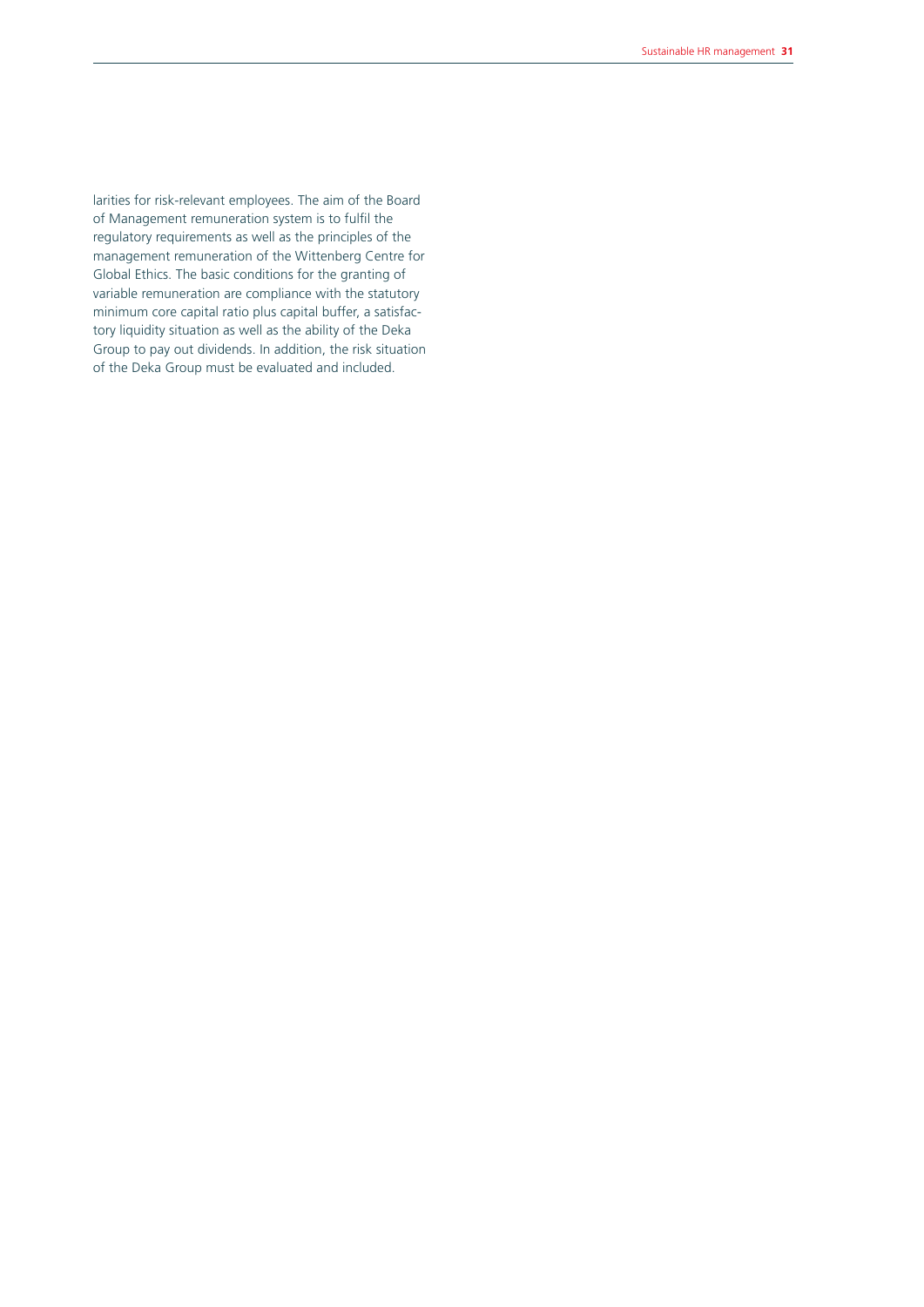larities for risk-relevant employees. The aim of the Board of Management remuneration system is to fulfil the regulatory requirements as well as the principles of the management remuneration of the Wittenberg Centre for Global Ethics. The basic conditions for the granting of variable remuneration are compliance with the statutory minimum core capital ratio plus capital buffer, a satisfactory liquidity situation as well as the ability of the Deka Group to pay out dividends. In addition, the risk situation of the Deka Group must be evaluated and included.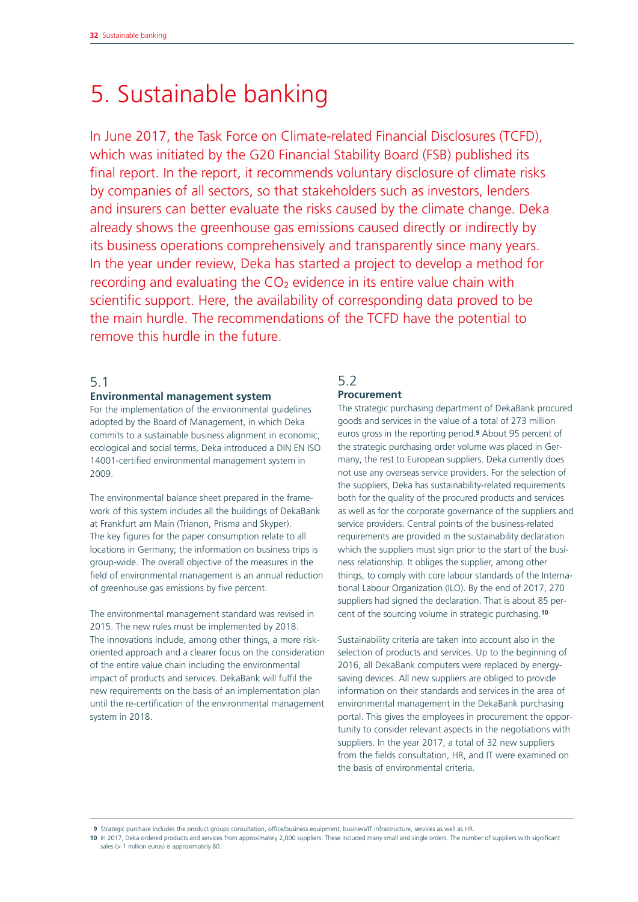# 5. Sustainable banking

In June 2017, the Task Force on Climate-related Financial Disclosures (TCFD), which was initiated by the G20 Financial Stability Board (FSB) published its final report. In the report, it recommends voluntary disclosure of climate risks by companies of all sectors, so that stakeholders such as investors, lenders and insurers can better evaluate the risks caused by the climate change. Deka already shows the greenhouse gas emissions caused directly or indirectly by its business operations comprehensively and transparently since many years. In the year under review, Deka has started a project to develop a method for recording and evaluating the $CO_2$ evidence in its entire value chain with scientific support. Here, the availability of corresponding data proved to be the main hurdle. The recommendations of the TCFD have the potential to remove this hurdle in the future.

## 5.1 Environmental management system

For the implementation of the environmental guidelines adopted by the Board of Management, in which Deka commits to a sustainable business alignment in economic, ecological and social terms, Deka introduced a DIN EN ISO 14001-certified environmental management system in 2009.

The environmental balance sheet prepared in the framework of this system includes all the buildings of DekaBank at Frankfurt am Main (Trianon, Prisma and Skyper). The key figures for the paper consumption relate to all locations in Germany; the information on business trips is group-wide. The overall objective of the measures in the field of environmental management is an annual reduction of greenhouse gas emissions by five percent.

The environmental management standard was revised in 2015. The new rules must be implemented by 2018. The innovations include, among other things, a more risk-oriented approach and a clearer focus on the consideration of the entire value chain including the environmental impact of products and services. DekaBank will fulfil the new requirements on the basis of an implementation plan until the re-certification of the environmental management system in 2018.

## 5.2 Procurement

The strategic purchasing department of DekaBank procured goods and services in the value of a total of 273 million euros gross in the reporting period.[9] About 95 percent of the strategic purchasing order volume was placed in Germany, the rest to European suppliers. Deka currently does not use any overseas service providers. For the selection of the suppliers, Deka has sustainability-related requirements both for the quality of the procured products and services as well as for the corporate governance of the suppliers and service providers. Central points of the business-related requirements are provided in the sustainability declaration which the suppliers must sign prior to the start of the business relationship. It obliges the supplier, among other things, to comply with core labour standards of the International Labour Organization (ILO). By the end of 2017, 270 suppliers had signed the declaration. That is about 85 percent of the sourcing volume in strategic purchasing.[10]

Sustainability criteria are taken into account also in the selection of products and services. Up to the beginning of 2016, all DekaBank computers were replaced by energy-saving devices. All new suppliers are obliged to provide information on their standards and services in the area of environmental management in the DekaBank purchasing portal. This gives the employees in procurement the opportunity to consider relevant aspects in the negotiations with suppliers. In the year 2017, a total of 32 new suppliers from the fields consultation, HR, and IT were examined on the basis of environmental criteria.

---

[9] Strategic purchase includes the product groups consultation, office/business equipment, business/IT infrastructure, services as well as HR.

[10] In 2017, Deka ordered products and services from approximately 2,000 suppliers. These included many small and single orders. The number of suppliers with significant sales (> 1 million euros) is approximately 80.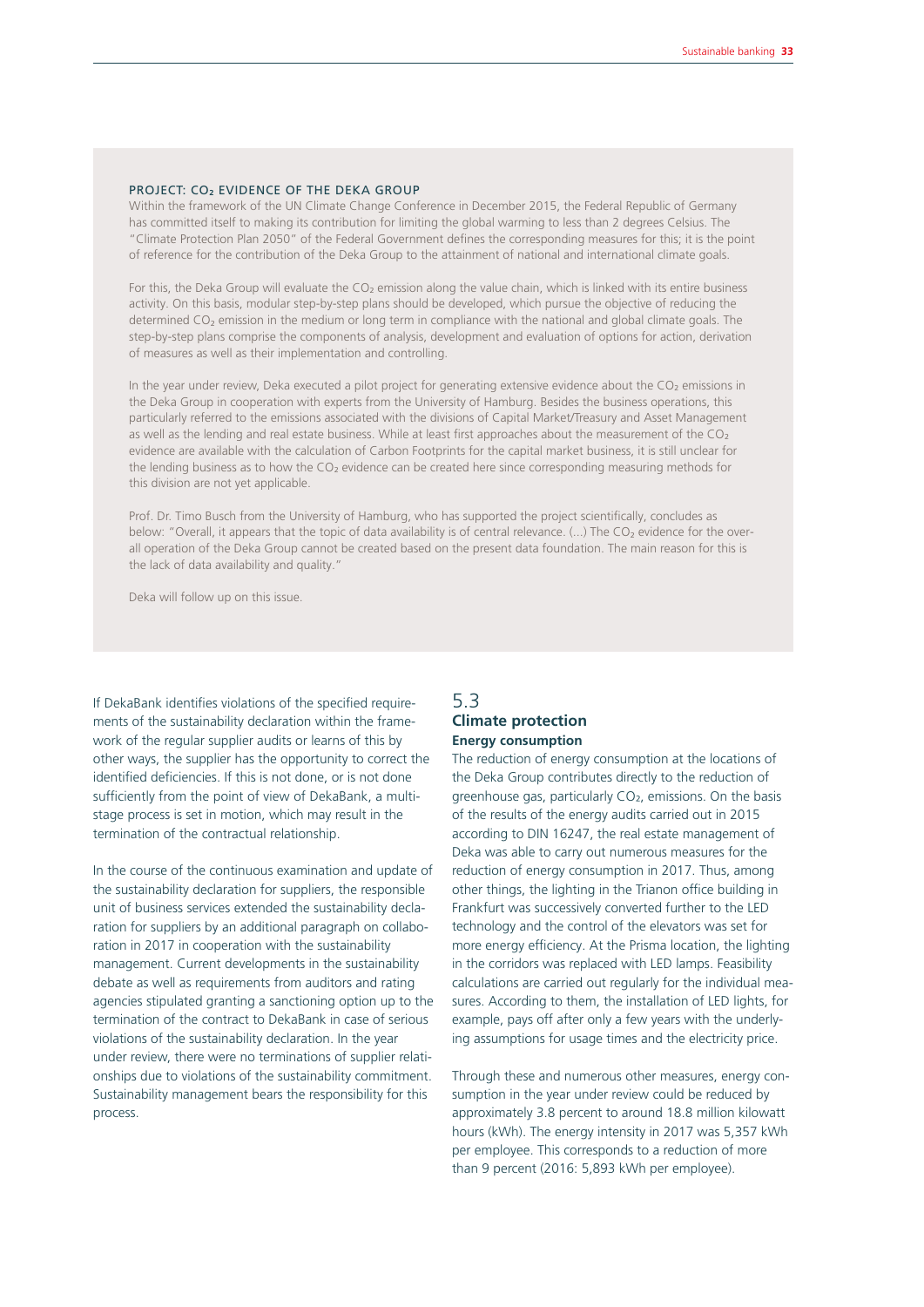### PROJECT: $CO_2$ EVIDENCE OF THE DEKA GROUP

Within the framework of the UN Climate Change Conference in December 2015, the Federal Republic of Germany has committed itself to making its contribution for limiting the global warming to less than 2 degrees Celsius. The "Climate Protection Plan 2050" of the Federal Government defines the corresponding measures for this; it is the point of reference for the contribution of the Deka Group to the attainment of national and international climate goals.

For this, the Deka Group will evaluate the $CO_2$ emission along the value chain, which is linked with its entire business activity. On this basis, modular step-by-step plans should be developed, which pursue the objective of reducing the determined $CO_2$ emission in the medium or long term in compliance with the national and global climate goals. The step-by-step plans comprise the components of analysis, development and evaluation of options for action, derivation of measures as well as their implementation and controlling.

In the year under review, Deka executed a pilot project for generating extensive evidence about the $CO_2$ emissions in the Deka Group in cooperation with experts from the University of Hamburg. Besides the business operations, this particularly referred to the emissions associated with the divisions of Capital Market/Treasury and Asset Management as well as the lending and real estate business. While at least first approaches about the measurement of the $CO_2$ evidence are available with the calculation of Carbon Footprints for the capital market business, it is still unclear for the lending business as to how the $CO_2$ evidence can be created here since corresponding measuring methods for this division are not yet applicable.

Prof. Dr. Timo Busch from the University of Hamburg, who has supported the project scientifically, concludes as below: "Overall, it appears that the topic of data availability is of central relevance. (...) The $CO_2$ evidence for the overall operation of the Deka Group cannot be created based on the present data foundation. The main reason for this is the lack of data availability and quality."

Deka will follow up on this issue.

If DekaBank identifies violations of the specified requirements of the sustainability declaration within the framework of the regular supplier audits or learns of this by other ways, the supplier has the opportunity to correct the identified deficiencies. If this is not done, or is not done sufficiently from the point of view of DekaBank, a multi-stage process is set in motion, which may result in the termination of the contractual relationship.

In the course of the continuous examination and update of the sustainability declaration for suppliers, the responsible unit of business services extended the sustainability declaration for suppliers by an additional paragraph on collaboration in 2017 in cooperation with the sustainability management. Current developments in the sustainability debate as well as requirements from auditors and rating agencies stipulated granting a sanctioning option up to the termination of the contract to DekaBank in case of serious violations of the sustainability declaration. In the year under review, there were no terminations of supplier relationships due to violations of the sustainability commitment. Sustainability management bears the responsibility for this process.

## 5.3 Climate protection

### Energy consumption

The reduction of energy consumption at the locations of the Deka Group contributes directly to the reduction of greenhouse gas, particularly $CO_2$, emissions. On the basis of the results of the energy audits carried out in 2015 according to DIN 16247, the real estate management of Deka was able to carry out numerous measures for the reduction of energy consumption in 2017. Thus, among other things, the lighting in the Trianon office building in Frankfurt was successively converted further to the LED technology and the control of the elevators was set for more energy efficiency. At the Prisma location, the lighting in the corridors was replaced with LED lamps. Feasibility calculations are carried out regularly for the individual measures. According to them, the installation of LED lights, for example, pays off after only a few years with the underlying assumptions for usage times and the electricity price.

Through these and numerous other measures, energy consumption in the year under review could be reduced by approximately 3.8 percent to around 18.8 million kilowatt hours (kWh). The energy intensity in 2017 was 5,357 kWh per employee. This corresponds to a reduction of more than 9 percent (2016: 5,893 kWh per employee).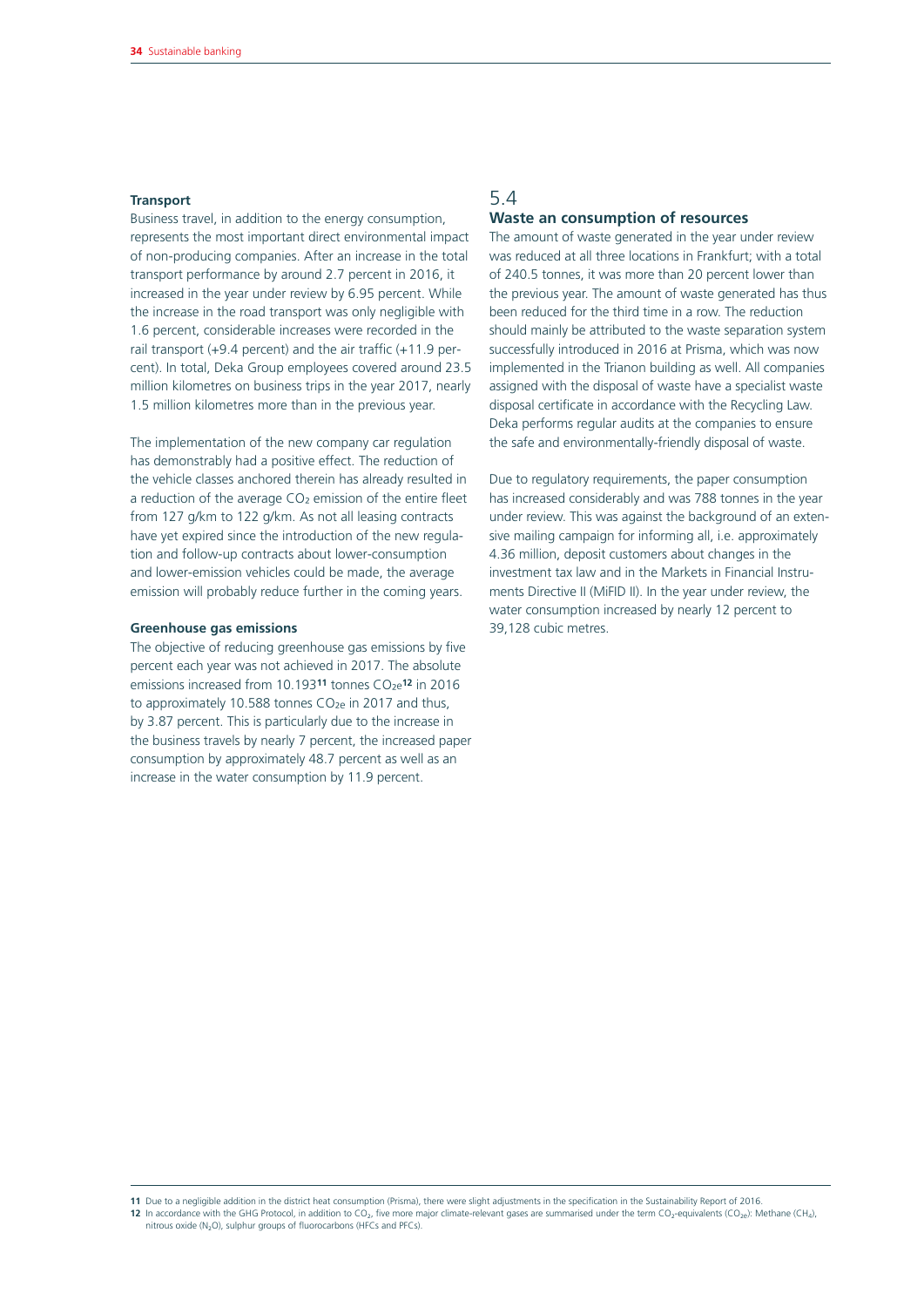### Transport

Business travel, in addition to the energy consumption, represents the most important direct environmental impact of non-producing companies. After an increase in the total transport performance by around 2.7 percent in 2016, it increased in the year under review by 6.95 percent. While the increase in the road transport was only negligible with 1.6 percent, considerable increases were recorded in the rail transport (+9.4 percent) and the air traffic (+11.9 percent). In total, Deka Group employees covered around 23.5 million kilometres on business trips in the year 2017, nearly 1.5 million kilometres more than in the previous year.

The implementation of the new company car regulation has demonstrably had a positive effect. The reduction of the vehicle classes anchored therein has already resulted in a reduction of the average $CO_2$ emission of the entire fleet from 127 g/km to 122 g/km. As not all leasing contracts have yet expired since the introduction of the new regulation and follow-up contracts about lower-consumption and lower-emission vehicles could be made, the average emission will probably reduce further in the coming years.

### Greenhouse gas emissions

The objective of reducing greenhouse gas emissions by five percent each year was not achieved in 2017. The absolute emissions increased from 10.193[11] tonnes $CO_{2e}$[12] in 2016 to approximately 10.588 tonnes $CO_{2e}$ in 2017 and thus, by 3.87 percent. This is particularly due to the increase in the business travels by nearly 7 percent, the increased paper consumption by approximately 48.7 percent as well as an increase in the water consumption by 11.9 percent.

## 5.4 Waste an consumption of resources

The amount of waste generated in the year under review was reduced at all three locations in Frankfurt; with a total of 240.5 tonnes, it was more than 20 percent lower than the previous year. The amount of waste generated has thus been reduced for the third time in a row. The reduction should mainly be attributed to the waste separation system successfully introduced in 2016 at Prisma, which was now implemented in the Trianon building as well. All companies assigned with the disposal of waste have a specialist waste disposal certificate in accordance with the Recycling Law. Deka performs regular audits at the companies to ensure the safe and environmentally-friendly disposal of waste.

Due to regulatory requirements, the paper consumption has increased considerably and was 788 tonnes in the year under review. This was against the background of an extensive mailing campaign for informing all, i.e. approximately 4.36 million, deposit customers about changes in the investment tax law and in the Markets in Financial Instruments Directive II (MiFID II). In the year under review, the water consumption increased by nearly 12 percent to 39,128 cubic metres.

---

[11] Due to a negligible addition in the district heat consumption (Prisma), there were slight adjustments in the specification in the Sustainability Report of 2016.

[12] In accordance with the GHG Protocol, in addition to $CO_2$, five more major climate-relevant gases are summarised under the term $CO_2$-equivalents ($CO_{2e}$): Methane ($CH_4$), nitrous oxide ($N_2O$), sulphur groups of fluorocarbons (HFCs and PFCs).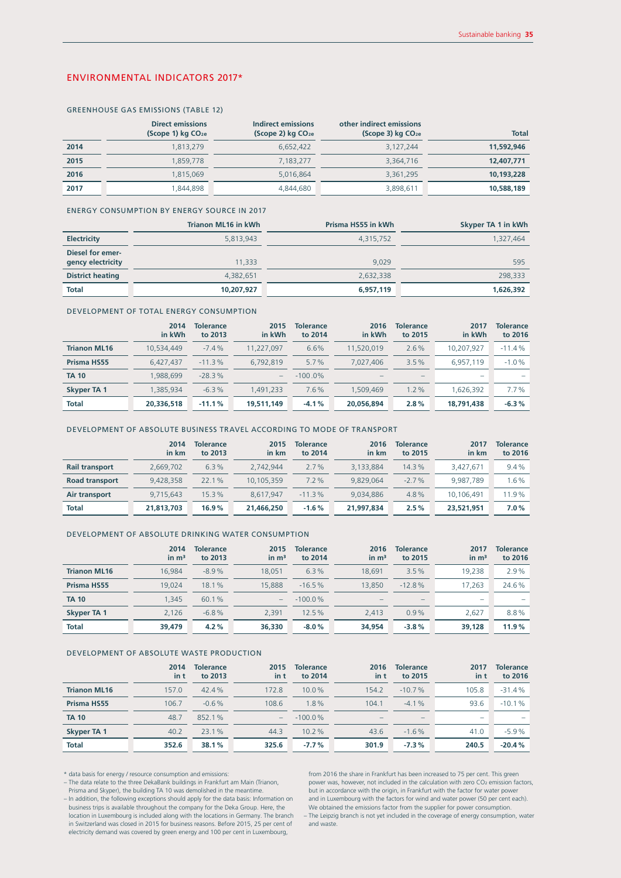## ENVIRONMENTAL INDICATORS 2017*

### GREENHOUSE GAS EMISSIONS (TABLE 12)

| | Direct emissions (Scope 1) kg $CO_{2e}$ | Indirect emissions (Scope 2) kg $CO_{2e}$ | other indirect emissions (Scope 3) kg $CO_{2e}$ | Total |
|---|---|---|---|---|
| **2014** | 1,813,279 | 6,652,422 | 3,127,244 | **11,592,946** |
| **2015** | 1,859,778 | 7,183,277 | 3,364,716 | **12,407,771** |
| **2016** | 1,815,069 | 5,016,864 | 3,361,295 | **10,193,228** |
| **2017** | 1,844,898 | 4,844,680 | 3,898,611 | **10,588,189** |

### ENERGY CONSUMPTION BY ENERGY SOURCE IN 2017

| | Trianon ML16 in kWh | Prisma HS55 in kWh | Skyper TA 1 in kWh |
|---|---|---|---|
| **Electricity** | 5,813,943 | 4,315,752 | 1,327,464 |
| **Diesel for emergency electricity** | 11,333 | 9,029 | 595 |
| **District heating** | 4,382,651 | 2,632,338 | 298,333 |
| **Total** | **10,207,927** | **6,957,119** | **1,626,392** |

### DEVELOPMENT OF TOTAL ENERGY CONSUMPTION

| | 2014 in kWh | Tolerance to 2013 | 2015 in kWh | Tolerance to 2014 | 2016 in kWh | Tolerance to 2015 | 2017 in kWh | Tolerance to 2016 |
|---|---|---|---|---|---|---|---|---|
| **Trianon ML16** | 10,534,449 | -7.4 % | 11,227,097 | 6.6% | 11,520,019 | 2.6% | 10,207,927 | -11.4 % |
| **Prisma HS55** | 6,427,437 | -11.3 % | 6,792,819 | 5.7% | 7,027,406 | 3.5% | 6,957,119 | -1.0 % |
| **TA 10** | 1,988,699 | -28.3 % | – | -100.0% | – | – | – | – |
| **Skyper TA 1** | 1,385,934 | -6.3 % | 1,491,233 | 7.6% | 1,509,469 | 1.2% | 1,626,392 | 7.7% |
| **Total** | **20,336,518** | **-11.1 %** | **19,511,149** | **-4.1 %** | **20,056,894** | **2.8 %** | **18,791,438** | **-6.3 %** |

### DEVELOPMENT OF ABSOLUTE BUSINESS TRAVEL ACCORDING TO MODE OF TRANSPORT

| | 2014 in km | Tolerance to 2013 | 2015 in km | Tolerance to 2014 | 2016 in km | Tolerance to 2015 | 2017 in km | Tolerance to 2016 |
|---|---|---|---|---|---|---|---|---|
| **Rail transport** | 2,669,702 | 6.3 % | 2,742,944 | 2.7 % | 3,133,884 | 14.3 % | 3,427,671 | 9.4 % |
| **Road transport** | 9,428,358 | 22.1 % | 10,105,359 | 7.2 % | 9,829,064 | -2.7 % | 9,987,789 | 1.6 % |
| **Air transport** | 9,715,643 | 15.3 % | 8,617,947 | -11.3 % | 9,034,886 | 4.8 % | 10,106,491 | 11.9 % |
| **Total** | **21,813,703** | **16.9 %** | **21,466,250** | **-1.6 %** | **21,997,834** | **2.5 %** | **23,521,951** | **7.0 %** |

### DEVELOPMENT OF ABSOLUTE DRINKING WATER CONSUMPTION

| | 2014 in m³ | Tolerance to 2013 | 2015 in m³ | Tolerance to 2014 | 2016 in m³ | Tolerance to 2015 | 2017 in m³ | Tolerance to 2016 |
|---|---|---|---|---|---|---|---|---|
| **Trianon ML16** | 16,984 | -8.9 % | 18,051 | 6.3 % | 18,691 | 3.5 % | 19,238 | 2.9 % |
| **Prisma HS55** | 19,024 | 18.1 % | 15,888 | -16.5 % | 13,850 | -12.8 % | 17,263 | 24.6 % |
| **TA 10** | 1,345 | 60.1 % | – | -100.0 % | – | – | – | – |
| **Skyper TA 1** | 2,126 | -6.8 % | 2,391 | 12.5 % | 2,413 | 0.9 % | 2,627 | 8.8 % |
| **Total** | **39,479** | **4.2 %** | **36,330** | **-8.0 %** | **34,954** | **-3.8 %** | **39,128** | **11.9 %** |

### DEVELOPMENT OF ABSOLUTE WASTE PRODUCTION

| | 2014 in t | Tolerance to 2013 | 2015 in t | Tolerance to 2014 | 2016 in t | Tolerance to 2015 | 2017 in t | Tolerance to 2016 |
|---|---|---|---|---|---|---|---|---|
| **Trianon ML16** | 157.0 | 42.4 % | 172.8 | 10.0 % | 154.2 | -10.7 % | 105.8 | -31.4 % |
| **Prisma HS55** | 106.7 | -0.6 % | 108.6 | 1.8 % | 104.1 | -4.1 % | 93.6 | -10.1 % |
| **TA 10** | 48.7 | 852.1 % | – | -100.0 % | – | – | – | – |
| **Skyper TA 1** | 40.2 | 23.1 % | 44.3 | 10.2 % | 43.6 | -1.6 % | 41.0 | -5.9 % |
| **Total** | **352.6** | **38.1 %** | **325.6** | **-7.7 %** | **301.9** | **-7.3 %** | **240.5** | **-20.4 %** |

\* data basis for energy / resource consumption and emissions:
– The data relate to the three DekaBank buildings in Frankfurt am Main (Trianon, Prisma and Skyper), the building TA 10 was demolished in the meantime.
– In addition, the following exceptions should apply for the data basis: Information on business trips is available throughout the company for the Deka Group. Here, the location in Luxembourg is included along with the locations in Germany. The branch in Switzerland was closed in 2015 for business reasons. Before 2015, 25 per cent of electricity demand was covered by green energy and 100 per cent in Luxembourg, from 2016 the share in Frankfurt has been increased to 75 per cent. This green power was, however, not included in the calculation with zero $CO_2$ emission factors, but in accordance with the origin, in Frankfurt with the factor for water power and in Luxembourg with the factors for wind and water power (50 per cent each). We obtained the emissions factor from the supplier for power consumption.
– The Leipzig branch is not yet included in the coverage of energy consumption, water and waste.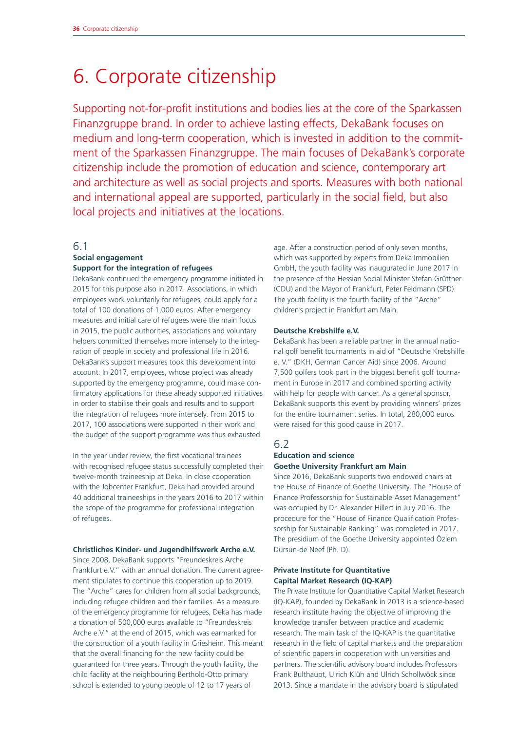# 6. Corporate citizenship

Supporting not-for-profit institutions and bodies lies at the core of the Sparkassen Finanzgruppe brand. In order to achieve lasting effects, DekaBank focuses on medium and long-term cooperation, which is invested in addition to the commitment of the Sparkassen Finanzgruppe. The main focuses of DekaBank's corporate citizenship include the promotion of education and science, contemporary art and architecture as well as social projects and sports. Measures with both national and international appeal are supported, particularly in the social field, but also local projects and initiatives at the locations.

## 6.1
### Social engagement

**Support for the integration of refugees**

DekaBank continued the emergency programme initiated in 2015 for this purpose also in 2017. Associations, in which employees work voluntarily for refugees, could apply for a total of 100 donations of 1,000 euros. After emergency measures and initial care of refugees were the main focus in 2015, the public authorities, associations and voluntary helpers committed themselves more intensely to the integration of people in society and professional life in 2016. DekaBank's support measures took this development into account: In 2017, employees, whose project was already supported by the emergency programme, could make confirmatory applications for these already supported initiatives in order to stabilise their goals and results and to support the integration of refugees more intensely. From 2015 to 2017, 100 associations were supported in their work and the budget of the support programme was thus exhausted.

In the year under review, the first vocational trainees with recognised refugee status successfully completed their twelve-month traineeship at Deka. In close cooperation with the Jobcenter Frankfurt, Deka had provided around 40 additional traineeships in the years 2016 to 2017 within the scope of the programme for professional integration of refugees.

**Christliches Kinder- und Jugendhilfswerk Arche e.V.**

Since 2008, DekaBank supports "Freundeskreis Arche Frankfurt e.V." with an annual donation. The current agreement stipulates to continue this cooperation up to 2019. The "Arche" cares for children from all social backgrounds, including refugee children and their families. As a measure of the emergency programme for refugees, Deka has made a donation of 500,000 euros available to "Freundeskreis Arche e.V." at the end of 2015, which was earmarked for the construction of a youth facility in Griesheim. This meant that the overall financing for the new facility could be guaranteed for three years. Through the youth facility, the child facility at the neighbouring Berthold-Otto primary school is extended to young people of 12 to 17 years of age. After a construction period of only seven months, which was supported by experts from Deka Immobilien GmbH, the youth facility was inaugurated in June 2017 in the presence of the Hessian Social Minister Stefan Grüttner (CDU) and the Mayor of Frankfurt, Peter Feldmann (SPD). The youth facility is the fourth facility of the "Arche" children's project in Frankfurt am Main.

**Deutsche Krebshilfe e.V.**

DekaBank has been a reliable partner in the annual national golf benefit tournaments in aid of "Deutsche Krebshilfe e. V." (DKH, German Cancer Aid) since 2006. Around 7,500 golfers took part in the biggest benefit golf tournament in Europe in 2017 and combined sporting activity with help for people with cancer. As a general sponsor, DekaBank supports this event by providing winners' prizes for the entire tournament series. In total, 280,000 euros were raised for this good cause in 2017.

## 6.2
### Education and science

**Goethe University Frankfurt am Main**

Since 2016, DekaBank supports two endowed chairs at the House of Finance of Goethe University. The "House of Finance Professorship for Sustainable Asset Management" was occupied by Dr. Alexander Hillert in July 2016. The procedure for the "House of Finance Qualification Professorship for Sustainable Banking" was completed in 2017. The presidium of the Goethe University appointed Özlem Dursun-de Neef (Ph. D).

**Private Institute for Quantitative Capital Market Research (IQ-KAP)**

The Private Institute for Quantitative Capital Market Research (IQ-KAP), founded by DekaBank in 2013 is a science-based research institute having the objective of improving the knowledge transfer between practice and academic research. The main task of the IQ-KAP is the quantitative research in the field of capital markets and the preparation of scientific papers in cooperation with universities and partners. The scientific advisory board includes Professors Frank Bulthaupt, Ulrich Klüh and Ulrich Schollwöck since 2013. Since a mandate in the advisory board is stipulated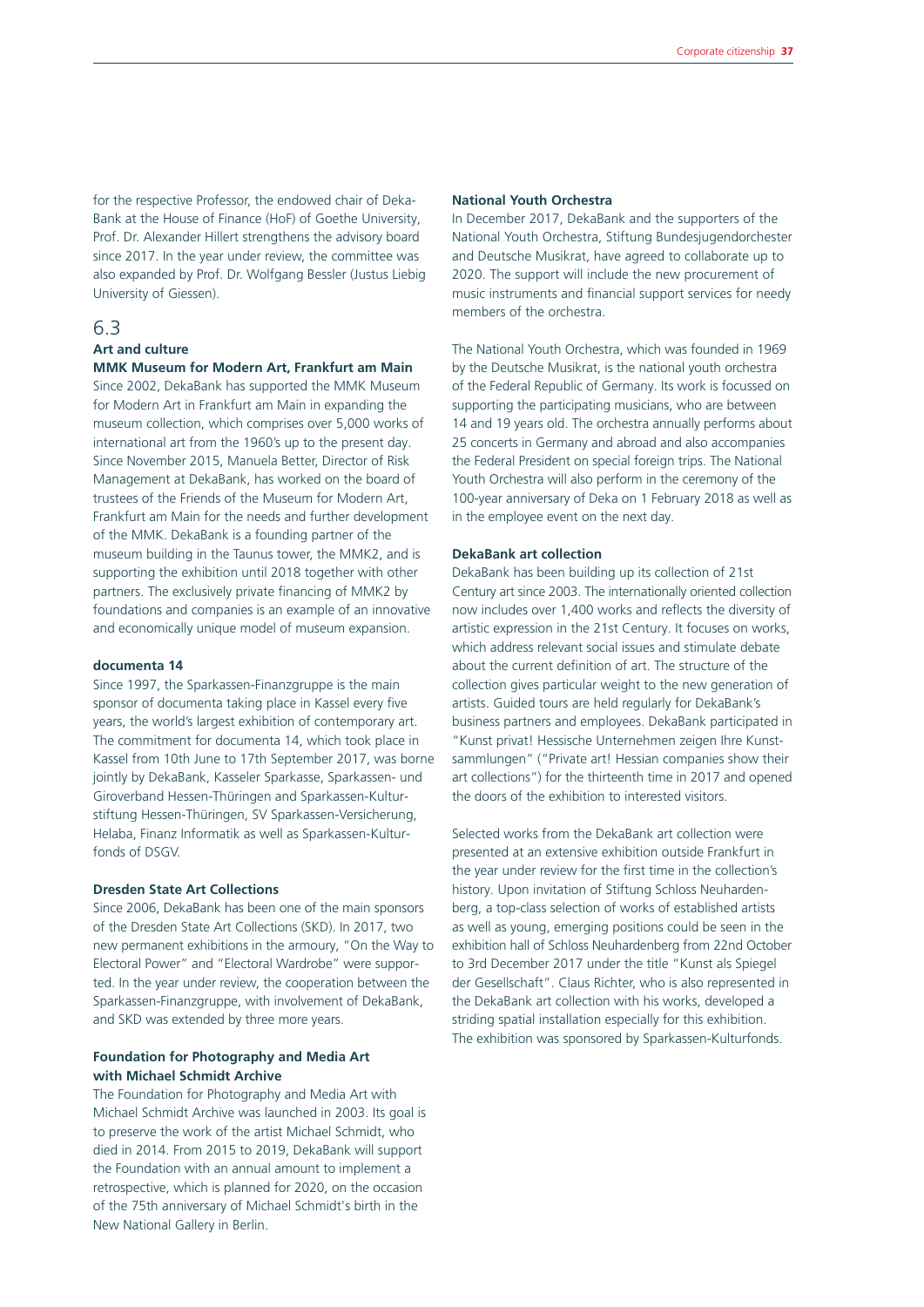for the respective Professor, the endowed chair of DekaBank at the House of Finance (HoF) of Goethe University, Prof. Dr. Alexander Hillert strengthens the advisory board since 2017. In the year under review, the committee was also expanded by Prof. Dr. Wolfgang Bessler (Justus Liebig University of Giessen).

## 6.3 Art and culture

### MMK Museum for Modern Art, Frankfurt am Main

Since 2002, DekaBank has supported the MMK Museum for Modern Art in Frankfurt am Main in expanding the museum collection, which comprises over 5,000 works of international art from the 1960's up to the present day. Since November 2015, Manuela Better, Director of Risk Management at DekaBank, has worked on the board of trustees of the Friends of the Museum for Modern Art, Frankfurt am Main for the needs and further development of the MMK. DekaBank is a founding partner of the museum building in the Taunus tower, the MMK2, and is supporting the exhibition until 2018 together with other partners. The exclusively private financing of MMK2 by foundations and companies is an example of an innovative and economically unique model of museum expansion.

### documenta 14

Since 1997, the Sparkassen-Finanzgruppe is the main sponsor of documenta taking place in Kassel every five years, the world's largest exhibition of contemporary art. The commitment for documenta 14, which took place in Kassel from 10th June to 17th September 2017, was borne jointly by DekaBank, Kasseler Sparkasse, Sparkassen- und Giroverband Hessen-Thüringen and Sparkassen-Kulturstiftung Hessen-Thüringen, SV Sparkassen-Versicherung, Helaba, Finanz Informatik as well as Sparkassen-Kulturfonds of DSGV.

### Dresden State Art Collections

Since 2006, DekaBank has been one of the main sponsors of the Dresden State Art Collections (SKD). In 2017, two new permanent exhibitions in the armoury, "On the Way to Electoral Power" and "Electoral Wardrobe" were supported. In the year under review, the cooperation between the Sparkassen-Finanzgruppe, with involvement of DekaBank, and SKD was extended by three more years.

### Foundation for Photography and Media Art with Michael Schmidt Archive

The Foundation for Photography and Media Art with Michael Schmidt Archive was launched in 2003. Its goal is to preserve the work of the artist Michael Schmidt, who died in 2014. From 2015 to 2019, DekaBank will support the Foundation with an annual amount to implement a retrospective, which is planned for 2020, on the occasion of the 75th anniversary of Michael Schmidt's birth in the New National Gallery in Berlin.

### National Youth Orchestra

In December 2017, DekaBank and the supporters of the National Youth Orchestra, Stiftung Bundesjugendorchester and Deutsche Musikrat, have agreed to collaborate up to 2020. The support will include the new procurement of music instruments and financial support services for needy members of the orchestra.

The National Youth Orchestra, which was founded in 1969 by the Deutsche Musikrat, is the national youth orchestra of the Federal Republic of Germany. Its work is focussed on supporting the participating musicians, who are between 14 and 19 years old. The orchestra annually performs about 25 concerts in Germany and abroad and also accompanies the Federal President on special foreign trips. The National Youth Orchestra will also perform in the ceremony of the 100-year anniversary of Deka on 1 February 2018 as well as in the employee event on the next day.

### DekaBank art collection

DekaBank has been building up its collection of 21st Century art since 2003. The internationally oriented collection now includes over 1,400 works and reflects the diversity of artistic expression in the 21st Century. It focuses on works, which address relevant social issues and stimulate debate about the current definition of art. The structure of the collection gives particular weight to the new generation of artists. Guided tours are held regularly for DekaBank's business partners and employees. DekaBank participated in "Kunst privat! Hessische Unternehmen zeigen Ihre Kunstsammlungen" ("Private art! Hessian companies show their art collections") for the thirteenth time in 2017 and opened the doors of the exhibition to interested visitors.

Selected works from the DekaBank art collection were presented at an extensive exhibition outside Frankfurt in the year under review for the first time in the collection's history. Upon invitation of Stiftung Schloss Neuhardenberg, a top-class selection of works of established artists as well as young, emerging positions could be seen in the exhibition hall of Schloss Neuhardenberg from 22nd October to 3rd December 2017 under the title "Kunst als Spiegel der Gesellschaft". Claus Richter, who is also represented in the DekaBank art collection with his works, developed a striding spatial installation especially for this exhibition. The exhibition was sponsored by Sparkassen-Kulturfonds.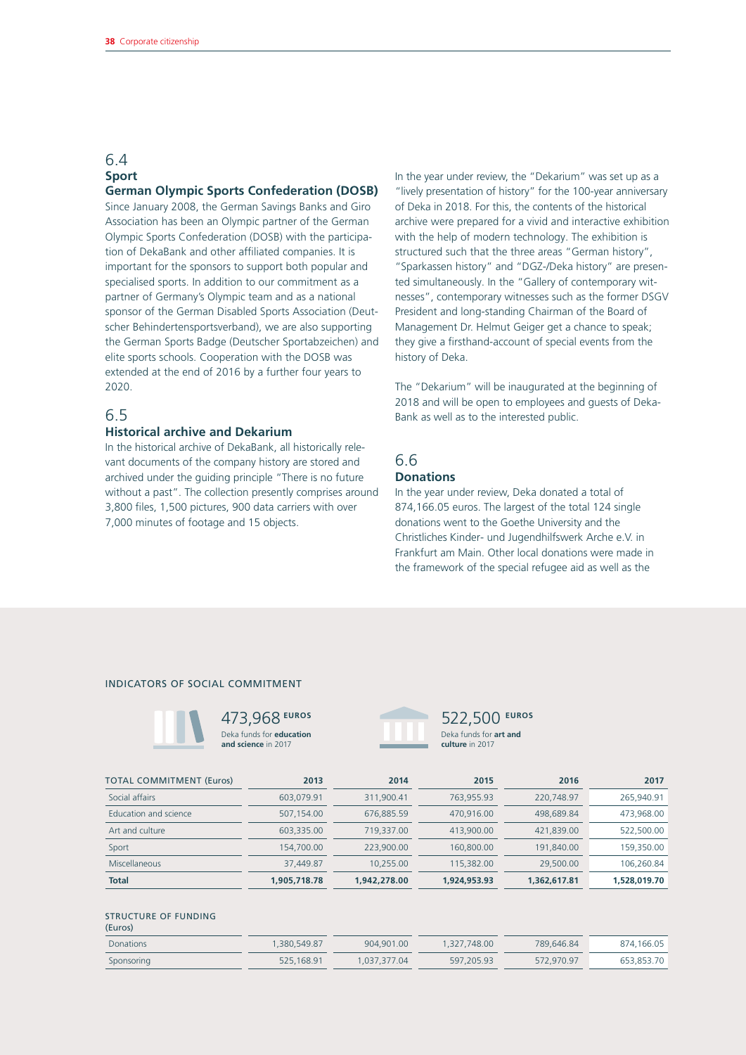## 6.4
## Sport

### German Olympic Sports Confederation (DOSB)

Since January 2008, the German Savings Banks and Giro Association has been an Olympic partner of the German Olympic Sports Confederation (DOSB) with the participation of DekaBank and other affiliated companies. It is important for the sponsors to support both popular and specialised sports. In addition to our commitment as a partner of Germany's Olympic team and as a national sponsor of the German Disabled Sports Association (Deutscher Behindertensportsverband), we are also supporting the German Sports Badge (Deutscher Sportabzeichen) and elite sports schools. Cooperation with the DOSB was extended at the end of 2016 by a further four years to 2020.

## 6.5
### Historical archive and Dekarium

In the historical archive of DekaBank, all historically relevant documents of the company history are stored and archived under the guiding principle "There is no future without a past". The collection presently comprises around 3,800 files, 1,500 pictures, 900 data carriers with over 7,000 minutes of footage and 15 objects.

In the year under review, the "Dekarium" was set up as a "lively presentation of history" for the 100-year anniversary of Deka in 2018. For this, the contents of the historical archive were prepared for a vivid and interactive exhibition with the help of modern technology. The exhibition is structured such that the three areas "German history", "Sparkassen history" and "DGZ-/Deka history" are presented simultaneously. In the "Gallery of contemporary witnesses", contemporary witnesses such as the former DSGV President and long-standing Chairman of the Board of Management Dr. Helmut Geiger get a chance to speak; they give a firsthand-account of special events from the history of Deka.

The "Dekarium" will be inaugurated at the beginning of 2018 and will be open to employees and guests of DekaBank as well as to the interested public.

## 6.6
### Donations

In the year under review, Deka donated a total of 874,166.05 euros. The largest of the total 124 single donations went to the Goethe University and the Christliches Kinder- und Jugendhilfswerk Arche e.V. in Frankfurt am Main. Other local donations were made in the framework of the special refugee aid as well as the

INDICATORS OF SOCIAL COMMITMENT

473,968 EUROS
Deka funds for **education and science** in 2017

522,500 EUROS
Deka funds for **art and culture** in 2017

| TOTAL COMMITMENT (Euros) | 2013 | 2014 | 2015 | 2016 | 2017 |
|---|---|---|---|---|---|
| Social affairs | 603,079.91 | 311,900.41 | 763,955.93 | 220,748.97 | 265,940.91 |
| Education and science | 507,154.00 | 676,885.59 | 470,916.00 | 498,689.84 | 473,968.00 |
| Art and culture | 603,335.00 | 719,337.00 | 413,900.00 | 421,839.00 | 522,500.00 |
| Sport | 154,700.00 | 223,900.00 | 160,800.00 | 191,840.00 | 159,350.00 |
| Miscellaneous | 37,449.87 | 10,255.00 | 115,382.00 | 29,500.00 | 106,260.84 |
| **Total** | **1,905,718.78** | **1,942,278.00** | **1,924,953.93** | **1,362,617.81** | **1,528,019.70** |

| STRUCTURE OF FUNDING (Euros) | 2013 | 2014 | 2015 | 2016 | 2017 |
|---|---|---|---|---|---|
| Donations | 1,380,549.87 | 904,901.00 | 1,327,748.00 | 789,646.84 | 874,166.05 |
| Sponsoring | 525,168.91 | 1,037,377.04 | 597,205.93 | 572,970.97 | 653,853.70 |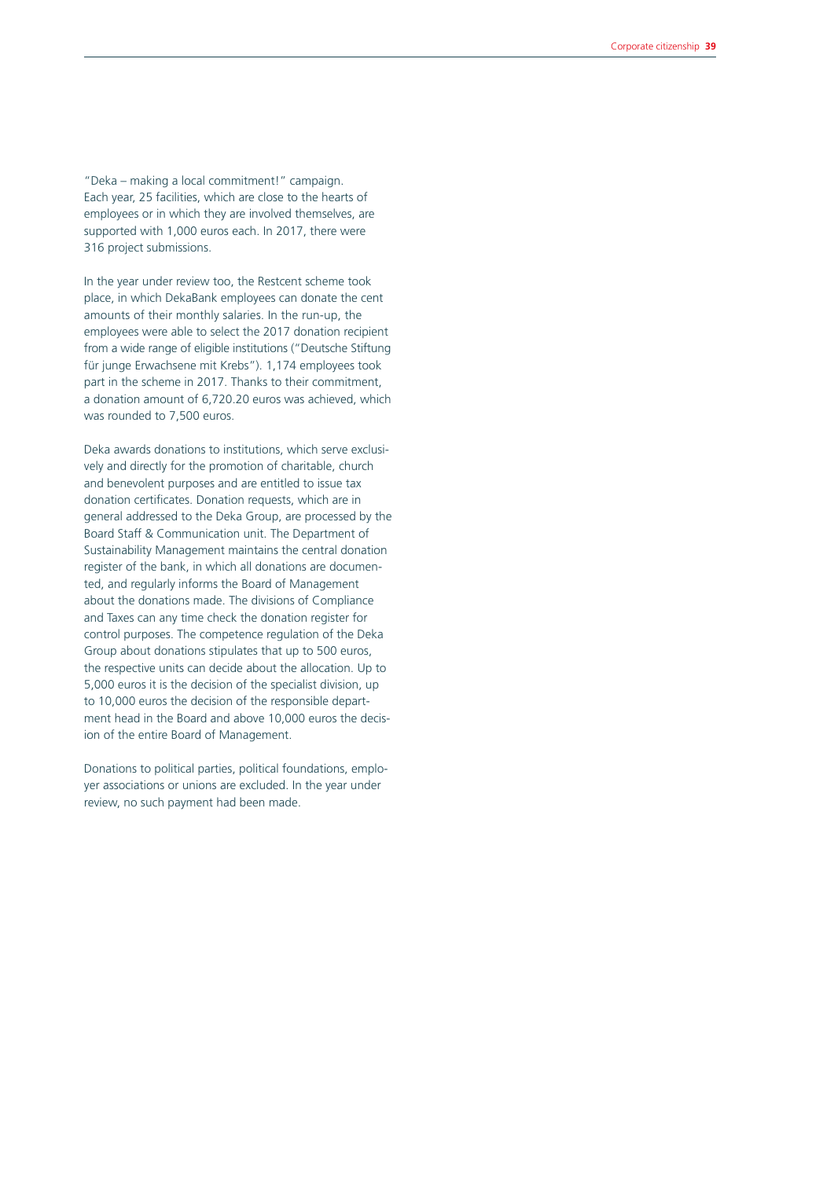"Deka – making a local commitment!" campaign. Each year, 25 facilities, which are close to the hearts of employees or in which they are involved themselves, are supported with 1,000 euros each. In 2017, there were 316 project submissions.

In the year under review too, the Restcent scheme took place, in which DekaBank employees can donate the cent amounts of their monthly salaries. In the run-up, the employees were able to select the 2017 donation recipient from a wide range of eligible institutions ("Deutsche Stiftung für junge Erwachsene mit Krebs"). 1,174 employees took part in the scheme in 2017. Thanks to their commitment, a donation amount of 6,720.20 euros was achieved, which was rounded to 7,500 euros.

Deka awards donations to institutions, which serve exclusively and directly for the promotion of charitable, church and benevolent purposes and are entitled to issue tax donation certificates. Donation requests, which are in general addressed to the Deka Group, are processed by the Board Staff & Communication unit. The Department of Sustainability Management maintains the central donation register of the bank, in which all donations are documented, and regularly informs the Board of Management about the donations made. The divisions of Compliance and Taxes can any time check the donation register for control purposes. The competence regulation of the Deka Group about donations stipulates that up to 500 euros, the respective units can decide about the allocation. Up to 5,000 euros it is the decision of the specialist division, up to 10,000 euros the decision of the responsible department head in the Board and above 10,000 euros the decision of the entire Board of Management.

Donations to political parties, political foundations, employer associations or unions are excluded. In the year under review, no such payment had been made.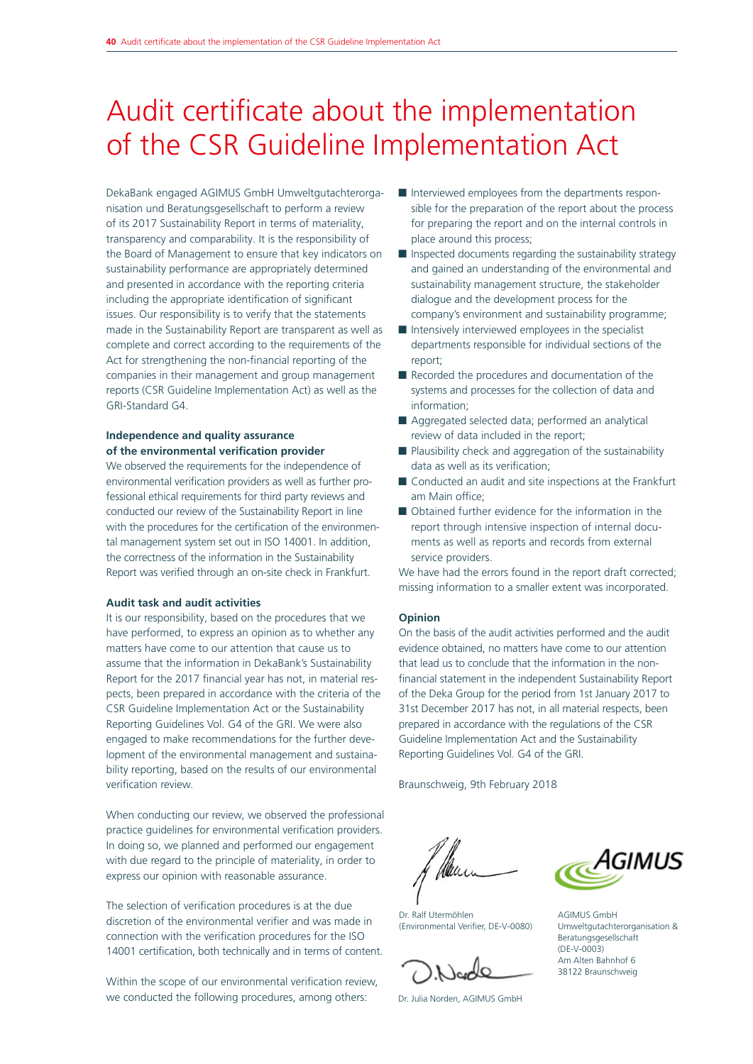# Audit certificate about the implementation of the CSR Guideline Implementation Act

DekaBank engaged AGIMUS GmbH Umweltgutachterorganisation und Beratungsgesellschaft to perform a review of its 2017 Sustainability Report in terms of materiality, transparency and comparability. It is the responsibility of the Board of Management to ensure that key indicators on sustainability performance are appropriately determined and presented in accordance with the reporting criteria including the appropriate identification of significant issues. Our responsibility is to verify that the statements made in the Sustainability Report are transparent as well as complete and correct according to the requirements of the Act for strengthening the non-financial reporting of the companies in their management and group management reports (CSR Guideline Implementation Act) as well as the GRI-Standard G4.

**Independence and quality assurance of the environmental verification provider**

We observed the requirements for the independence of environmental verification providers as well as further professional ethical requirements for third party reviews and conducted our review of the Sustainability Report in line with the procedures for the certification of the environmental management system set out in ISO 14001. In addition, the correctness of the information in the Sustainability Report was verified through an on-site check in Frankfurt.

**Audit task and audit activities**

It is our responsibility, based on the procedures that we have performed, to express an opinion as to whether any matters have come to our attention that cause us to assume that the information in DekaBank's Sustainability Report for the 2017 financial year has not, in material respects, been prepared in accordance with the criteria of the CSR Guideline Implementation Act or the Sustainability Reporting Guidelines Vol. G4 of the GRI. We were also engaged to make recommendations for the further development of the environmental management and sustainability reporting, based on the results of our environmental verification review.

When conducting our review, we observed the professional practice guidelines for environmental verification providers. In doing so, we planned and performed our engagement with due regard to the principle of materiality, in order to express our opinion with reasonable assurance.

The selection of verification procedures is at the due discretion of the environmental verifier and was made in connection with the verification procedures for the ISO 14001 certification, both technically and in terms of content.

Within the scope of our environmental verification review, we conducted the following procedures, among others:

- Interviewed employees from the departments responsible for the preparation of the report about the process for preparing the report and on the internal controls in place around this process;
- Inspected documents regarding the sustainability strategy and gained an understanding of the environmental and sustainability management structure, the stakeholder dialogue and the development process for the company's environment and sustainability programme;
- Intensively interviewed employees in the specialist departments responsible for individual sections of the report;
- Recorded the procedures and documentation of the systems and processes for the collection of data and information;
- Aggregated selected data; performed an analytical review of data included in the report;
- Plausibility check and aggregation of the sustainability data as well as its verification;
- Conducted an audit and site inspections at the Frankfurt am Main office;
- Obtained further evidence for the information in the report through intensive inspection of internal documents as well as reports and records from external service providers.

We have had the errors found in the report draft corrected; missing information to a smaller extent was incorporated.

**Opinion**

On the basis of the audit activities performed and the audit evidence obtained, no matters have come to our attention that lead us to conclude that the information in the non-financial statement in the independent Sustainability Report of the Deka Group for the period from 1st January 2017 to 31st December 2017 has not, in all material respects, been prepared in accordance with the regulations of the CSR Guideline Implementation Act and the Sustainability Reporting Guidelines Vol. G4 of the GRI.

Braunschweig, 9th February 2018

Dr. Ralf Utermöhlen
(Environmental Verifier, DE-V-0080)

Dr. Julia Norden, AGIMUS GmbH

AGIMUS GmbH
Umweltgutachterorganisation & Beratungsgesellschaft
(DE-V-0003)
Am Alten Bahnhof 6
38122 Braunschweig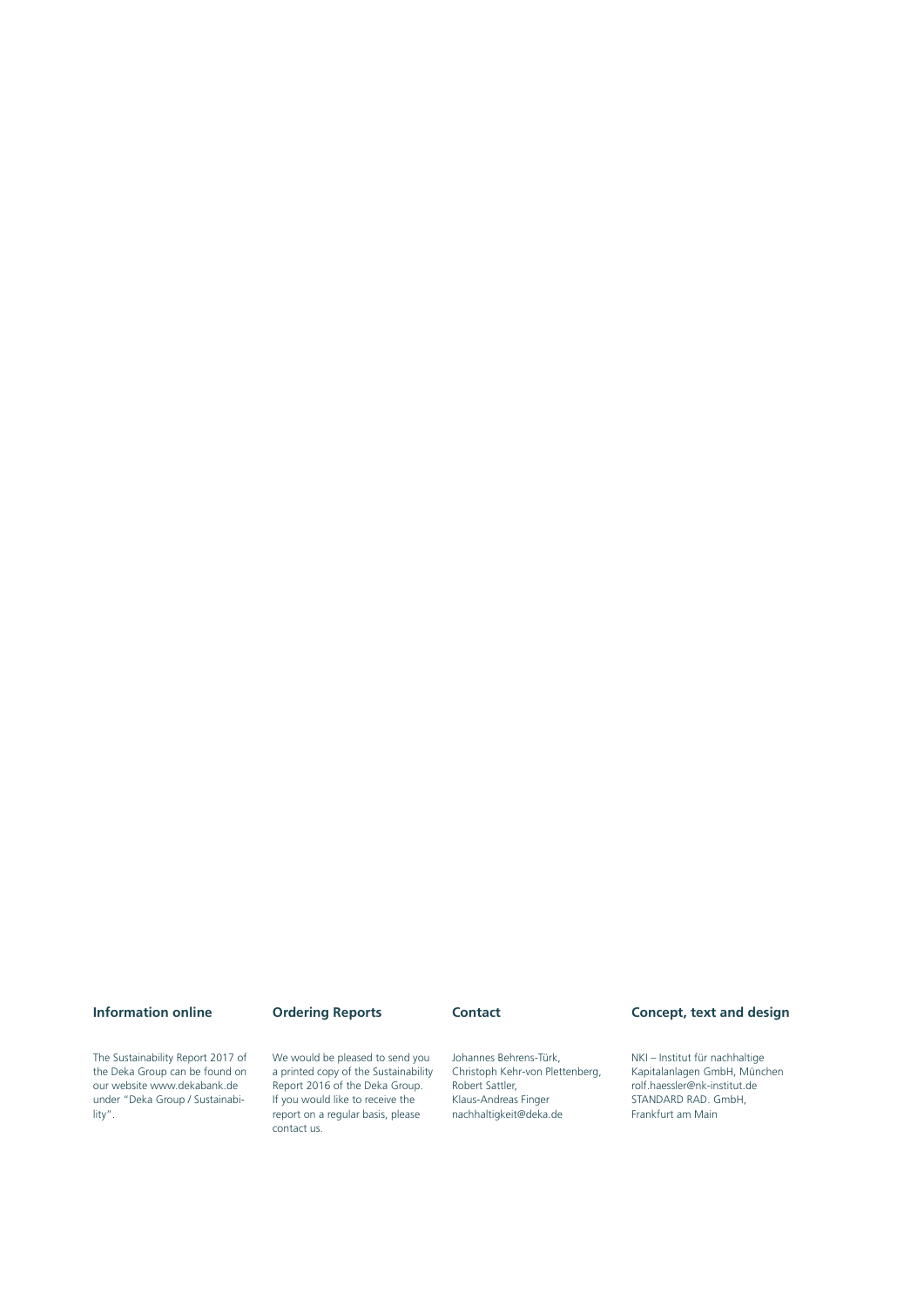### Information online

The Sustainability Report 2017 of the Deka Group can be found on our website www.dekabank.de under "Deka Group / Sustainability".

### Ordering Reports

We would be pleased to send you a printed copy of the Sustainability Report 2016 of the Deka Group. If you would like to receive the report on a regular basis, please contact us.

### Contact

Johannes Behrens-Türk,
Christoph Kehr-von Plettenberg,
Robert Sattler,
Klaus-Andreas Finger
nachhaltigkeit@deka.de

### Concept, text and design

NKI – Institut für nachhaltige Kapitalanlagen GmbH, München
rolf.haessler@nk-institut.de
STANDARD RAD. GmbH,
Frankfurt am Main